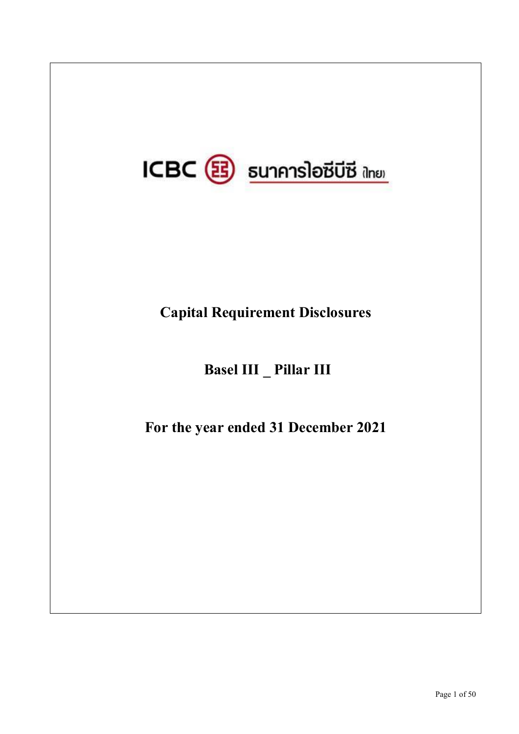ICBC ธนาคารไอซีบีซี (ไทย)

# Capital Requirement Disclosures

## Basel III _ Pillar III

## For the year ended 31 December 2021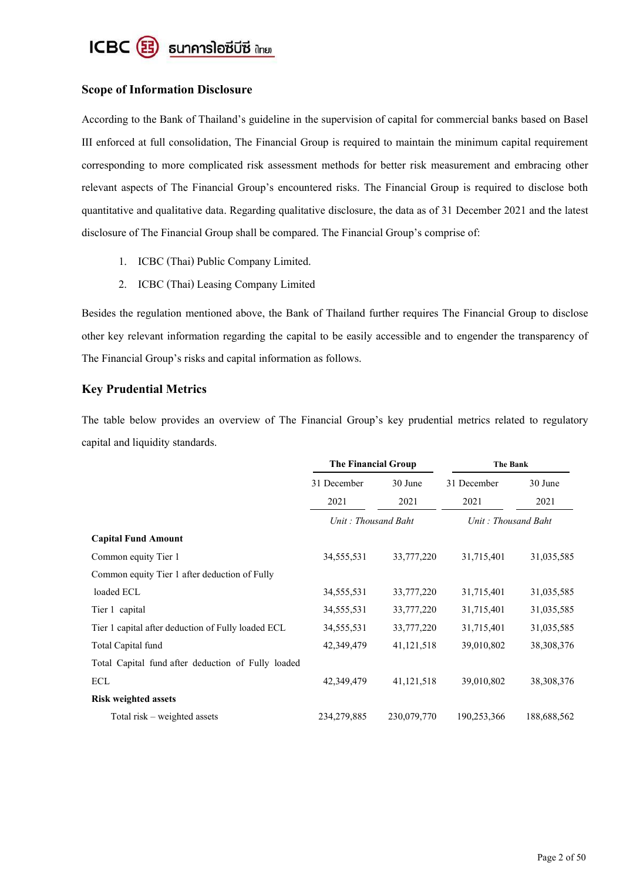## Scope of Information Disclosure

According to the Bank of Thailand's guideline in the supervision of capital for commercial banks based on Basel III enforced at full consolidation, The Financial Group is required to maintain the minimum capital requirement corresponding to more complicated risk assessment methods for better risk measurement and embracing other relevant aspects of The Financial Group's encountered risks. The Financial Group is required to disclose both quantitative and qualitative data. Regarding qualitative disclosure, the data as of 31 December 2021 and the latest disclosure of The Financial Group shall be compared. The Financial Group's comprise of:

1. ICBC (Thai) Public Company Limited.
2. ICBC (Thai) Leasing Company Limited

Besides the regulation mentioned above, the Bank of Thailand further requires The Financial Group to disclose other key relevant information regarding the capital to be easily accessible and to engender the transparency of The Financial Group's risks and capital information as follows.

## Key Prudential Metrics

The table below provides an overview of The Financial Group's key prudential metrics related to regulatory capital and liquidity standards.

| | **The Financial Group** | | **The Bank** | |
|---|---|---|---|---|
| | 31 December 2021 | 30 June 2021 | 31 December 2021 | 30 June 2021 |
| | *Unit : Thousand Baht* | | *Unit : Thousand Baht* | |
| **Capital Fund Amount** | | | | |
| Common equity Tier 1 | 34,555,531 | 33,777,220 | 31,715,401 | 31,035,585 |
| Common equity Tier 1 after deduction of Fully loaded ECL | 34,555,531 | 33,777,220 | 31,715,401 | 31,035,585 |
| Tier 1 capital | 34,555,531 | 33,777,220 | 31,715,401 | 31,035,585 |
| Tier 1 capital after deduction of Fully loaded ECL | 34,555,531 | 33,777,220 | 31,715,401 | 31,035,585 |
| Total Capital fund | 42,349,479 | 41,121,518 | 39,010,802 | 38,308,376 |
| Total Capital fund after deduction of Fully loaded ECL | 42,349,479 | 41,121,518 | 39,010,802 | 38,308,376 |
| **Risk weighted assets** | | | | |
| Total risk – weighted assets | 234,279,885 | 230,079,770 | 190,253,366 | 188,688,562 |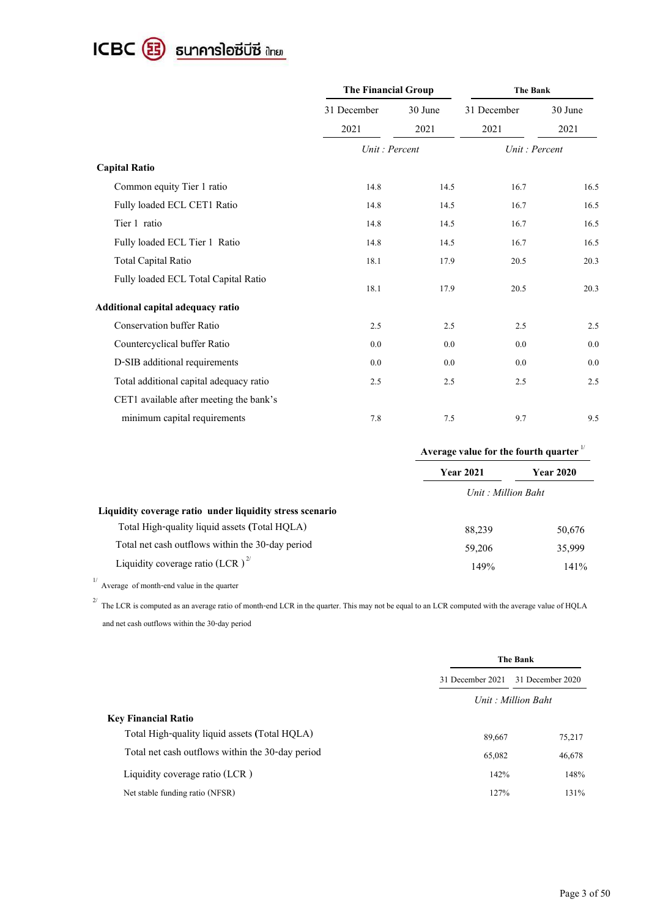| | The Financial Group | | The Bank | |
|---|---|---|---|---|
| | 31 December 2021 | 30 June 2021 | 31 December 2021 | 30 June 2021 |
| | *Unit : Percent* | | *Unit : Percent* | |
| **Capital Ratio** | | | | |
| Common equity Tier 1 ratio | 14.8 | 14.5 | 16.7 | 16.5 |
| Fully loaded ECL CET1 Ratio | 14.8 | 14.5 | 16.7 | 16.5 |
| Tier 1 ratio | 14.8 | 14.5 | 16.7 | 16.5 |
| Fully loaded ECL Tier 1 Ratio | 14.8 | 14.5 | 16.7 | 16.5 |
| Total Capital Ratio | 18.1 | 17.9 | 20.5 | 20.3 |
| Fully loaded ECL Total Capital Ratio | 18.1 | 17.9 | 20.5 | 20.3 |
| **Additional capital adequacy ratio** | | | | |
| Conservation buffer Ratio | 2.5 | 2.5 | 2.5 | 2.5 |
| Countercyclical buffer Ratio | 0.0 | 0.0 | 0.0 | 0.0 |
| D-SIB additional requirements | 0.0 | 0.0 | 0.0 | 0.0 |
| Total additional capital adequacy ratio | 2.5 | 2.5 | 2.5 | 2.5 |
| CET1 available after meeting the bank's minimum capital requirements | 7.8 | 7.5 | 9.7 | 9.5 |

| | Average value for the fourth quarter [1/] | |
|---|---|---|
| | **Year 2021** | **Year 2020** |
| | *Unit : Million Baht* | |
| **Liquidity coverage ratio under liquidity stress scenario** | | |
| Total High-quality liquid assets (Total HQLA) | 88,239 | 50,676 |
| Total net cash outflows within the 30-day period | 59,206 | 35,999 |
| Liquidity coverage ratio (LCR) [2/] | 149% | 141% |

[1/] Average of month-end value in the quarter

[2/] The LCR is computed as an average ratio of month-end LCR in the quarter. This may not be equal to an LCR computed with the average value of HQLA and net cash outflows within the 30-day period

| | The Bank | |
|---|---|---|
| | 31 December 2021 | 31 December 2020 |
| | *Unit : Million Baht* | |
| **Key Financial Ratio** | | |
| Total High-quality liquid assets (Total HQLA) | 89,667 | 75,217 |
| Total net cash outflows within the 30-day period | 65,082 | 46,678 |
| Liquidity coverage ratio (LCR) | 142% | 148% |
| Net stable funding ratio (NFSR) | 127% | 131% |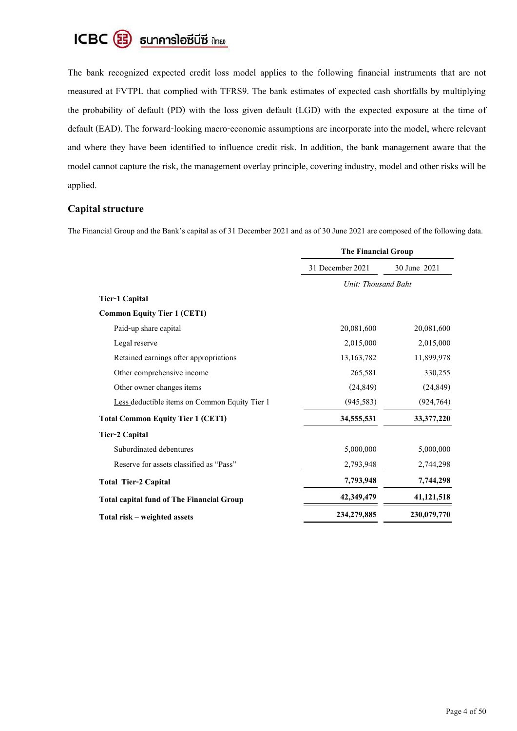The bank recognized expected credit loss model applies to the following financial instruments that are not measured at FVTPL that complied with TFRS9. The bank estimates of expected cash shortfalls by multiplying the probability of default (PD) with the loss given default (LGD) with the expected exposure at the time of default (EAD). The forward-looking macro-economic assumptions are incorporate into the model, where relevant and where they have been identified to influence credit risk. In addition, the bank management aware that the model cannot capture the risk, the management overlay principle, covering industry, model and other risks will be applied.

## Capital structure

The Financial Group and the Bank's capital as of 31 December 2021 and as of 30 June 2021 are composed of the following data.

| | The Financial Group | |
|---|---|---|
| | 31 December 2021 | 30 June 2021 |
| | *Unit: Thousand Baht* | |
| **Tier-1 Capital** | | |
| **Common Equity Tier 1 (CET1)** | | |
| Paid-up share capital | 20,081,600 | 20,081,600 |
| Legal reserve | 2,015,000 | 2,015,000 |
| Retained earnings after appropriations | 13,163,782 | 11,899,978 |
| Other comprehensive income | 265,581 | 330,255 |
| Other owner changes items | (24,849) | (24,849) |
| Less deductible items on Common Equity Tier 1 | (945,583) | (924,764) |
| **Total Common Equity Tier 1 (CET1)** | **34,555,531** | **33,377,220** |
| **Tier-2 Capital** | | |
| Subordinated debentures | 5,000,000 | 5,000,000 |
| Reserve for assets classified as "Pass" | 2,793,948 | 2,744,298 |
| **Total Tier-2 Capital** | **7,793,948** | **7,744,298** |
| **Total capital fund of The Financial Group** | **42,349,479** | **41,121,518** |
| **Total risk – weighted assets** | **234,279,885** | **230,079,770** |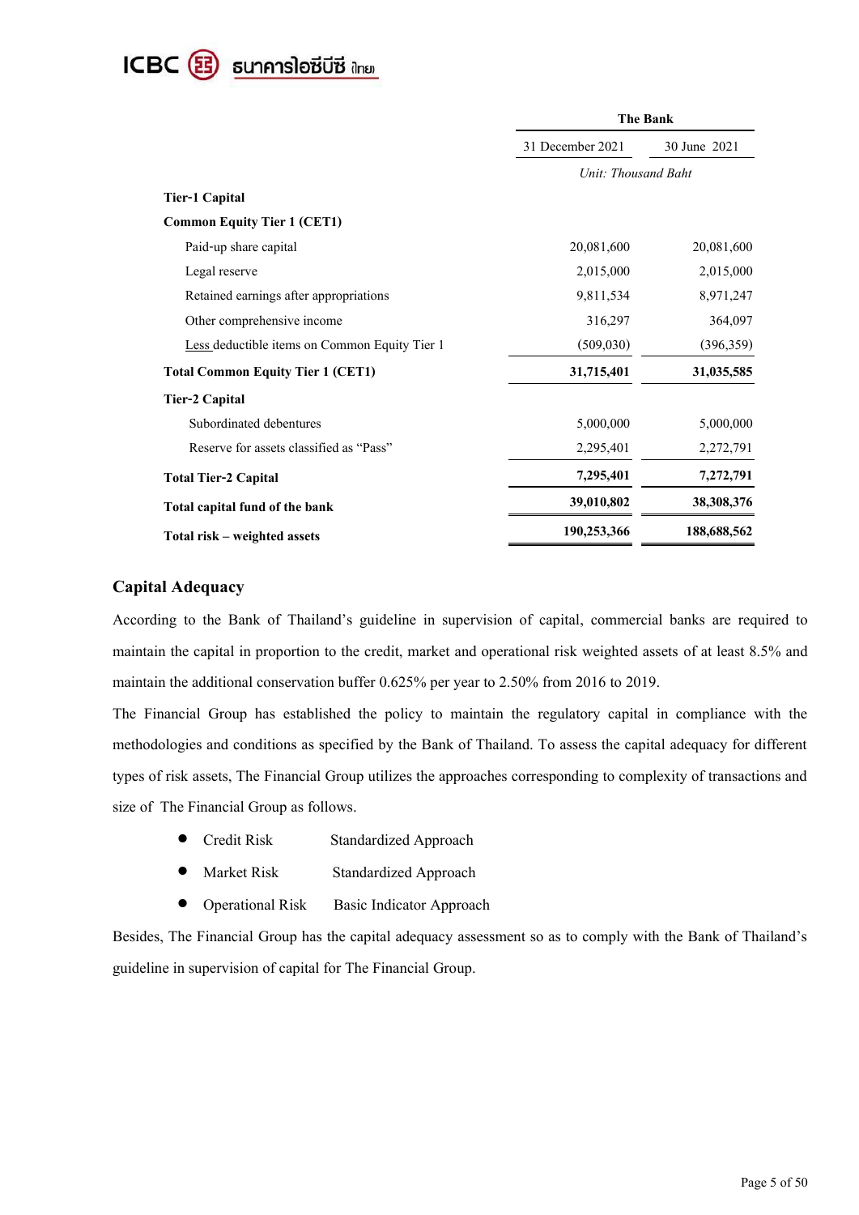| | The Bank | |
|---|---|---|
| | 31 December 2021 | 30 June 2021 |
| | *Unit: Thousand Baht* | |
| **Tier-1 Capital** | | |
| **Common Equity Tier 1 (CET1)** | | |
| Paid-up share capital | 20,081,600 | 20,081,600 |
| Legal reserve | 2,015,000 | 2,015,000 |
| Retained earnings after appropriations | 9,811,534 | 8,971,247 |
| Other comprehensive income | 316,297 | 364,097 |
| Less deductible items on Common Equity Tier 1 | (509,030) | (396,359) |
| **Total Common Equity Tier 1 (CET1)** | **31,715,401** | **31,035,585** |
| **Tier-2 Capital** | | |
| Subordinated debentures | 5,000,000 | 5,000,000 |
| Reserve for assets classified as "Pass" | 2,295,401 | 2,272,791 |
| **Total Tier-2 Capital** | **7,295,401** | **7,272,791** |
| **Total capital fund of the bank** | **39,010,802** | **38,308,376** |
| **Total risk – weighted assets** | **190,253,366** | **188,688,562** |

## Capital Adequacy

According to the Bank of Thailand's guideline in supervision of capital, commercial banks are required to maintain the capital in proportion to the credit, market and operational risk weighted assets of at least 8.5% and maintain the additional conservation buffer 0.625% per year to 2.50% from 2016 to 2019.

The Financial Group has established the policy to maintain the regulatory capital in compliance with the methodologies and conditions as specified by the Bank of Thailand. To assess the capital adequacy for different types of risk assets, The Financial Group utilizes the approaches corresponding to complexity of transactions and size of The Financial Group as follows.

- Credit Risk Standardized Approach
- Market Risk Standardized Approach
- Operational Risk Basic Indicator Approach

Besides, The Financial Group has the capital adequacy assessment so as to comply with the Bank of Thailand's guideline in supervision of capital for The Financial Group.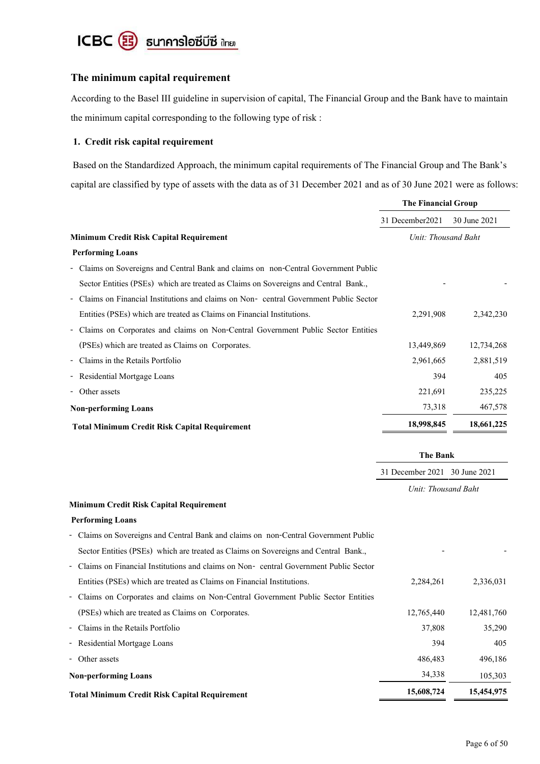## The minimum capital requirement

According to the Basel III guideline in supervision of capital, The Financial Group and the Bank have to maintain the minimum capital corresponding to the following type of risk :

### 1. Credit risk capital requirement

Based on the Standardized Approach, the minimum capital requirements of The Financial Group and The Bank's capital are classified by type of assets with the data as of 31 December 2021 and as of 30 June 2021 were as follows:

| | The Financial Group | |
|---|---|---|
| | 31 December2021 | 30 June 2021 |
| **Minimum Credit Risk Capital Requirement** | *Unit: Thousand Baht* | |
| **Performing Loans** | | |
| - Claims on Sovereigns and Central Bank and claims on non-Central Government Public Sector Entities (PSEs) which are treated as Claims on Sovereigns and Central Bank., | - | - |
| - Claims on Financial Institutions and claims on Non- central Government Public Sector Entities (PSEs) which are treated as Claims on Financial Institutions. | 2,291,908 | 2,342,230 |
| - Claims on Corporates and claims on Non-Central Government Public Sector Entities (PSEs) which are treated as Claims on Corporates. | 13,449,869 | 12,734,268 |
| - Claims in the Retails Portfolio | 2,961,665 | 2,881,519 |
| - Residential Mortgage Loans | 394 | 405 |
| - Other assets | 221,691 | 235,225 |
| **Non-performing Loans** | 73,318 | 467,578 |
| **Total Minimum Credit Risk Capital Requirement** | **18,998,845** | **18,661,225** |

| | The Bank | |
|---|---|---|
| | 31 December 2021 | 30 June 2021 |
| | *Unit: Thousand Baht* | |
| **Minimum Credit Risk Capital Requirement** | | |
| **Performing Loans** | | |
| - Claims on Sovereigns and Central Bank and claims on non-Central Government Public Sector Entities (PSEs) which are treated as Claims on Sovereigns and Central Bank., | - | - |
| - Claims on Financial Institutions and claims on Non- central Government Public Sector Entities (PSEs) which are treated as Claims on Financial Institutions. | 2,284,261 | 2,336,031 |
| - Claims on Corporates and claims on Non-Central Government Public Sector Entities (PSEs) which are treated as Claims on Corporates. | 12,765,440 | 12,481,760 |
| - Claims in the Retails Portfolio | 37,808 | 35,290 |
| - Residential Mortgage Loans | 394 | 405 |
| - Other assets | 486,483 | 496,186 |
| **Non-performing Loans** | 34,338 | 105,303 |
| **Total Minimum Credit Risk Capital Requirement** | **15,608,724** | **15,454,975** |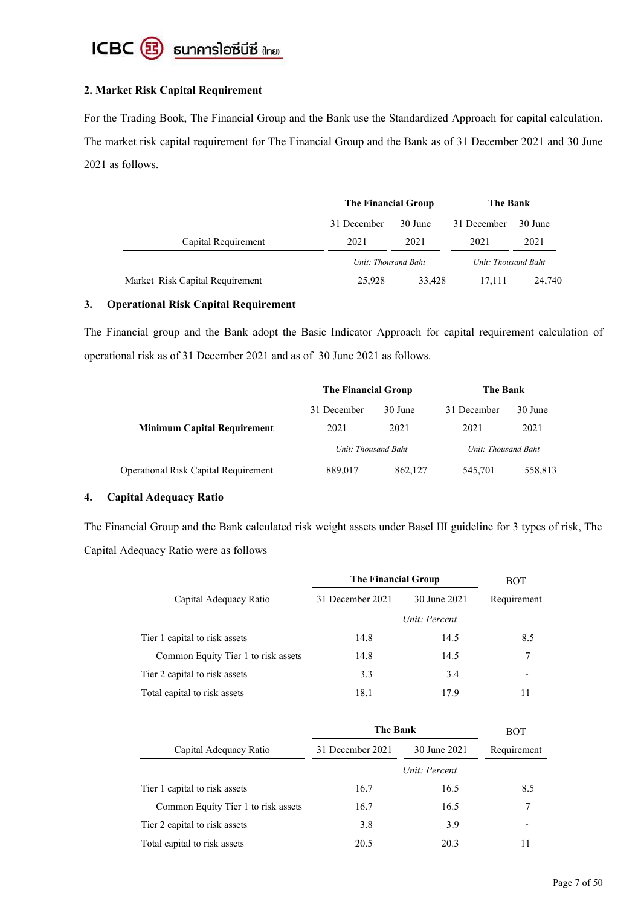## 2. Market Risk Capital Requirement

For the Trading Book, The Financial Group and the Bank use the Standardized Approach for capital calculation. The market risk capital requirement for The Financial Group and the Bank as of 31 December 2021 and 30 June 2021 as follows.

| Capital Requirement | The Financial Group | | The Bank | |
|---|---|---|---|---|
| | 31 December 2021 | 30 June 2021 | 31 December 2021 | 30 June 2021 |
| | *Unit: Thousand Baht* | | *Unit: Thousand Baht* | |
| Market Risk Capital Requirement | 25,928 | 33,428 | 17,111 | 24,740 |

## 3. Operational Risk Capital Requirement

The Financial group and the Bank adopt the Basic Indicator Approach for capital requirement calculation of operational risk as of 31 December 2021 and as of 30 June 2021 as follows.

| **Minimum Capital Requirement** | The Financial Group | | The Bank | |
|---|---|---|---|---|
| | 31 December 2021 | 30 June 2021 | 31 December 2021 | 30 June 2021 |
| | *Unit: Thousand Baht* | | *Unit: Thousand Baht* | |
| Operational Risk Capital Requirement | 889,017 | 862,127 | 545,701 | 558,813 |

## 4. Capital Adequacy Ratio

The Financial Group and the Bank calculated risk weight assets under Basel III guideline for 3 types of risk, The Capital Adequacy Ratio were as follows

| Capital Adequacy Ratio | The Financial Group | | BOT Requirement |
|---|---|---|---|
| | 31 December 2021 | 30 June 2021 | |
| | *Unit: Percent* | | |
| Tier 1 capital to risk assets | 14.8 | 14.5 | 8.5 |
| Common Equity Tier 1 to risk assets | 14.8 | 14.5 | 7 |
| Tier 2 capital to risk assets | 3.3 | 3.4 | - |
| Total capital to risk assets | 18.1 | 17.9 | 11 |

| Capital Adequacy Ratio | The Bank | | BOT Requirement |
|---|---|---|---|
| | 31 December 2021 | 30 June 2021 | |
| | *Unit: Percent* | | |
| Tier 1 capital to risk assets | 16.7 | 16.5 | 8.5 |
| Common Equity Tier 1 to risk assets | 16.7 | 16.5 | 7 |
| Tier 2 capital to risk assets | 3.8 | 3.9 | - |
| Total capital to risk assets | 20.5 | 20.3 | 11 |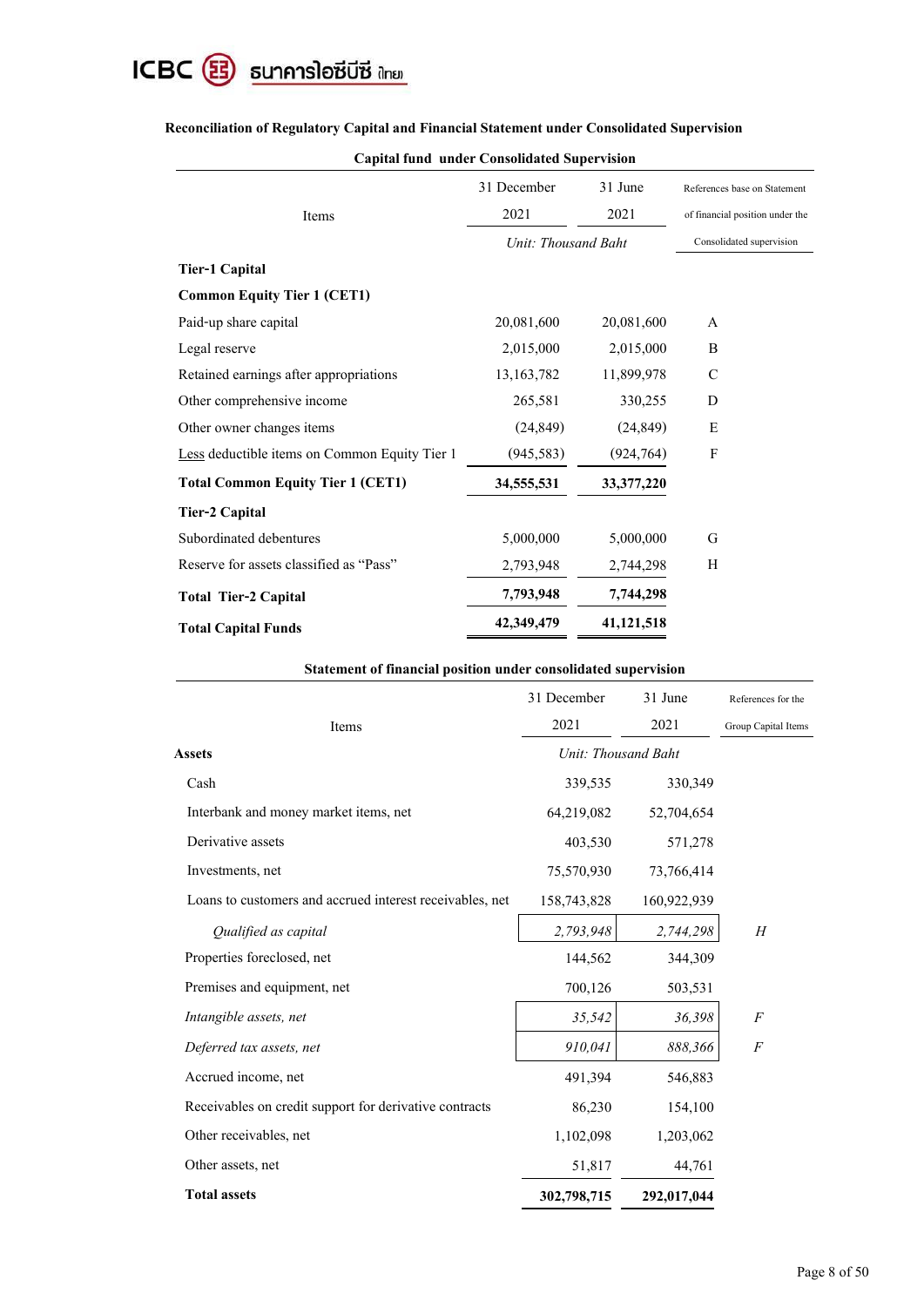## Reconciliation of Regulatory Capital and Financial Statement under Consolidated Supervision

**Capital fund under Consolidated Supervision**

| Items | 31 December 2021 | 31 June 2021 | References base on Statement of financial position under the Consolidated supervision |
|---|---|---|---|
| | *Unit: Thousand Baht* | | |
| **Tier-1 Capital** | | | |
| **Common Equity Tier 1 (CET1)** | | | |
| Paid-up share capital | 20,081,600 | 20,081,600 | A |
| Legal reserve | 2,015,000 | 2,015,000 | B |
| Retained earnings after appropriations | 13,163,782 | 11,899,978 | C |
| Other comprehensive income | 265,581 | 330,255 | D |
| Other owner changes items | (24,849) | (24,849) | E |
| Less deductible items on Common Equity Tier 1 | (945,583) | (924,764) | F |
| **Total Common Equity Tier 1 (CET1)** | **34,555,531** | **33,377,220** | |
| **Tier-2 Capital** | | | |
| Subordinated debentures | 5,000,000 | 5,000,000 | G |
| Reserve for assets classified as "Pass" | 2,793,948 | 2,744,298 | H |
| **Total Tier-2 Capital** | **7,793,948** | **7,744,298** | |
| **Total Capital Funds** | **42,349,479** | **41,121,518** | |

**Statement of financial position under consolidated supervision**

| Items | 31 December 2021 | 31 June 2021 | References for the Group Capital Items |
|---|---|---|---|
| **Assets** | *Unit: Thousand Baht* | | |
| Cash | 339,535 | 330,349 | |
| Interbank and money market items, net | 64,219,082 | 52,704,654 | |
| Derivative assets | 403,530 | 571,278 | |
| Investments, net | 75,570,930 | 73,766,414 | |
| Loans to customers and accrued interest receivables, net | 158,743,828 | 160,922,939 | |
| *Qualified as capital* | *2,793,948* | *2,744,298* | *H* |
| Properties foreclosed, net | 144,562 | 344,309 | |
| Premises and equipment, net | 700,126 | 503,531 | |
| *Intangible assets, net* | *35,542* | *36,398* | *F* |
| *Deferred tax assets, net* | *910,041* | *888,366* | *F* |
| Accrued income, net | 491,394 | 546,883 | |
| Receivables on credit support for derivative contracts | 86,230 | 154,100 | |
| Other receivables, net | 1,102,098 | 1,203,062 | |
| Other assets, net | 51,817 | 44,761 | |
| **Total assets** | **302,798,715** | **292,017,044** | |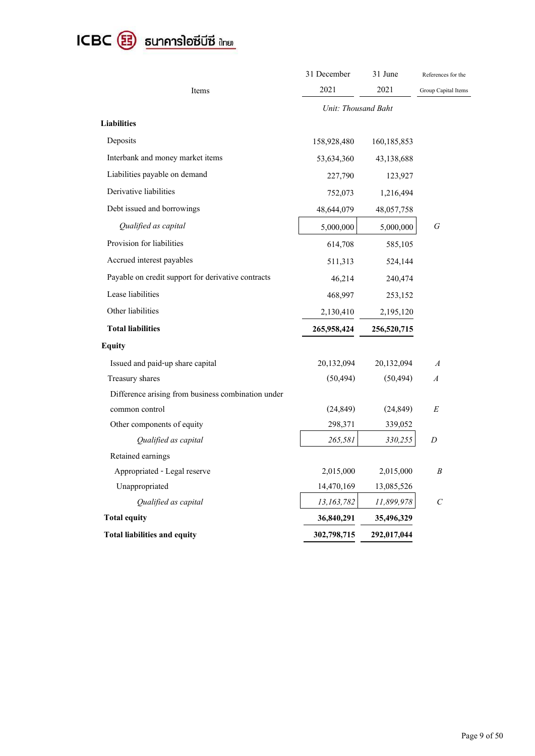| Items | 31 December 2021 | 31 June 2021 | References for the Group Capital Items |
|---|---|---|---|
| | *Unit: Thousand Baht* | | |
| **Liabilities** | | | |
| Deposits | 158,928,480 | 160,185,853 | |
| Interbank and money market items | 53,634,360 | 43,138,688 | |
| Liabilities payable on demand | 227,790 | 123,927 | |
| Derivative liabilities | 752,073 | 1,216,494 | |
| Debt issued and borrowings | 48,644,079 | 48,057,758 | |
| *Qualified as capital* | 5,000,000 | 5,000,000 | *G* |
| Provision for liabilities | 614,708 | 585,105 | |
| Accrued interest payables | 511,313 | 524,144 | |
| Payable on credit support for derivative contracts | 46,214 | 240,474 | |
| Lease liabilities | 468,997 | 253,152 | |
| Other liabilities | 2,130,410 | 2,195,120 | |
| **Total liabilities** | **265,958,424** | **256,520,715** | |
| **Equity** | | | |
| Issued and paid-up share capital | 20,132,094 | 20,132,094 | *A* |
| Treasury shares | (50,494) | (50,494) | *A* |
| Difference arising from business combination under common control | (24,849) | (24,849) | *E* |
| Other components of equity | 298,371 | 339,052 | |
| *Qualified as capital* | *265,581* | *330,255* | *D* |
| Retained earnings | | | |
| Appropriated - Legal reserve | 2,015,000 | 2,015,000 | *B* |
| Unappropriated | 14,470,169 | 13,085,526 | |
| *Qualified as capital* | *13,163,782* | *11,899,978* | *C* |
| **Total equity** | **36,840,291** | **35,496,329** | |
| **Total liabilities and equity** | **302,798,715** | **292,017,044** | |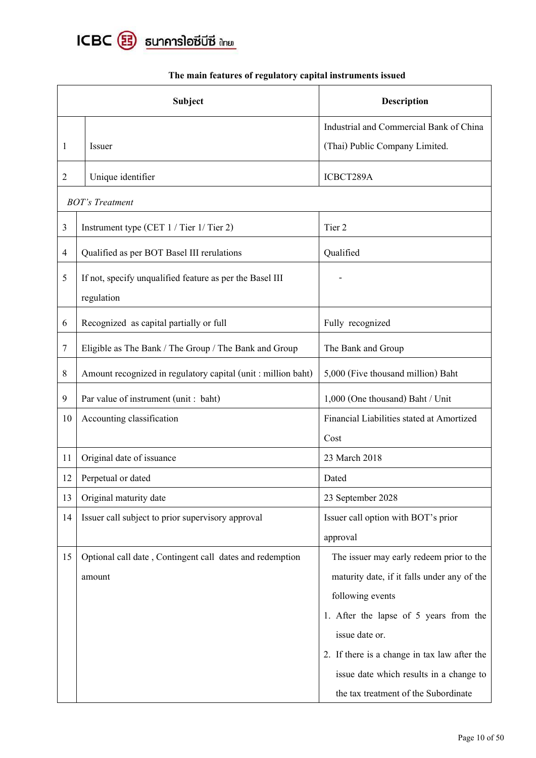**The main features of regulatory capital instruments issued**

| | Subject | Description |
|---|---|---|
| 1 | Issuer | Industrial and Commercial Bank of China (Thai) Public Company Limited. |
| 2 | Unique identifier | ICBCT289A |
| *BOT's Treatment* | | |
| 3 | Instrument type (CET 1 / Tier 1/ Tier 2) | Tier 2 |
| 4 | Qualified as per BOT Basel III rerulations | Qualified |
| 5 | If not, specify unqualified feature as per the Basel III regulation | - |
| 6 | Recognized as capital partially or full | Fully recognized |
| 7 | Eligible as The Bank / The Group / The Bank and Group | The Bank and Group |
| 8 | Amount recognized in regulatory capital (unit : million baht) | 5,000 (Five thousand million) Baht |
| 9 | Par value of instrument (unit : baht) | 1,000 (One thousand) Baht / Unit |
| 10 | Accounting classification | Financial Liabilities stated at Amortized Cost |
| 11 | Original date of issuance | 23 March 2018 |
| 12 | Perpetual or dated | Dated |
| 13 | Original maturity date | 23 September 2028 |
| 14 | Issuer call subject to prior supervisory approval | Issuer call option with BOT's prior approval |
| 15 | Optional call date , Contingent call dates and redemption amount | The issuer may early redeem prior to the maturity date, if it falls under any of the following events<br>1. After the lapse of 5 years from the issue date or.<br>2. If there is a change in tax law after the issue date which results in a change to the tax treatment of the Subordinate |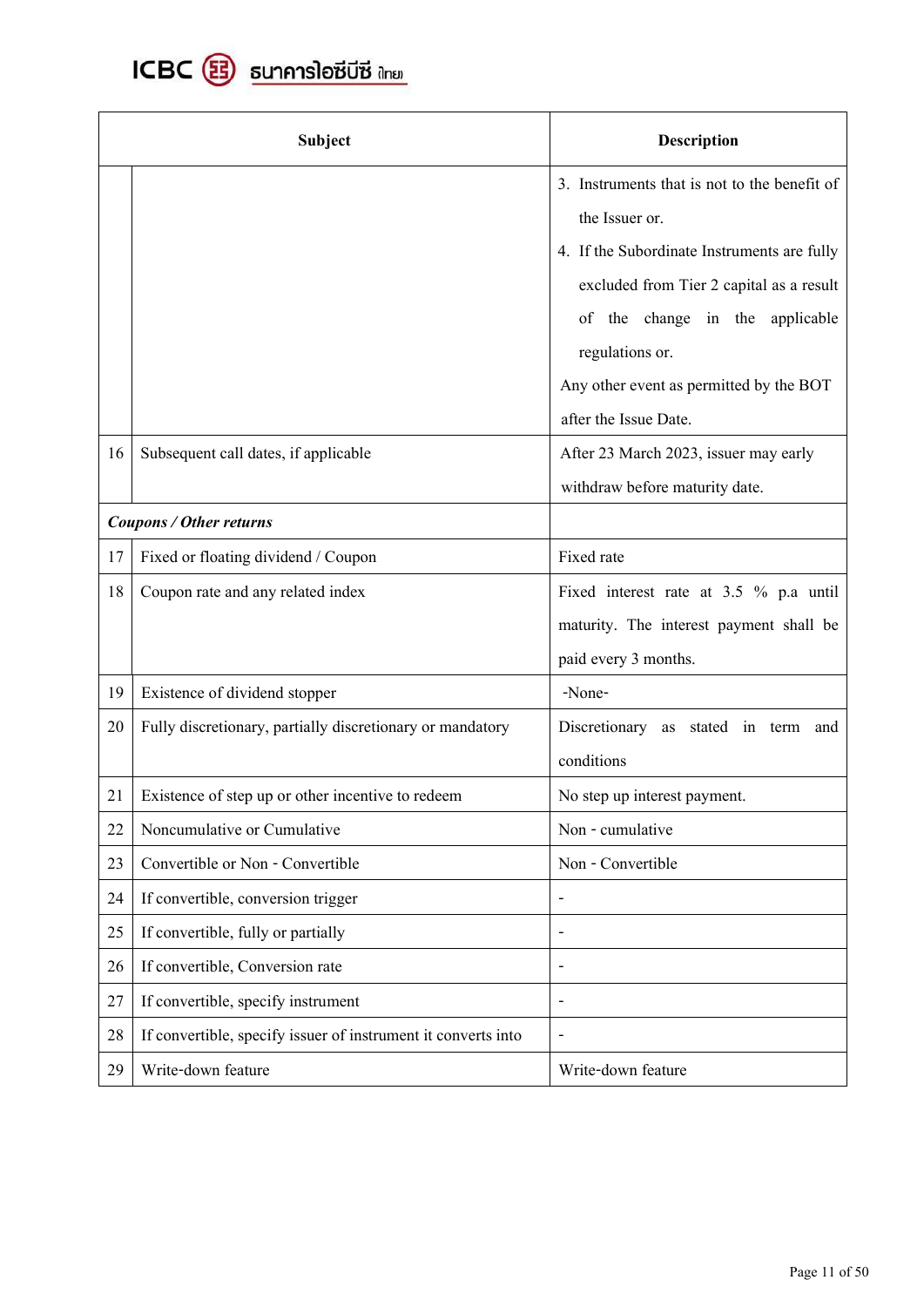| | Subject | Description |
|---|---|---|
| | | 3. Instruments that is not to the benefit of the Issuer or.<br>4. If the Subordinate Instruments are fully excluded from Tier 2 capital as a result of the change in the applicable regulations or.<br>Any other event as permitted by the BOT after the Issue Date. |
| 16 | Subsequent call dates, if applicable | After 23 March 2023, issuer may early withdraw before maturity date. |
| ***Coupons / Other returns*** | | |
| 17 | Fixed or floating dividend / Coupon | Fixed rate |
| 18 | Coupon rate and any related index | Fixed interest rate at 3.5 % p.a until maturity. The interest payment shall be paid every 3 months. |
| 19 | Existence of dividend stopper | -None- |
| 20 | Fully discretionary, partially discretionary or mandatory | Discretionary as stated in term and conditions |
| 21 | Existence of step up or other incentive to redeem | No step up interest payment. |
| 22 | Noncumulative or Cumulative | Non - cumulative |
| 23 | Convertible or Non - Convertible | Non - Convertible |
| 24 | If convertible, conversion trigger | - |
| 25 | If convertible, fully or partially | - |
| 26 | If convertible, Conversion rate | - |
| 27 | If convertible, specify instrument | - |
| 28 | If convertible, specify issuer of instrument it converts into | - |
| 29 | Write-down feature | Write-down feature |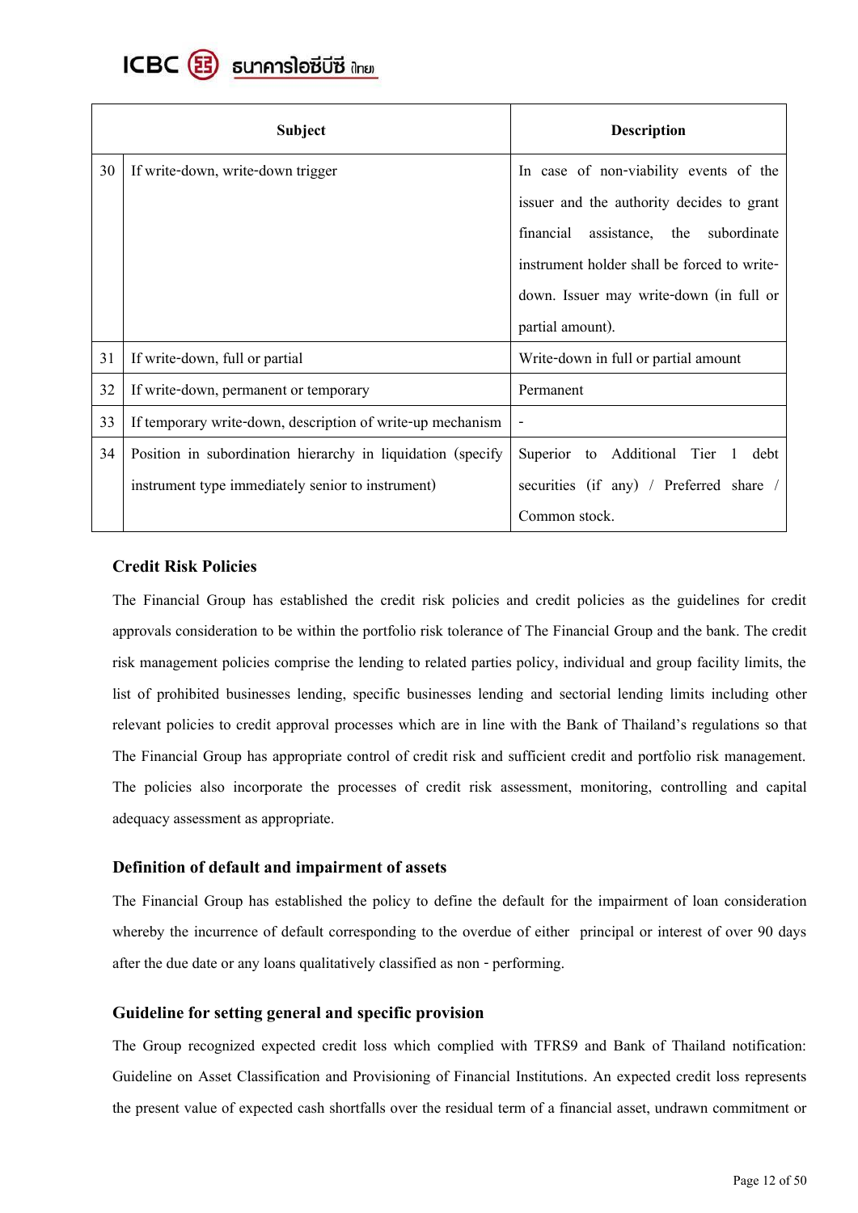| | Subject | Description |
|---|---|---|
| 30 | If write-down, write-down trigger | In case of non-viability events of the issuer and the authority decides to grant financial assistance, the subordinate instrument holder shall be forced to write-down. Issuer may write-down (in full or partial amount). |
| 31 | If write-down, full or partial | Write-down in full or partial amount |
| 32 | If write-down, permanent or temporary | Permanent |
| 33 | If temporary write-down, description of write-up mechanism | - |
| 34 | Position in subordination hierarchy in liquidation (specify instrument type immediately senior to instrument) | Superior to Additional Tier 1 debt securities (if any) / Preferred share / Common stock. |

### Credit Risk Policies

The Financial Group has established the credit risk policies and credit policies as the guidelines for credit approvals consideration to be within the portfolio risk tolerance of The Financial Group and the bank. The credit risk management policies comprise the lending to related parties policy, individual and group facility limits, the list of prohibited businesses lending, specific businesses lending and sectorial lending limits including other relevant policies to credit approval processes which are in line with the Bank of Thailand's regulations so that The Financial Group has appropriate control of credit risk and sufficient credit and portfolio risk management. The policies also incorporate the processes of credit risk assessment, monitoring, controlling and capital adequacy assessment as appropriate.

### Definition of default and impairment of assets

The Financial Group has established the policy to define the default for the impairment of loan consideration whereby the incurrence of default corresponding to the overdue of either principal or interest of over 90 days after the due date or any loans qualitatively classified as non - performing.

### Guideline for setting general and specific provision

The Group recognized expected credit loss which complied with TFRS9 and Bank of Thailand notification: Guideline on Asset Classification and Provisioning of Financial Institutions. An expected credit loss represents the present value of expected cash shortfalls over the residual term of a financial asset, undrawn commitment or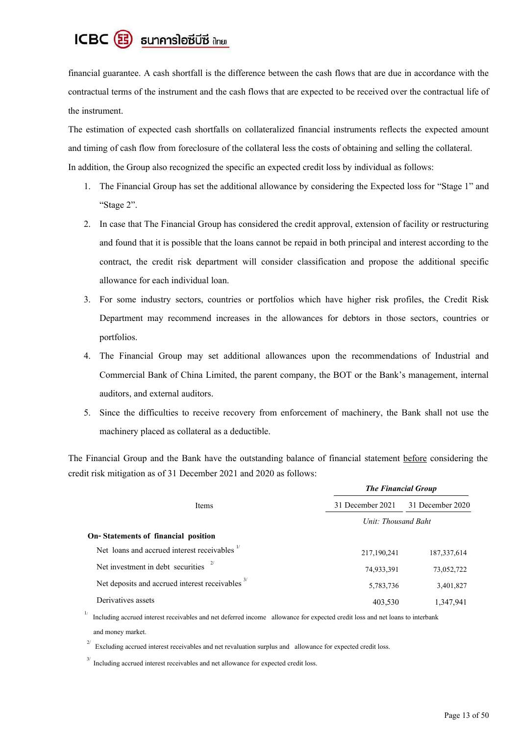financial guarantee. A cash shortfall is the difference between the cash flows that are due in accordance with the contractual terms of the instrument and the cash flows that are expected to be received over the contractual life of the instrument.

The estimation of expected cash shortfalls on collateralized financial instruments reflects the expected amount and timing of cash flow from foreclosure of the collateral less the costs of obtaining and selling the collateral.

In addition, the Group also recognized the specific an expected credit loss by individual as follows:

1. The Financial Group has set the additional allowance by considering the Expected loss for "Stage 1" and "Stage 2".
2. In case that The Financial Group has considered the credit approval, extension of facility or restructuring and found that it is possible that the loans cannot be repaid in both principal and interest according to the contract, the credit risk department will consider classification and propose the additional specific allowance for each individual loan.
3. For some industry sectors, countries or portfolios which have higher risk profiles, the Credit Risk Department may recommend increases in the allowances for debtors in those sectors, countries or portfolios.
4. The Financial Group may set additional allowances upon the recommendations of Industrial and Commercial Bank of China Limited, the parent company, the BOT or the Bank's management, internal auditors, and external auditors.
5. Since the difficulties to receive recovery from enforcement of machinery, the Bank shall not use the machinery placed as collateral as a deductible.

The Financial Group and the Bank have the outstanding balance of financial statement <u>before</u> considering the credit risk mitigation as of 31 December 2021 and 2020 as follows:

| Items | ***The Financial Group*** | |
|---|---|---|
| | 31 December 2021 | 31 December 2020 |
| | *Unit: Thousand Baht* | |
| **On- Statements of financial position** | | |
| Net loans and accrued interest receivables [1/] | 217,190,241 | 187,337,614 |
| Net investment in debt securities [2/] | 74,933,391 | 73,052,722 |
| Net deposits and accrued interest receivables [3/] | 5,783,736 | 3,401,827 |
| Derivatives assets | 403,530 | 1,347,941 |

[1/] Including accrued interest receivables and net deferred income allowance for expected credit loss and net loans to interbank and money market.

[2/] Excluding accrued interest receivables and net revaluation surplus and allowance for expected credit loss.

[3/] Including accrued interest receivables and net allowance for expected credit loss.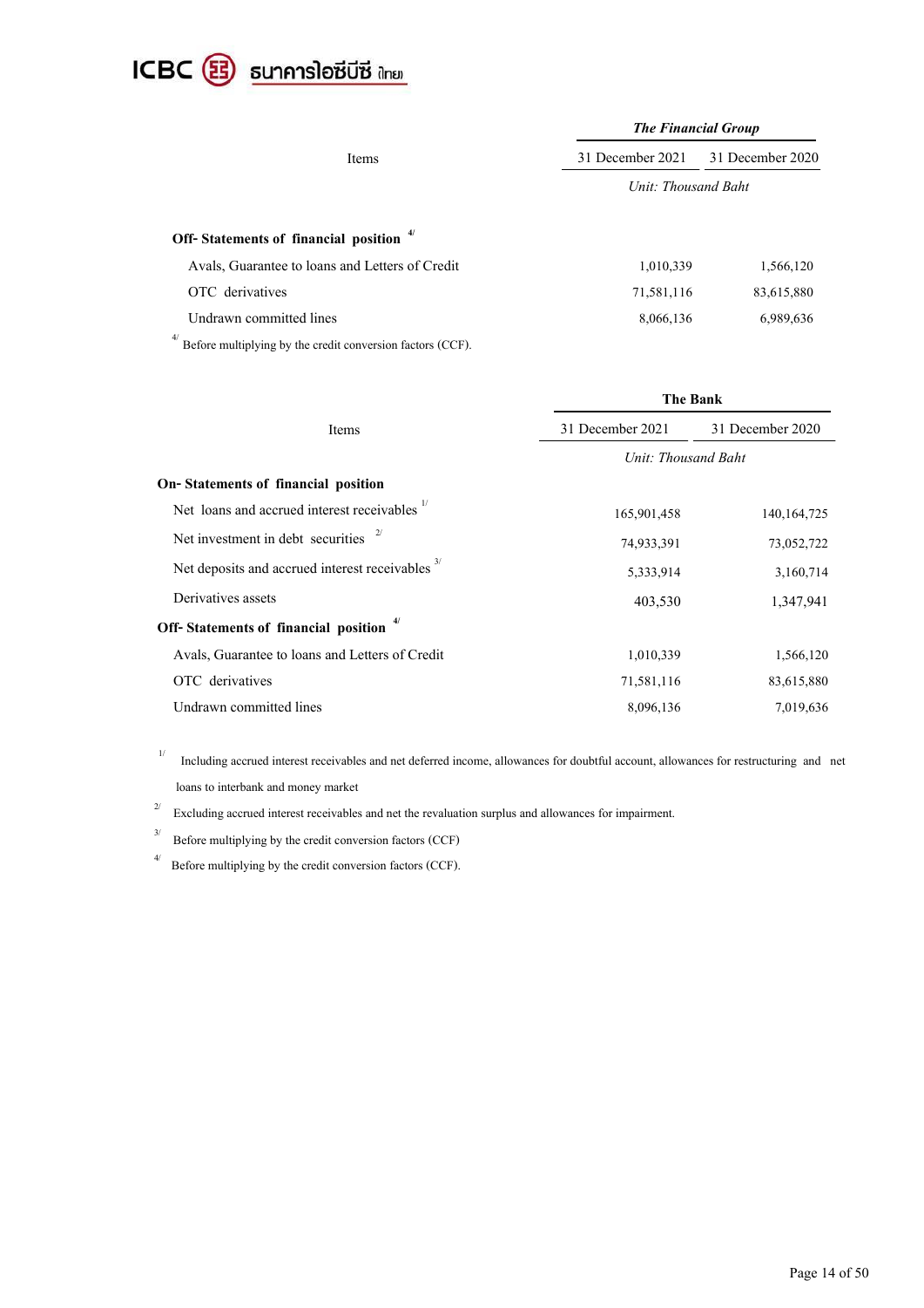| Items | The Financial Group | |
|---|---|---|
| | 31 December 2021 | 31 December 2020 |
| | *Unit: Thousand Baht* | |
| **Off- Statements of financial position** [4/] | | |
| Avals, Guarantee to loans and Letters of Credit | 1,010,339 | 1,566,120 |
| OTC derivatives | 71,581,116 | 83,615,880 |
| Undrawn committed lines | 8,066,136 | 6,989,636 |

[4/] Before multiplying by the credit conversion factors (CCF).

| Items | The Bank | |
|---|---|---|
| | 31 December 2021 | 31 December 2020 |
| | *Unit: Thousand Baht* | |
| **On- Statements of financial position** | | |
| Net loans and accrued interest receivables [1/] | 165,901,458 | 140,164,725 |
| Net investment in debt securities [2/] | 74,933,391 | 73,052,722 |
| Net deposits and accrued interest receivables [3/] | 5,333,914 | 3,160,714 |
| Derivatives assets | 403,530 | 1,347,941 |
| **Off- Statements of financial position** [4/] | | |
| Avals, Guarantee to loans and Letters of Credit | 1,010,339 | 1,566,120 |
| OTC derivatives | 71,581,116 | 83,615,880 |
| Undrawn committed lines | 8,096,136 | 7,019,636 |

[1/] Including accrued interest receivables and net deferred income, allowances for doubtful account, allowances for restructuring and net loans to interbank and money market

[2/] Excluding accrued interest receivables and net the revaluation surplus and allowances for impairment.

[3/] Before multiplying by the credit conversion factors (CCF)

[4/] Before multiplying by the credit conversion factors (CCF).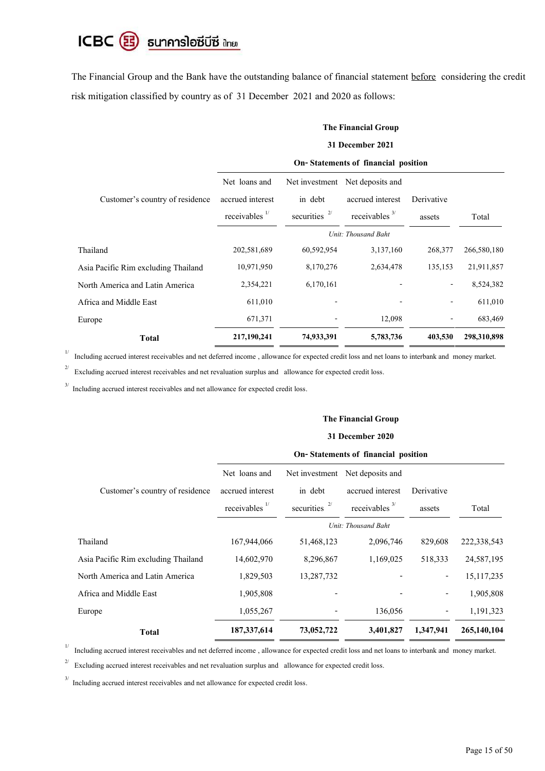The Financial Group and the Bank have the outstanding balance of financial statement <u>before</u> considering the credit risk mitigation classified by country as of 31 December 2021 and 2020 as follows:

**The Financial Group**

**31 December 2021**

| | **On- Statements of financial position** | | | | |
|---|---|---|---|---|---|
| Customer's country of residence | Net loans and accrued interest receivables [1/] | Net investment in debt securities [2/] | Net deposits and accrued interest receivables [3/] | Derivative assets | Total |
| | *Unit: Thousand Baht* | | | | |
| Thailand | 202,581,689 | 60,592,954 | 3,137,160 | 268,377 | 266,580,180 |
| Asia Pacific Rim excluding Thailand | 10,971,950 | 8,170,276 | 2,634,478 | 135,153 | 21,911,857 |
| North America and Latin America | 2,354,221 | 6,170,161 | - | - | 8,524,382 |
| Africa and Middle East | 611,010 | - | - | - | 611,010 |
| Europe | 671,371 | - | 12,098 | - | 683,469 |
| **Total** | **217,190,241** | **74,933,391** | **5,783,736** | **403,530** | **298,310,898** |

[1/] Including accrued interest receivables and net deferred income , allowance for expected credit loss and net loans to interbank and money market.

[2/] Excluding accrued interest receivables and net revaluation surplus and allowance for expected credit loss.

[3/] Including accrued interest receivables and net allowance for expected credit loss.

**The Financial Group**

**31 December 2020**

| | **On- Statements of financial position** | | | | |
|---|---|---|---|---|---|
| Customer's country of residence | Net loans and accrued interest receivables [1/] | Net investment in debt securities [2/] | Net deposits and accrued interest receivables [3/] | Derivative assets | Total |
| | *Unit: Thousand Baht* | | | | |
| Thailand | 167,944,066 | 51,468,123 | 2,096,746 | 829,608 | 222,338,543 |
| Asia Pacific Rim excluding Thailand | 14,602,970 | 8,296,867 | 1,169,025 | 518,333 | 24,587,195 |
| North America and Latin America | 1,829,503 | 13,287,732 | - | - | 15,117,235 |
| Africa and Middle East | 1,905,808 | - | - | - | 1,905,808 |
| Europe | 1,055,267 | - | 136,056 | - | 1,191,323 |
| **Total** | **187,337,614** | **73,052,722** | **3,401,827** | **1,347,941** | **265,140,104** |

[1/] Including accrued interest receivables and net deferred income , allowance for expected credit loss and net loans to interbank and money market.

[2/] Excluding accrued interest receivables and net revaluation surplus and allowance for expected credit loss.

[3/] Including accrued interest receivables and net allowance for expected credit loss.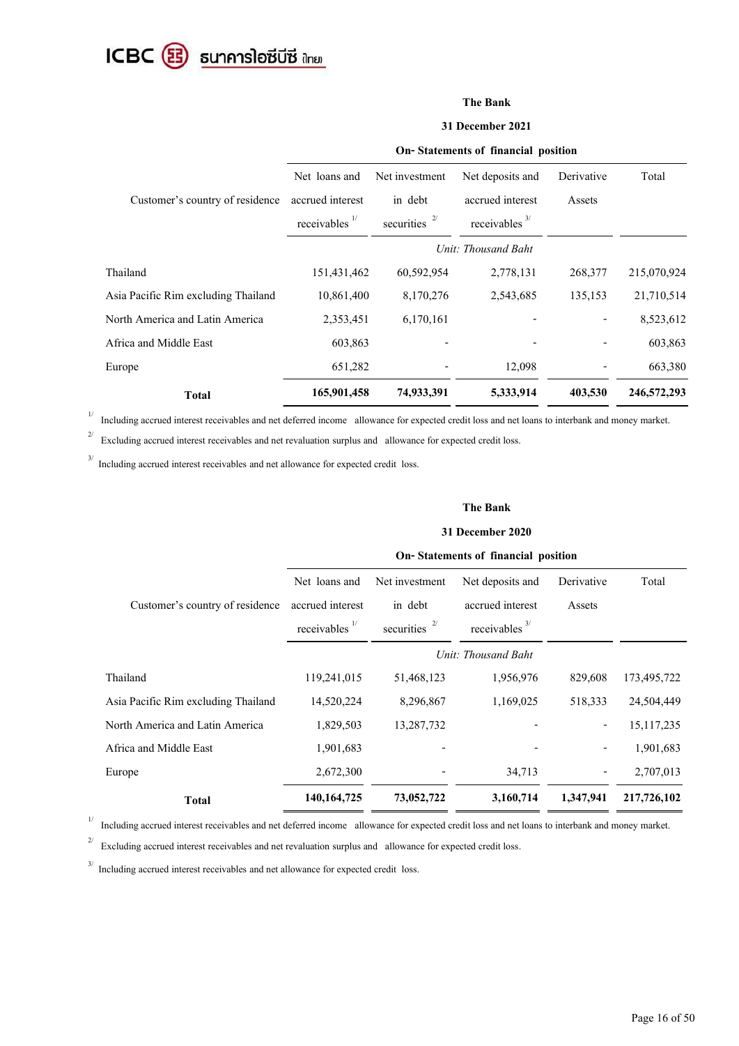**The Bank**

**31 December 2021**

| Customer's country of residence | On- Statements of financial position | | | | |
|---|---|---|---|---|---|
| | Net loans and accrued interest receivables [1/] | Net investment in debt securities [2/] | Net deposits and accrued interest receivables [3/] | Derivative Assets | Total |
| | *Unit: Thousand Baht* | | | | |
| Thailand | 151,431,462 | 60,592,954 | 2,778,131 | 268,377 | 215,070,924 |
| Asia Pacific Rim excluding Thailand | 10,861,400 | 8,170,276 | 2,543,685 | 135,153 | 21,710,514 |
| North America and Latin America | 2,353,451 | 6,170,161 | - | - | 8,523,612 |
| Africa and Middle East | 603,863 | - | - | - | 603,863 |
| Europe | 651,282 | - | 12,098 | - | 663,380 |
| **Total** | **165,901,458** | **74,933,391** | **5,333,914** | **403,530** | **246,572,293** |

[1/] Including accrued interest receivables and net deferred income allowance for expected credit loss and net loans to interbank and money market.

[2/] Excluding accrued interest receivables and net revaluation surplus and allowance for expected credit loss.

[3/] Including accrued interest receivables and net allowance for expected credit loss.

**The Bank**

**31 December 2020**

| Customer's country of residence | On- Statements of financial position | | | | |
|---|---|---|---|---|---|
| | Net loans and accrued interest receivables [1/] | Net investment in debt securities [2/] | Net deposits and accrued interest receivables [3/] | Derivative Assets | Total |
| | *Unit: Thousand Baht* | | | | |
| Thailand | 119,241,015 | 51,468,123 | 1,956,976 | 829,608 | 173,495,722 |
| Asia Pacific Rim excluding Thailand | 14,520,224 | 8,296,867 | 1,169,025 | 518,333 | 24,504,449 |
| North America and Latin America | 1,829,503 | 13,287,732 | - | - | 15,117,235 |
| Africa and Middle East | 1,901,683 | - | - | - | 1,901,683 |
| Europe | 2,672,300 | - | 34,713 | - | 2,707,013 |
| **Total** | **140,164,725** | **73,052,722** | **3,160,714** | **1,347,941** | **217,726,102** |

[1/] Including accrued interest receivables and net deferred income allowance for expected credit loss and net loans to interbank and money market.

[2/] Excluding accrued interest receivables and net revaluation surplus and allowance for expected credit loss.

[3/] Including accrued interest receivables and net allowance for expected credit loss.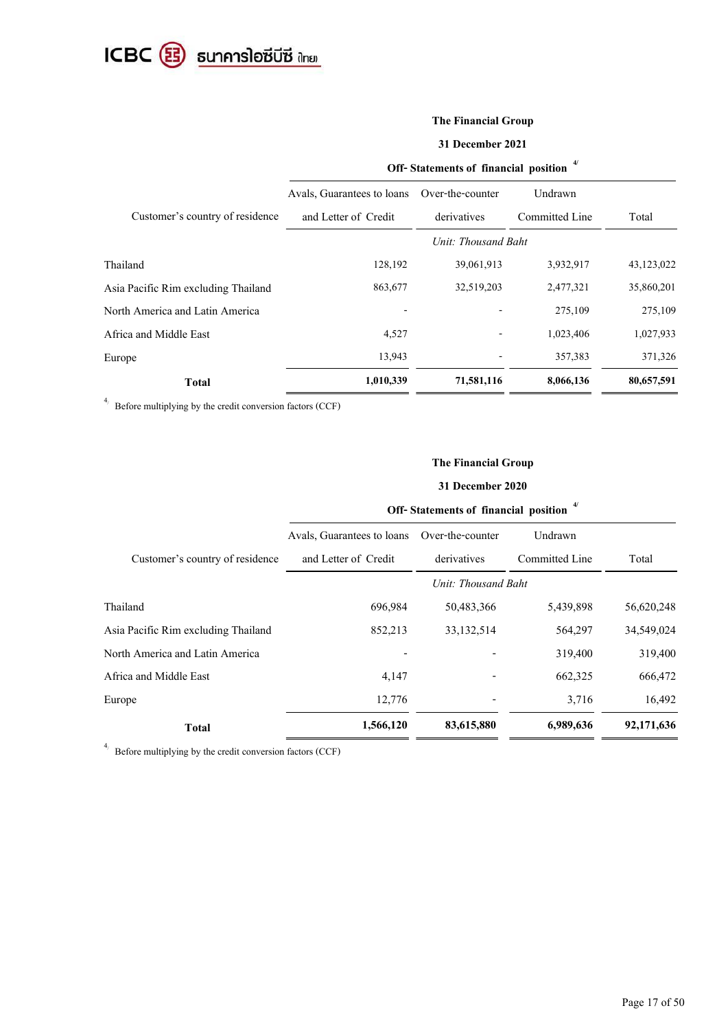**The Financial Group**

**31 December 2021**

| Customer's country of residence | Off- Statements of financial position [4/] | | | |
|---|---|---|---|---|
| | Avals, Guarantees to loans and Letter of Credit | Over-the-counter derivatives | Undrawn Committed Line | Total |
| | *Unit: Thousand Baht* | | | |
| Thailand | 128,192 | 39,061,913 | 3,932,917 | 43,123,022 |
| Asia Pacific Rim excluding Thailand | 863,677 | 32,519,203 | 2,477,321 | 35,860,201 |
| North America and Latin America | - | - | 275,109 | 275,109 |
| Africa and Middle East | 4,527 | - | 1,023,406 | 1,027,933 |
| Europe | 13,943 | - | 357,383 | 371,326 |
| **Total** | **1,010,339** | **71,581,116** | **8,066,136** | **80,657,591** |

[4/] Before multiplying by the credit conversion factors (CCF)

**The Financial Group**

**31 December 2020**

| Customer's country of residence | Off- Statements of financial position [4/] | | | |
|---|---|---|---|---|
| | Avals, Guarantees to loans and Letter of Credit | Over-the-counter derivatives | Undrawn Committed Line | Total |
| | *Unit: Thousand Baht* | | | |
| Thailand | 696,984 | 50,483,366 | 5,439,898 | 56,620,248 |
| Asia Pacific Rim excluding Thailand | 852,213 | 33,132,514 | 564,297 | 34,549,024 |
| North America and Latin America | - | - | 319,400 | 319,400 |
| Africa and Middle East | 4,147 | - | 662,325 | 666,472 |
| Europe | 12,776 | - | 3,716 | 16,492 |
| **Total** | **1,566,120** | **83,615,880** | **6,989,636** | **92,171,636** |

[4/] Before multiplying by the credit conversion factors (CCF)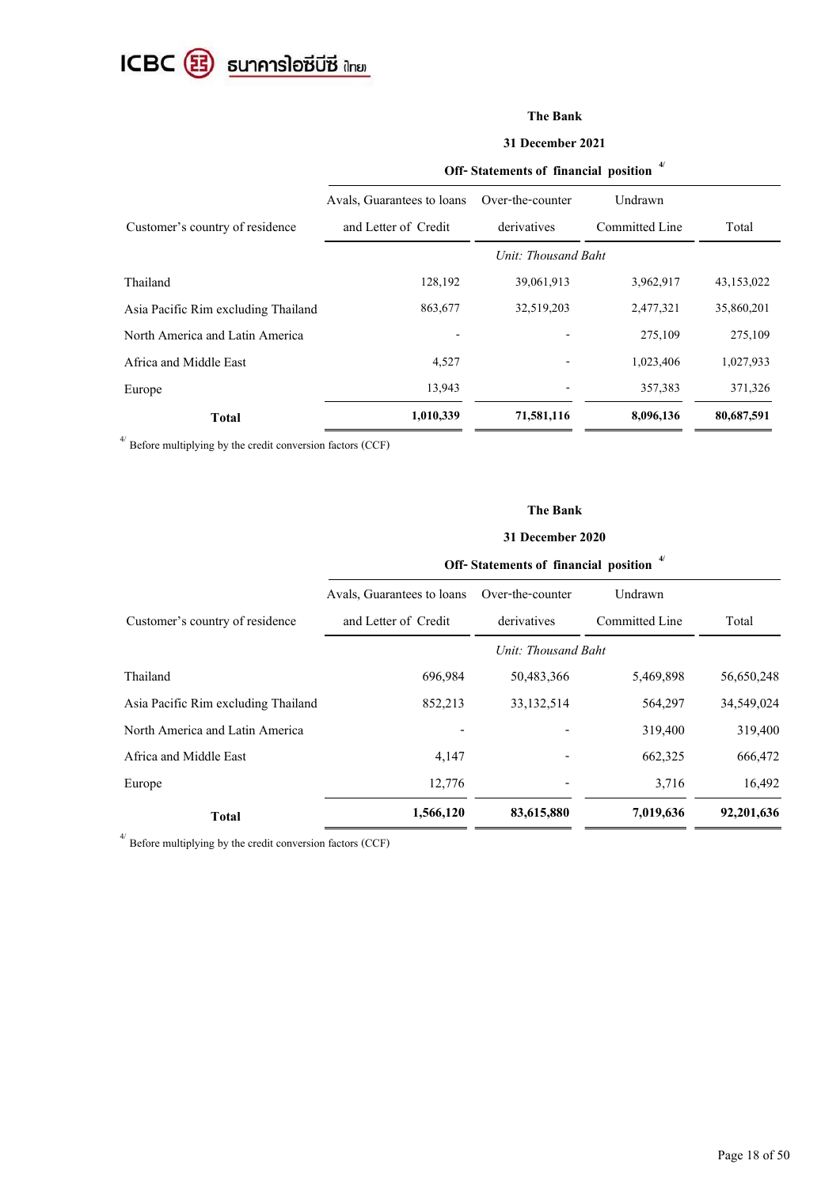**The Bank**

**31 December 2021**

| Customer's country of residence | Off- Statements of financial position [4/] | | | |
|---|---|---|---|---|
| | Avals, Guarantees to loans and Letter of Credit | Over-the-counter derivatives | Undrawn Committed Line | Total |
| | *Unit: Thousand Baht* | | | |
| Thailand | 128,192 | 39,061,913 | 3,962,917 | 43,153,022 |
| Asia Pacific Rim excluding Thailand | 863,677 | 32,519,203 | 2,477,321 | 35,860,201 |
| North America and Latin America | - | - | 275,109 | 275,109 |
| Africa and Middle East | 4,527 | - | 1,023,406 | 1,027,933 |
| Europe | 13,943 | - | 357,383 | 371,326 |
| **Total** | **1,010,339** | **71,581,116** | **8,096,136** | **80,687,591** |

[4/] Before multiplying by the credit conversion factors (CCF)

**The Bank**

**31 December 2020**

| Customer's country of residence | Off- Statements of financial position [4/] | | | |
|---|---|---|---|---|
| | Avals, Guarantees to loans and Letter of Credit | Over-the-counter derivatives | Undrawn Committed Line | Total |
| | *Unit: Thousand Baht* | | | |
| Thailand | 696,984 | 50,483,366 | 5,469,898 | 56,650,248 |
| Asia Pacific Rim excluding Thailand | 852,213 | 33,132,514 | 564,297 | 34,549,024 |
| North America and Latin America | - | - | 319,400 | 319,400 |
| Africa and Middle East | 4,147 | - | 662,325 | 666,472 |
| Europe | 12,776 | - | 3,716 | 16,492 |
| **Total** | **1,566,120** | **83,615,880** | **7,019,636** | **92,201,636** |

[4/] Before multiplying by the credit conversion factors (CCF)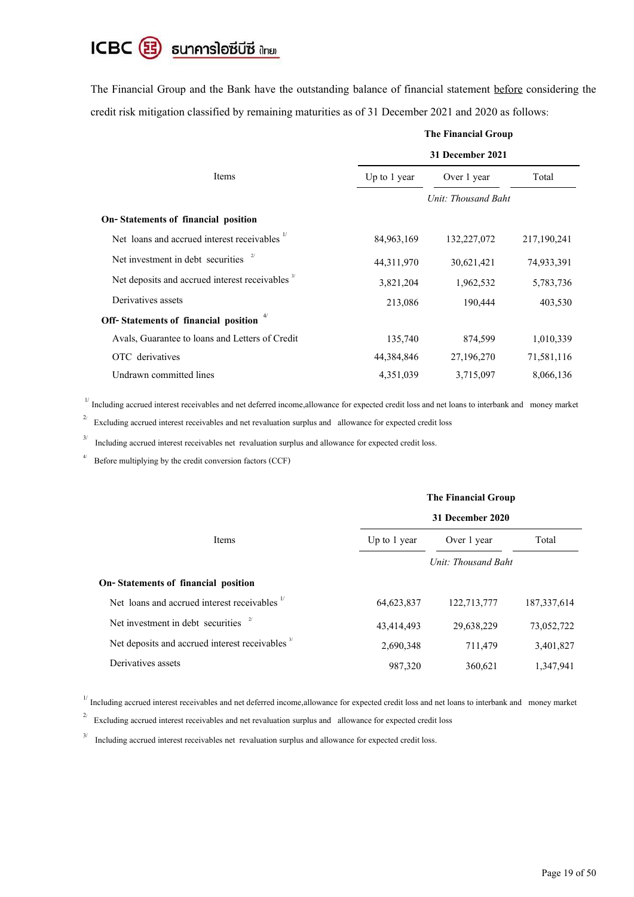The Financial Group and the Bank have the outstanding balance of financial statement <u>before</u> considering the credit risk mitigation classified by remaining maturities as of 31 December 2021 and 2020 as follows:

| Items | The Financial Group 31 December 2021 | | |
|---|---|---|---|
| | Up to 1 year | Over 1 year | Total |
| | *Unit: Thousand Baht* | | |
| **On- Statements of financial position** | | | |
| Net loans and accrued interest receivables [1/] | 84,963,169 | 132,227,072 | 217,190,241 |
| Net investment in debt securities [2/] | 44,311,970 | 30,621,421 | 74,933,391 |
| Net deposits and accrued interest receivables [3/] | 3,821,204 | 1,962,532 | 5,783,736 |
| Derivatives assets | 213,086 | 190,444 | 403,530 |
| **Off- Statements of financial position** [4/] | | | |
| Avals, Guarantee to loans and Letters of Credit | 135,740 | 874,599 | 1,010,339 |
| OTC derivatives | 44,384,846 | 27,196,270 | 71,581,116 |
| Undrawn committed lines | 4,351,039 | 3,715,097 | 8,066,136 |

[1/] Including accrued interest receivables and net deferred income,allowance for expected credit loss and net loans to interbank and money market

[2/] Excluding accrued interest receivables and net revaluation surplus and allowance for expected credit loss

[3/] Including accrued interest receivables net revaluation surplus and allowance for expected credit loss.

[4/] Before multiplying by the credit conversion factors (CCF)

| Items | The Financial Group 31 December 2020 | | |
|---|---|---|---|
| | Up to 1 year | Over 1 year | Total |
| | *Unit: Thousand Baht* | | |
| **On- Statements of financial position** | | | |
| Net loans and accrued interest receivables [1/] | 64,623,837 | 122,713,777 | 187,337,614 |
| Net investment in debt securities [2/] | 43,414,493 | 29,638,229 | 73,052,722 |
| Net deposits and accrued interest receivables [3/] | 2,690,348 | 711,479 | 3,401,827 |
| Derivatives assets | 987,320 | 360,621 | 1,347,941 |

[1/] Including accrued interest receivables and net deferred income,allowance for expected credit loss and net loans to interbank and money market

[2/] Excluding accrued interest receivables and net revaluation surplus and allowance for expected credit loss

[3/] Including accrued interest receivables net revaluation surplus and allowance for expected credit loss.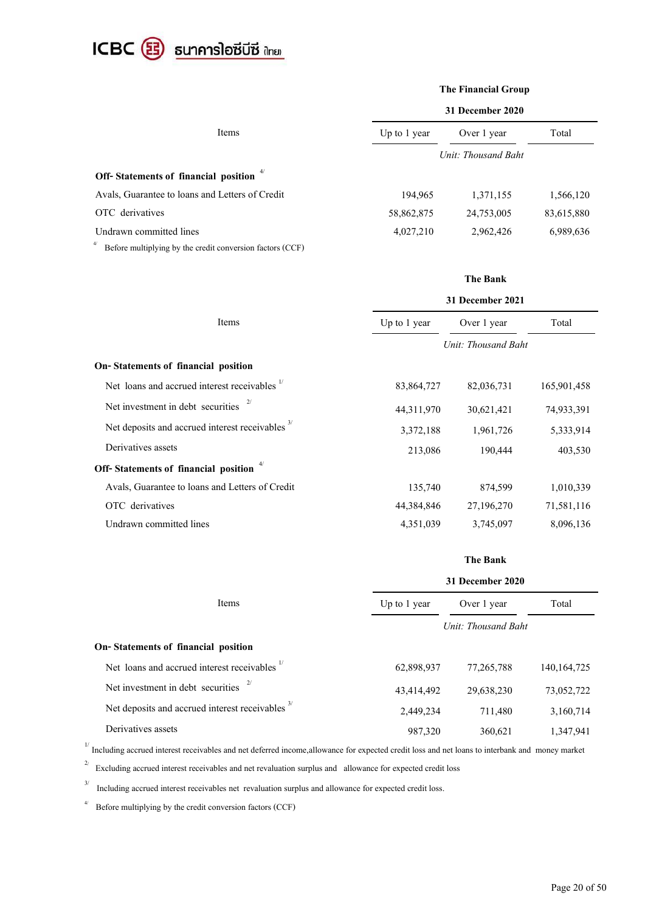| Items | The Financial Group | | |
|---|---|---|---|
| | 31 December 2020 | | |
| | Up to 1 year | Over 1 year | Total |
| | *Unit: Thousand Baht* | | |
| **Off- Statements of financial position** [4/] | | | |
| Avals, Guarantee to loans and Letters of Credit | 194,965 | 1,371,155 | 1,566,120 |
| OTC derivatives | 58,862,875 | 24,753,005 | 83,615,880 |
| Undrawn committed lines | 4,027,210 | 2,962,426 | 6,989,636 |

[4/] Before multiplying by the credit conversion factors (CCF)

| Items | The Bank | | |
|---|---|---|---|
| | 31 December 2021 | | |
| | Up to 1 year | Over 1 year | Total |
| | *Unit: Thousand Baht* | | |
| **On- Statements of financial position** | | | |
| Net loans and accrued interest receivables [1/] | 83,864,727 | 82,036,731 | 165,901,458 |
| Net investment in debt securities [2/] | 44,311,970 | 30,621,421 | 74,933,391 |
| Net deposits and accrued interest receivables [3/] | 3,372,188 | 1,961,726 | 5,333,914 |
| Derivatives assets | 213,086 | 190,444 | 403,530 |
| **Off- Statements of financial position** [4/] | | | |
| Avals, Guarantee to loans and Letters of Credit | 135,740 | 874,599 | 1,010,339 |
| OTC derivatives | 44,384,846 | 27,196,270 | 71,581,116 |
| Undrawn committed lines | 4,351,039 | 3,745,097 | 8,096,136 |

| Items | The Bank | | |
|---|---|---|---|
| | 31 December 2020 | | |
| | Up to 1 year | Over 1 year | Total |
| | *Unit: Thousand Baht* | | |
| **On- Statements of financial position** | | | |
| Net loans and accrued interest receivables [1/] | 62,898,937 | 77,265,788 | 140,164,725 |
| Net investment in debt securities [2/] | 43,414,492 | 29,638,230 | 73,052,722 |
| Net deposits and accrued interest receivables [3/] | 2,449,234 | 711,480 | 3,160,714 |
| Derivatives assets | 987,320 | 360,621 | 1,347,941 |

[1/] Including accrued interest receivables and net deferred income,allowance for expected credit loss and net loans to interbank and money market

[2/] Excluding accrued interest receivables and net revaluation surplus and allowance for expected credit loss

[3/] Including accrued interest receivables net revaluation surplus and allowance for expected credit loss.

[4/] Before multiplying by the credit conversion factors (CCF)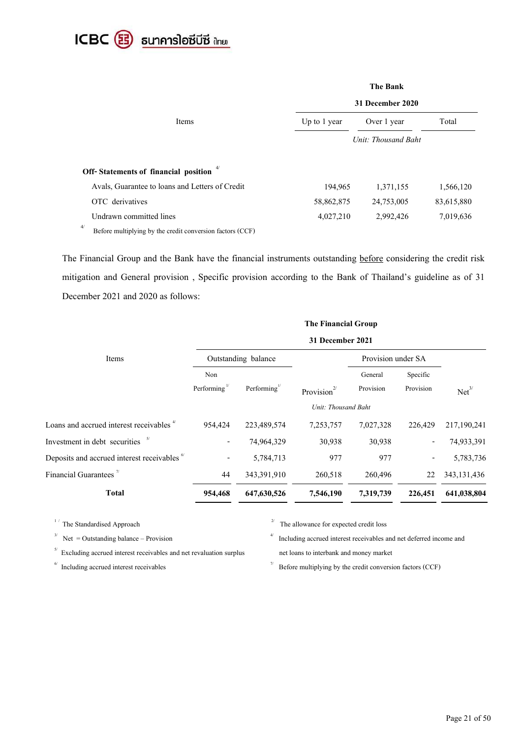| Items | The Bank 31 December 2020 | | |
|---|---|---|---|
| | Up to 1 year | Over 1 year | Total |
| | *Unit: Thousand Baht* | | |
| **Off- Statements of financial position** [4/] | | | |
| Avals, Guarantee to loans and Letters of Credit | 194,965 | 1,371,155 | 1,566,120 |
| OTC derivatives | 58,862,875 | 24,753,005 | 83,615,880 |
| Undrawn committed lines | 4,027,210 | 2,992,426 | 7,019,636 |

[4/] Before multiplying by the credit conversion factors (CCF)

The Financial Group and the Bank have the financial instruments outstanding before considering the credit risk mitigation and General provision , Specific provision according to the Bank of Thailand's guideline as of 31 December 2021 and 2020 as follows:

| Items | The Financial Group 31 December 2021 | | | | | |
|---|---|---|---|---|---|---|
| | Outstanding balance | | | Provision under SA | | |
| | Non Performing [1/] | Performing [1/] | Provision [2/] | General Provision | Specific Provision | Net [3/] |
| | *Unit: Thousand Baht* | | | | | |
| Loans and accrued interest receivables [4/] | 954,424 | 223,489,574 | 7,253,757 | 7,027,328 | 226,429 | 217,190,241 |
| Investment in debt securities [5/] | - | 74,964,329 | 30,938 | 30,938 | - | 74,933,391 |
| Deposits and accrued interest receivables [6/] | - | 5,784,713 | 977 | 977 | - | 5,783,736 |
| Financial Guarantees [7/] | 44 | 343,391,910 | 260,518 | 260,496 | 22 | 343,131,436 |
| **Total** | **954,468** | **647,630,526** | **7,546,190** | **7,319,739** | **226,451** | **641,038,804** |

[1/] The Standardised Approach

[2/] The allowance for expected credit loss

[3/] Net = Outstanding balance – Provision

[4/] Including accrued interest receivables and net deferred income and net loans to interbank and money market

[5/] Excluding accrued interest receivables and net revaluation surplus

[6/] Including accrued interest receivables

[7/] Before multiplying by the credit conversion factors (CCF)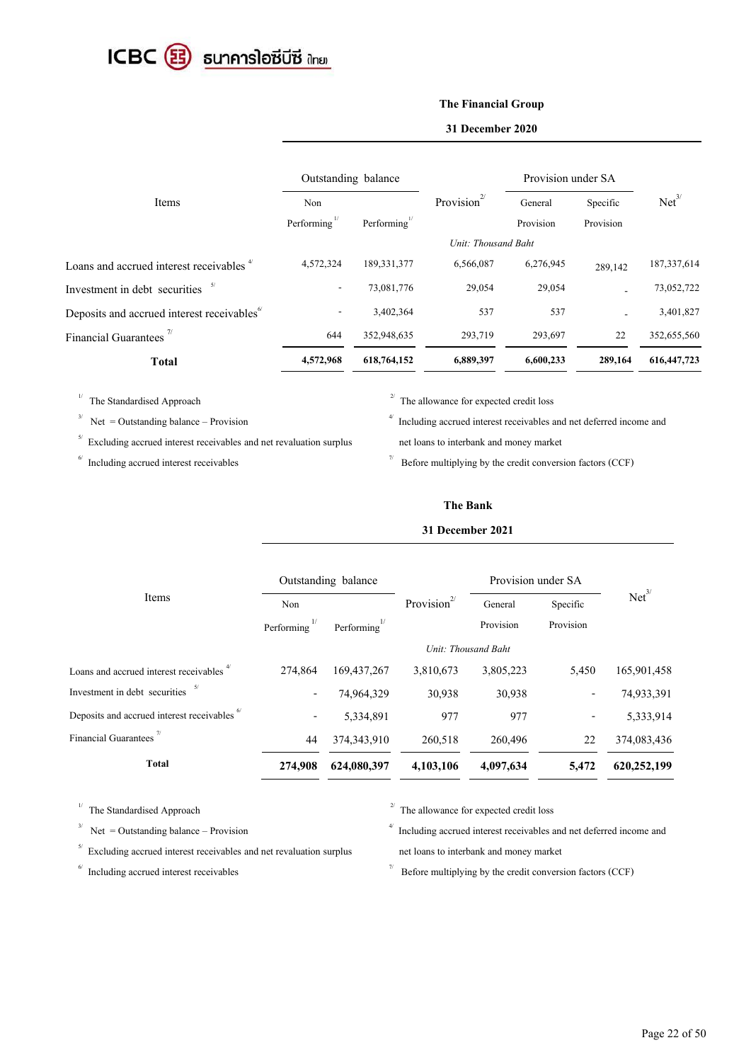**The Financial Group**

**31 December 2020**

| Items | Outstanding balance | | Provision[2/] | Provision under SA | | Net[3/] |
|---|---|---|---|---|---|---|
| | Non Performing[1/] | Performing[1/] | | General Provision | Specific Provision | |
| | | | *Unit: Thousand Baht* | | | |
| Loans and accrued interest receivables[4/] | 4,572,324 | 189,331,377 | 6,566,087 | 6,276,945 | 289,142 | 187,337,614 |
| Investment in debt securities[5/] | - | 73,081,776 | 29,054 | 29,054 | - | 73,052,722 |
| Deposits and accrued interest receivables[6/] | - | 3,402,364 | 537 | 537 | - | 3,401,827 |
| Financial Guarantees[7/] | 644 | 352,948,635 | 293,719 | 293,697 | 22 | 352,655,560 |
| **Total** | **4,572,968** | **618,764,152** | **6,889,397** | **6,600,233** | **289,164** | **616,447,723** |

[1/] The Standardised Approach

[2/] The allowance for expected credit loss

[3/] Net = Outstanding balance – Provision

[4/] Including accrued interest receivables and net deferred income and net loans to interbank and money market

[5/] Excluding accrued interest receivables and net revaluation surplus

[6/] Including accrued interest receivables

[7/] Before multiplying by the credit conversion factors (CCF)

**The Bank**

**31 December 2021**

| Items | Outstanding balance | | Provision[2/] | Provision under SA | | Net[3/] |
|---|---|---|---|---|---|---|
| | Non Performing[1/] | Performing[1/] | | General Provision | Specific Provision | |
| | | | *Unit: Thousand Baht* | | | |
| Loans and accrued interest receivables[4/] | 274,864 | 169,437,267 | 3,810,673 | 3,805,223 | 5,450 | 165,901,458 |
| Investment in debt securities[5/] | - | 74,964,329 | 30,938 | 30,938 | - | 74,933,391 |
| Deposits and accrued interest receivables[6/] | - | 5,334,891 | 977 | 977 | - | 5,333,914 |
| Financial Guarantees[7/] | 44 | 374,343,910 | 260,518 | 260,496 | 22 | 374,083,436 |
| **Total** | **274,908** | **624,080,397** | **4,103,106** | **4,097,634** | **5,472** | **620,252,199** |

[1/] The Standardised Approach

[2/] The allowance for expected credit loss

[3/] Net = Outstanding balance – Provision

[4/] Including accrued interest receivables and net deferred income and net loans to interbank and money market

[5/] Excluding accrued interest receivables and net revaluation surplus

[6/] Including accrued interest receivables

[7/] Before multiplying by the credit conversion factors (CCF)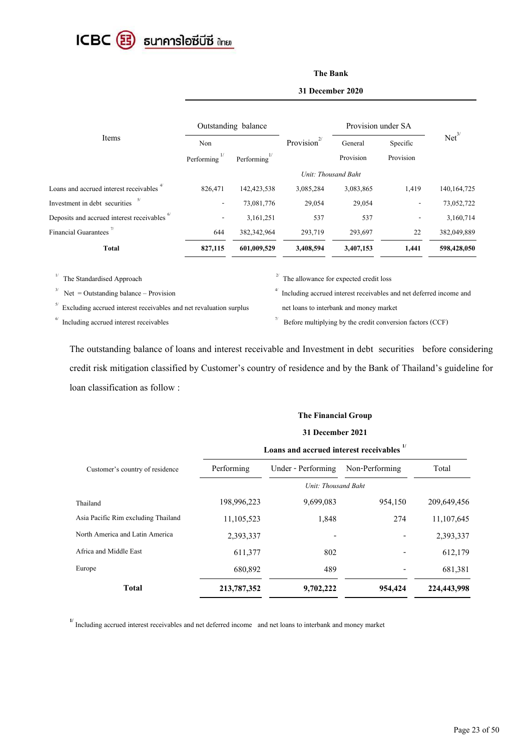| Items | The Bank 31 December 2020 | | | | | |
|---|---|---|---|---|---|---|
| | Outstanding balance | | Provision[2] | Provision under SA | | Net[3] |
| | Non Performing[1] | Performing[1] | | General Provision | Specific Provision | |
| | *Unit: Thousand Baht* | | | | | |
| Loans and accrued interest receivables[4] | 826,471 | 142,423,538 | 3,085,284 | 3,083,865 | 1,419 | 140,164,725 |
| Investment in debt securities[5] | - | 73,081,776 | 29,054 | 29,054 | - | 73,052,722 |
| Deposits and accrued interest receivables[6] | - | 3,161,251 | 537 | 537 | - | 3,160,714 |
| Financial Guarantees[7] | 644 | 382,342,964 | 293,719 | 293,697 | 22 | 382,049,889 |
| **Total** | **827,115** | **601,009,529** | **3,408,594** | **3,407,153** | **1,441** | **598,428,050** |

[1] The Standardised Approach

[2] The allowance for expected credit loss

[3] Net = Outstanding balance – Provision

[4] Including accrued interest receivables and net deferred income and net loans to interbank and money market

[5] Excluding accrued interest receivables and net revaluation surplus

[6] Including accrued interest receivables

[7] Before multiplying by the credit conversion factors (CCF)

The outstanding balance of loans and interest receivable and Investment in debt securities before considering credit risk mitigation classified by Customer's country of residence and by the Bank of Thailand's guideline for loan classification as follow :

| Customer's country of residence | The Financial Group 31 December 2021 Loans and accrued interest receivables[1] | | | |
|---|---|---|---|---|
| | Performing | Under - Performing | Non-Performing | Total |
| | *Unit: Thousand Baht* | | | |
| Thailand | 198,996,223 | 9,699,083 | 954,150 | 209,649,456 |
| Asia Pacific Rim excluding Thailand | 11,105,523 | 1,848 | 274 | 11,107,645 |
| North America and Latin America | 2,393,337 | - | - | 2,393,337 |
| Africa and Middle East | 611,377 | 802 | - | 612,179 |
| Europe | 680,892 | 489 | - | 681,381 |
| **Total** | **213,787,352** | **9,702,222** | **954,424** | **224,443,998** |

[1] Including accrued interest receivables and net deferred income and net loans to interbank and money market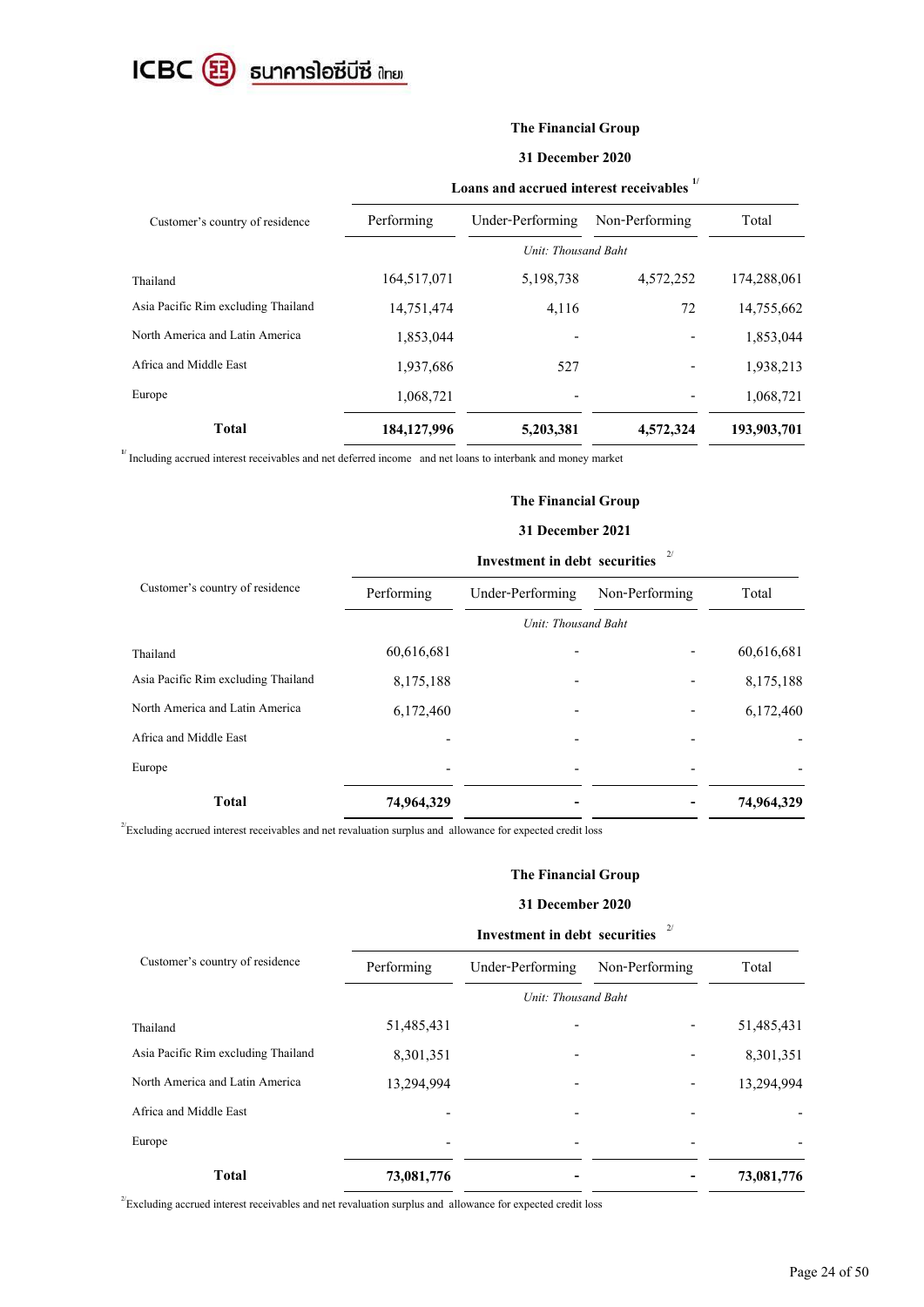**The Financial Group**

**31 December 2020**

| Customer's country of residence | Loans and accrued interest receivables [1/] | | | |
|---|---|---|---|---|
| | Performing | Under-Performing | Non-Performing | Total |
| | *Unit: Thousand Baht* | | | |
| Thailand | 164,517,071 | 5,198,738 | 4,572,252 | 174,288,061 |
| Asia Pacific Rim excluding Thailand | 14,751,474 | 4,116 | 72 | 14,755,662 |
| North America and Latin America | 1,853,044 | - | - | 1,853,044 |
| Africa and Middle East | 1,937,686 | 527 | - | 1,938,213 |
| Europe | 1,068,721 | - | - | 1,068,721 |
| **Total** | **184,127,996** | **5,203,381** | **4,572,324** | **193,903,701** |

[1/] Including accrued interest receivables and net deferred income and net loans to interbank and money market

**The Financial Group**

**31 December 2021**

| Customer's country of residence | Investment in debt securities [2/] | | | |
|---|---|---|---|---|
| | Performing | Under-Performing | Non-Performing | Total |
| | *Unit: Thousand Baht* | | | |
| Thailand | 60,616,681 | - | - | 60,616,681 |
| Asia Pacific Rim excluding Thailand | 8,175,188 | - | - | 8,175,188 |
| North America and Latin America | 6,172,460 | - | - | 6,172,460 |
| Africa and Middle East | - | - | - | - |
| Europe | - | - | - | - |
| **Total** | **74,964,329** | **-** | **-** | **74,964,329** |

[2/] Excluding accrued interest receivables and net revaluation surplus and allowance for expected credit loss

**The Financial Group**

**31 December 2020**

| Customer's country of residence | Investment in debt securities [2/] | | | |
|---|---|---|---|---|
| | Performing | Under-Performing | Non-Performing | Total |
| | *Unit: Thousand Baht* | | | |
| Thailand | 51,485,431 | - | - | 51,485,431 |
| Asia Pacific Rim excluding Thailand | 8,301,351 | - | - | 8,301,351 |
| North America and Latin America | 13,294,994 | - | - | 13,294,994 |
| Africa and Middle East | - | - | - | - |
| Europe | - | - | - | - |
| **Total** | **73,081,776** | **-** | **-** | **73,081,776** |

[2/] Excluding accrued interest receivables and net revaluation surplus and allowance for expected credit loss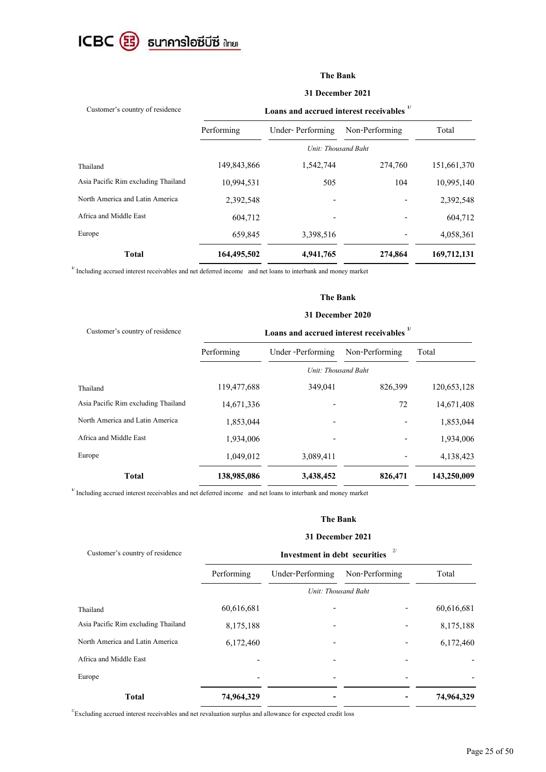**The Bank**

**31 December 2021**

| Customer's country of residence | Loans and accrued interest receivables [1/] | | | |
|---|---|---|---|---|
| | Performing | Under- Performing | Non-Performing | Total |
| | *Unit: Thousand Baht* | | | |
| Thailand | 149,843,866 | 1,542,744 | 274,760 | 151,661,370 |
| Asia Pacific Rim excluding Thailand | 10,994,531 | 505 | 104 | 10,995,140 |
| North America and Latin America | 2,392,548 | - | - | 2,392,548 |
| Africa and Middle East | 604,712 | - | - | 604,712 |
| Europe | 659,845 | 3,398,516 | - | 4,058,361 |
| **Total** | **164,495,502** | **4,941,765** | **274,864** | **169,712,131** |

[1/] Including accrued interest receivables and net deferred income and net loans to interbank and money market

**The Bank**

**31 December 2020**

| Customer's country of residence | Loans and accrued interest receivables [1/] | | | |
|---|---|---|---|---|
| | Performing | Under -Performing | Non-Performing | Total |
| | *Unit: Thousand Baht* | | | |
| Thailand | 119,477,688 | 349,041 | 826,399 | 120,653,128 |
| Asia Pacific Rim excluding Thailand | 14,671,336 | - | 72 | 14,671,408 |
| North America and Latin America | 1,853,044 | - | - | 1,853,044 |
| Africa and Middle East | 1,934,006 | - | - | 1,934,006 |
| Europe | 1,049,012 | 3,089,411 | - | 4,138,423 |
| **Total** | **138,985,086** | **3,438,452** | **826,471** | **143,250,009** |

[1/] Including accrued interest receivables and net deferred income and net loans to interbank and money market

**The Bank**

**31 December 2021**

| Customer's country of residence | Investment in debt securities [2/] | | | |
|---|---|---|---|---|
| | Performing | Under-Performing | Non-Performing | Total |
| | *Unit: Thousand Baht* | | | |
| Thailand | 60,616,681 | - | - | 60,616,681 |
| Asia Pacific Rim excluding Thailand | 8,175,188 | - | - | 8,175,188 |
| North America and Latin America | 6,172,460 | - | - | 6,172,460 |
| Africa and Middle East | - | - | - | - |
| Europe | - | - | - | - |
| **Total** | **74,964,329** | **-** | **-** | **74,964,329** |

[2/] Excluding accrued interest receivables and net revaluation surplus and allowance for expected credit loss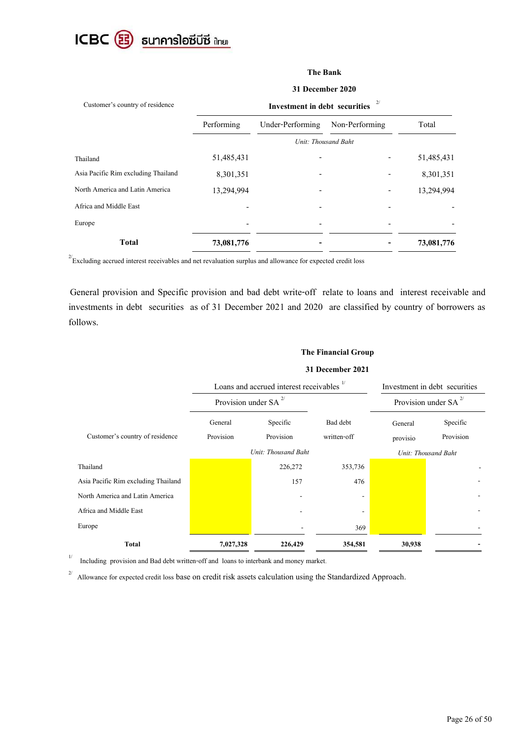| Customer's country of residence | The Bank 31 December 2020 Investment in debt securities [2/] | | | |
|---|---|---|---|---|
| | Performing | Under-Performing | Non-Performing | Total |
| | *Unit: Thousand Baht* | | | |
| Thailand | 51,485,431 | - | - | 51,485,431 |
| Asia Pacific Rim excluding Thailand | 8,301,351 | - | - | 8,301,351 |
| North America and Latin America | 13,294,994 | - | - | 13,294,994 |
| Africa and Middle East | - | - | - | - |
| Europe | - | - | - | - |
| **Total** | **73,081,776** | **-** | **-** | **73,081,776** |

[2/] Excluding accrued interest receivables and net revaluation surplus and allowance for expected credit loss

General provision and Specific provision and bad debt write-off relate to loans and interest receivable and investments in debt securities as of 31 December 2021 and 2020 are classified by country of borrowers as follows.

| Customer's country of residence | The Financial Group 31 December 2021 | | | | |
|---|---|---|---|---|---|
| | Loans and accrued interest receivables [1/] | | | Investment in debt securities | |
| | Provision under SA [2/] | | | Provision under SA [2/] | |
| | General Provision | Specific Provision | Bad debt written-off | General provisio | Specific Provision |
| | *Unit: Thousand Baht* | | | *Unit: Thousand Baht* | |
| Thailand | | 226,272 | 353,736 | | - |
| Asia Pacific Rim excluding Thailand | | 157 | 476 | | - |
| North America and Latin America | | - | - | | - |
| Africa and Middle East | | - | - | | - |
| Europe | | - | 369 | | - |
| **Total** | **7,027,328** | **226,429** | **354,581** | **30,938** | **-** |

[1/] Including provision and Bad debt written-off and loans to interbank and money market.

[2/] Allowance for expected credit loss base on credit risk assets calculation using the Standardized Approach.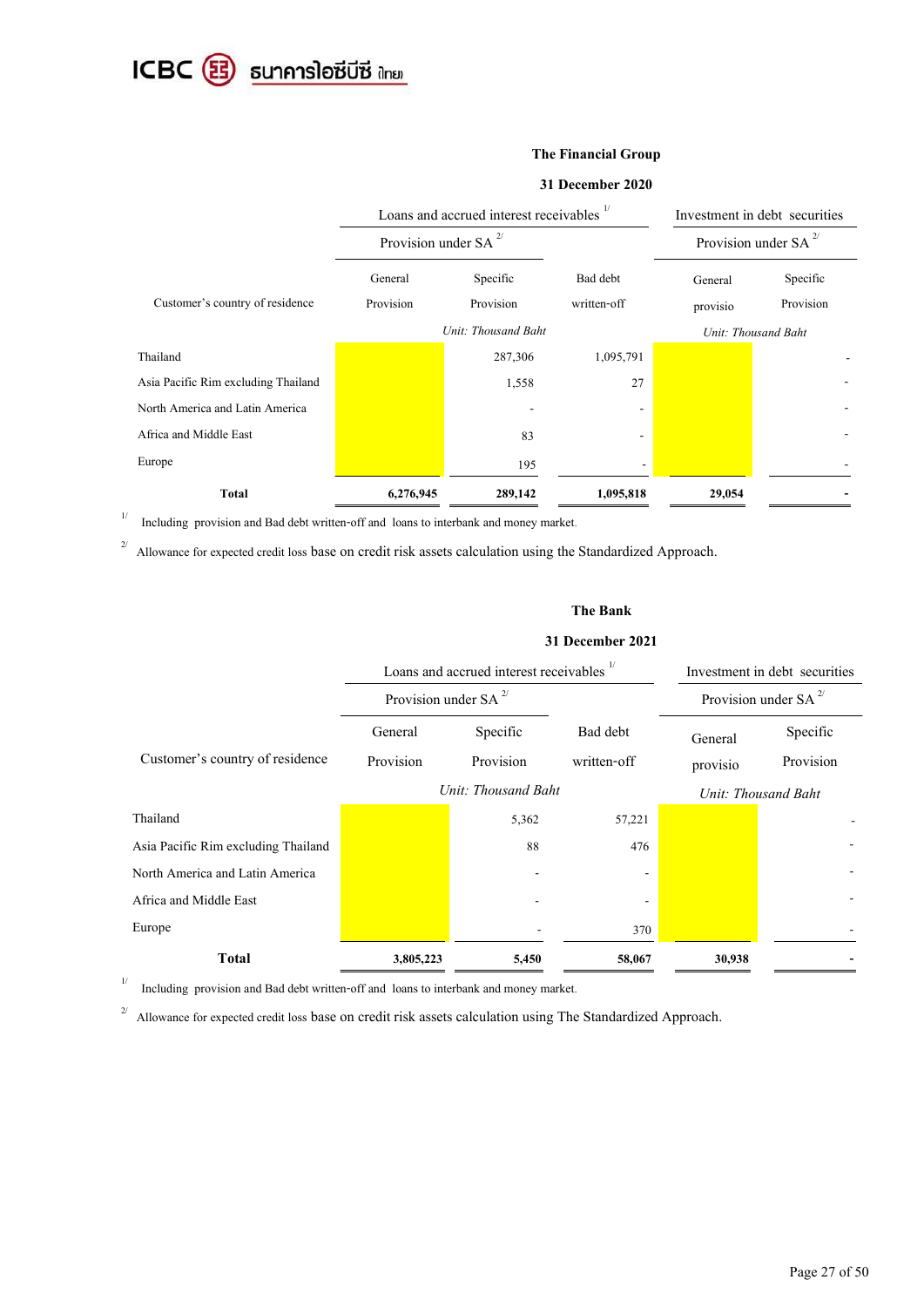**The Financial Group**

**31 December 2020**

| Customer's country of residence | Loans and accrued interest receivables [1/] | | | Investment in debt securities | |
|---|---|---|---|---|---|
| | Provision under SA [2/] | | | Provision under SA [2/] | |
| | General Provision | Specific Provision | Bad debt written-off | General provisio | Specific Provision |
| | *Unit: Thousand Baht* | | | *Unit: Thousand Baht* | |
| Thailand | | 287,306 | 1,095,791 | | - |
| Asia Pacific Rim excluding Thailand | | 1,558 | 27 | | - |
| North America and Latin America | | - | - | | - |
| Africa and Middle East | | 83 | - | | - |
| Europe | | 195 | - | | - |
| **Total** | **6,276,945** | **289,142** | **1,095,818** | **29,054** | **-** |

[1/] Including provision and Bad debt written-off and loans to interbank and money market.

[2/] Allowance for expected credit loss base on credit risk assets calculation using the Standardized Approach.

**The Bank**

**31 December 2021**

| Customer's country of residence | Loans and accrued interest receivables [1/] | | | Investment in debt securities | |
|---|---|---|---|---|---|
| | Provision under SA [2/] | | | Provision under SA [2/] | |
| | General Provision | Specific Provision | Bad debt written-off | General provisio | Specific Provision |
| | *Unit: Thousand Baht* | | | *Unit: Thousand Baht* | |
| Thailand | | 5,362 | 57,221 | | - |
| Asia Pacific Rim excluding Thailand | | 88 | 476 | | - |
| North America and Latin America | | - | - | | - |
| Africa and Middle East | | - | - | | - |
| Europe | | - | 370 | | - |
| **Total** | **3,805,223** | **5,450** | **58,067** | **30,938** | **-** |

[1/] Including provision and Bad debt written-off and loans to interbank and money market.

[2/] Allowance for expected credit loss base on credit risk assets calculation using The Standardized Approach.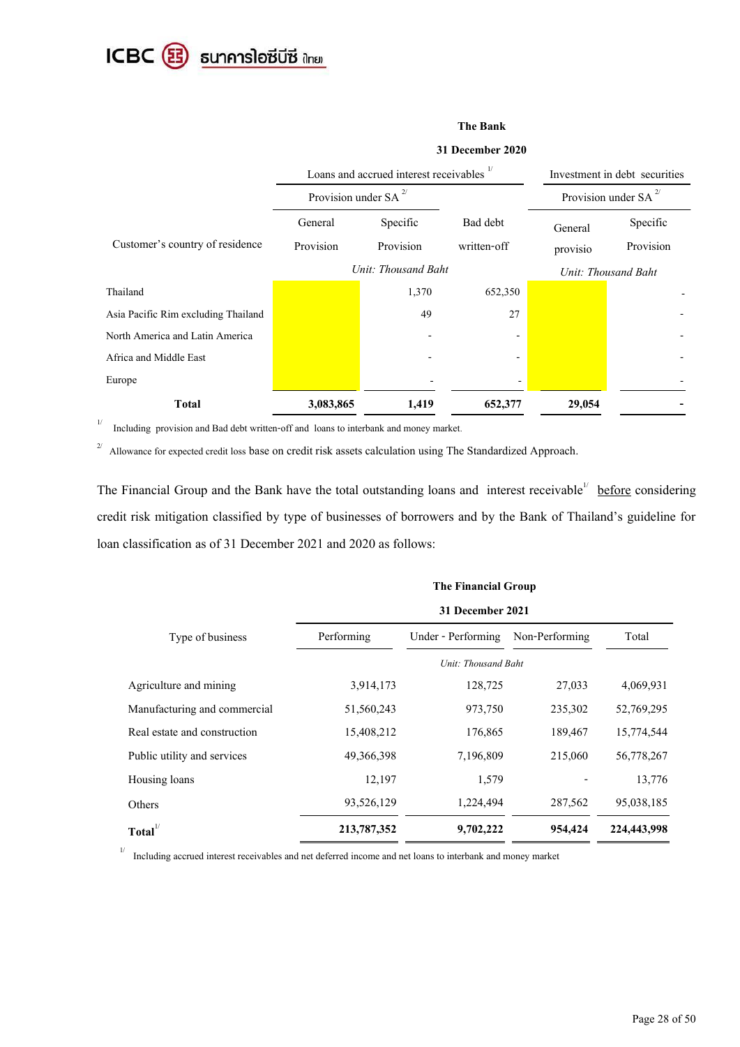**The Bank**

**31 December 2020**

| Customer's country of residence | Loans and accrued interest receivables [1] | | | Investment in debt securities | |
|---|---|---|---|---|---|
| | Provision under SA [2] | | | Provision under SA [2] | |
| | General Provision | Specific Provision | Bad debt written-off | General provisio | Specific Provision |
| | *Unit: Thousand Baht* | | | *Unit: Thousand Baht* | |
| Thailand | | 1,370 | 652,350 | | - |
| Asia Pacific Rim excluding Thailand | | 49 | 27 | | - |
| North America and Latin America | | - | - | | - |
| Africa and Middle East | | - | - | | - |
| Europe | | - | - | | - |
| **Total** | **3,083,865** | **1,419** | **652,377** | **29,054** | **-** |

[1] Including provision and Bad debt written-off and loans to interbank and money market.

[2] Allowance for expected credit loss base on credit risk assets calculation using The Standardized Approach.

The Financial Group and the Bank have the total outstanding loans and interest receivable[1] before considering credit risk mitigation classified by type of businesses of borrowers and by the Bank of Thailand's guideline for loan classification as of 31 December 2021 and 2020 as follows:

**The Financial Group**

**31 December 2021**

| Type of business | Performing | Under - Performing | Non-Performing | Total |
|---|---|---|---|---|
| | *Unit: Thousand Baht* | | | |
| Agriculture and mining | 3,914,173 | 128,725 | 27,033 | 4,069,931 |
| Manufacturing and commercial | 51,560,243 | 973,750 | 235,302 | 52,769,295 |
| Real estate and construction | 15,408,212 | 176,865 | 189,467 | 15,774,544 |
| Public utility and services | 49,366,398 | 7,196,809 | 215,060 | 56,778,267 |
| Housing loans | 12,197 | 1,579 | - | 13,776 |
| Others | 93,526,129 | 1,224,494 | 287,562 | 95,038,185 |
| **Total**[1] | **213,787,352** | **9,702,222** | **954,424** | **224,443,998** |

[1] Including accrued interest receivables and net deferred income and net loans to interbank and money market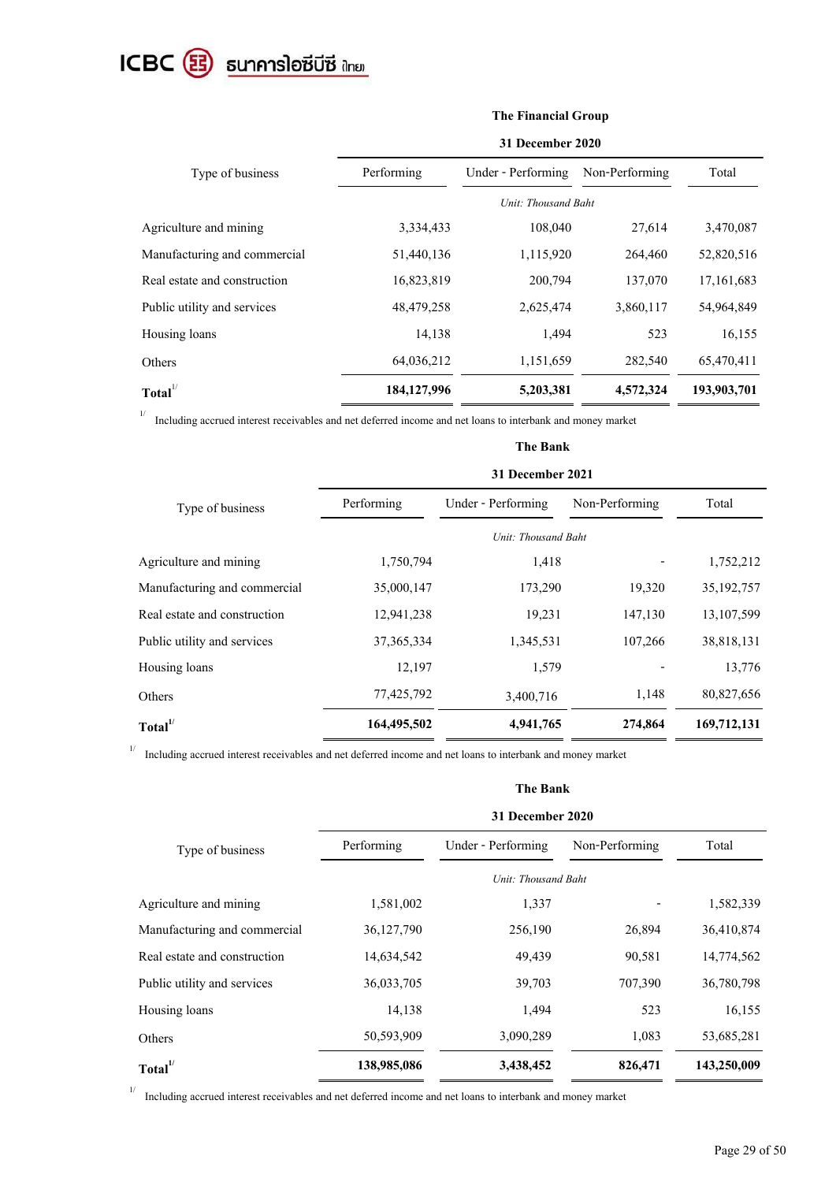**The Financial Group**

**31 December 2020**

| Type of business | Performing | Under - Performing | Non-Performing | Total |
|---|---|---|---|---|
| | *Unit: Thousand Baht* | | | |
| Agriculture and mining | 3,334,433 | 108,040 | 27,614 | 3,470,087 |
| Manufacturing and commercial | 51,440,136 | 1,115,920 | 264,460 | 52,820,516 |
| Real estate and construction | 16,823,819 | 200,794 | 137,070 | 17,161,683 |
| Public utility and services | 48,479,258 | 2,625,474 | 3,860,117 | 54,964,849 |
| Housing loans | 14,138 | 1,494 | 523 | 16,155 |
| Others | 64,036,212 | 1,151,659 | 282,540 | 65,470,411 |
| **Total**[1/] | **184,127,996** | **5,203,381** | **4,572,324** | **193,903,701** |

[1/] Including accrued interest receivables and net deferred income and net loans to interbank and money market

**The Bank**

**31 December 2021**

| Type of business | Performing | Under - Performing | Non-Performing | Total |
|---|---|---|---|---|
| | *Unit: Thousand Baht* | | | |
| Agriculture and mining | 1,750,794 | 1,418 | - | 1,752,212 |
| Manufacturing and commercial | 35,000,147 | 173,290 | 19,320 | 35,192,757 |
| Real estate and construction | 12,941,238 | 19,231 | 147,130 | 13,107,599 |
| Public utility and services | 37,365,334 | 1,345,531 | 107,266 | 38,818,131 |
| Housing loans | 12,197 | 1,579 | - | 13,776 |
| Others | 77,425,792 | 3,400,716 | 1,148 | 80,827,656 |
| **Total**[1/] | **164,495,502** | **4,941,765** | **274,864** | **169,712,131** |

[1/] Including accrued interest receivables and net deferred income and net loans to interbank and money market

**The Bank**

**31 December 2020**

| Type of business | Performing | Under - Performing | Non-Performing | Total |
|---|---|---|---|---|
| | *Unit: Thousand Baht* | | | |
| Agriculture and mining | 1,581,002 | 1,337 | - | 1,582,339 |
| Manufacturing and commercial | 36,127,790 | 256,190 | 26,894 | 36,410,874 |
| Real estate and construction | 14,634,542 | 49,439 | 90,581 | 14,774,562 |
| Public utility and services | 36,033,705 | 39,703 | 707,390 | 36,780,798 |
| Housing loans | 14,138 | 1,494 | 523 | 16,155 |
| Others | 50,593,909 | 3,090,289 | 1,083 | 53,685,281 |
| **Total**[1/] | **138,985,086** | **3,438,452** | **826,471** | **143,250,009** |

[1/] Including accrued interest receivables and net deferred income and net loans to interbank and money market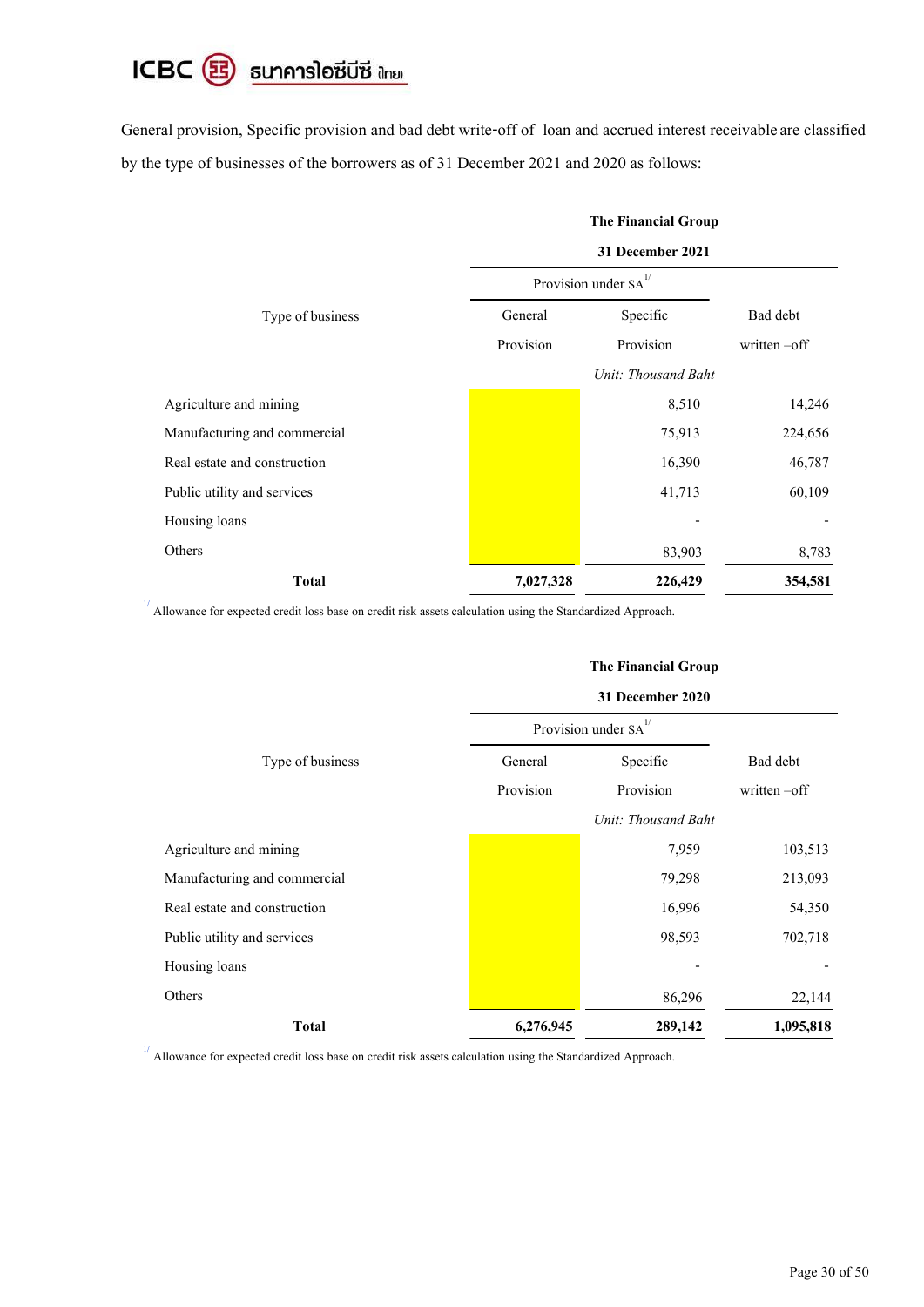General provision, Specific provision and bad debt write-off of loan and accrued interest receivable are classified by the type of businesses of the borrowers as of 31 December 2021 and 2020 as follows:

| | The Financial Group | | |
|---|---|---|---|
| | 31 December 2021 | | |
| | Provision under SA[1/] | | |
| Type of business | General Provision | Specific Provision | Bad debt written –off |
| | | *Unit: Thousand Baht* | |
| Agriculture and mining | | 8,510 | 14,246 |
| Manufacturing and commercial | | 75,913 | 224,656 |
| Real estate and construction | | 16,390 | 46,787 |
| Public utility and services | | 41,713 | 60,109 |
| Housing loans | | - | - |
| Others | | 83,903 | 8,783 |
| **Total** | **7,027,328** | **226,429** | **354,581** |

[1/] Allowance for expected credit loss base on credit risk assets calculation using the Standardized Approach.

| | The Financial Group | | |
|---|---|---|---|
| | 31 December 2020 | | |
| | Provision under SA[1/] | | |
| Type of business | General Provision | Specific Provision | Bad debt written –off |
| | | *Unit: Thousand Baht* | |
| Agriculture and mining | | 7,959 | 103,513 |
| Manufacturing and commercial | | 79,298 | 213,093 |
| Real estate and construction | | 16,996 | 54,350 |
| Public utility and services | | 98,593 | 702,718 |
| Housing loans | | - | - |
| Others | | 86,296 | 22,144 |
| **Total** | **6,276,945** | **289,142** | **1,095,818** |

[1/] Allowance for expected credit loss base on credit risk assets calculation using the Standardized Approach.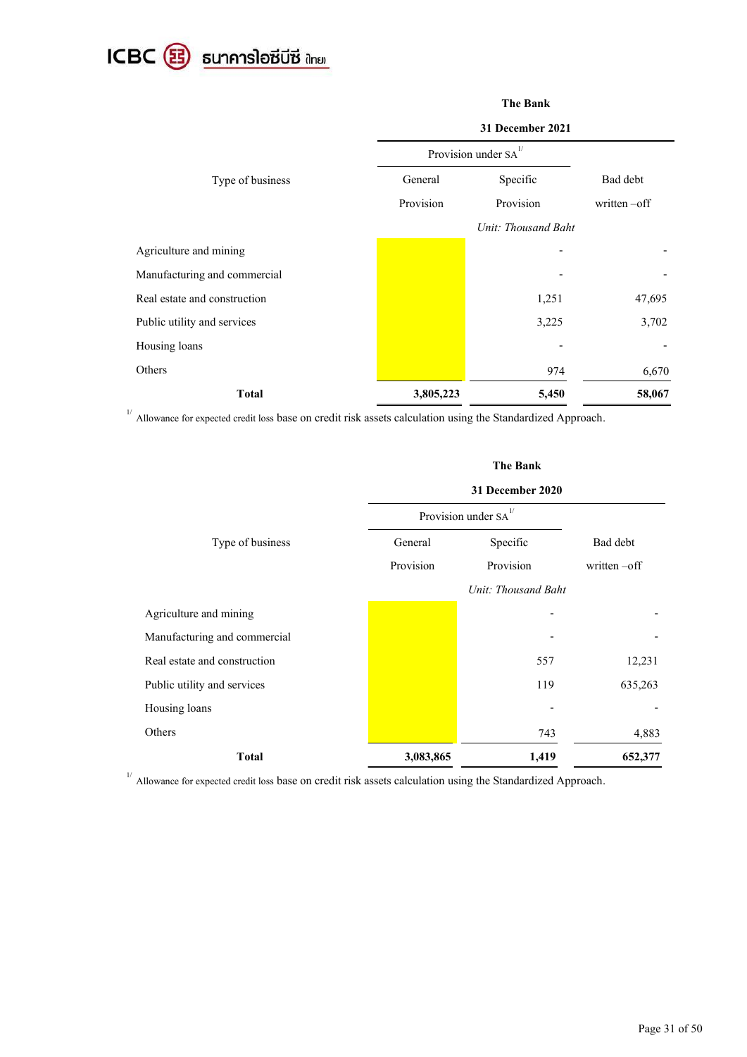**The Bank**

**31 December 2021**

| Type of business | Provision under SA[1/] | | Bad debt written –off |
|---|---|---|---|
| | General Provision | Specific Provision | |
| | | *Unit: Thousand Baht* | |
| Agriculture and mining | | - | - |
| Manufacturing and commercial | | - | - |
| Real estate and construction | | 1,251 | 47,695 |
| Public utility and services | | 3,225 | 3,702 |
| Housing loans | | - | - |
| Others | | 974 | 6,670 |
| **Total** | **3,805,223** | **5,450** | **58,067** |

[1/] Allowance for expected credit loss base on credit risk assets calculation using the Standardized Approach.

**The Bank**

**31 December 2020**

| Type of business | Provision under SA[1/] | | Bad debt written –off |
|---|---|---|---|
| | General Provision | Specific Provision | |
| | | *Unit: Thousand Baht* | |
| Agriculture and mining | | - | - |
| Manufacturing and commercial | | - | - |
| Real estate and construction | | 557 | 12,231 |
| Public utility and services | | 119 | 635,263 |
| Housing loans | | - | - |
| Others | | 743 | 4,883 |
| **Total** | **3,083,865** | **1,419** | **652,377** |

[1/] Allowance for expected credit loss base on credit risk assets calculation using the Standardized Approach.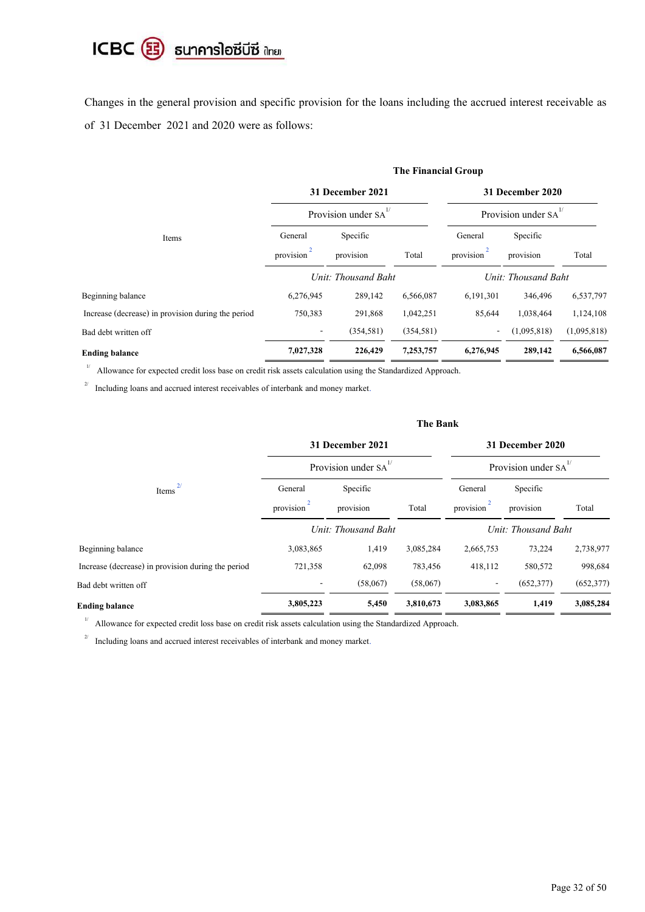Changes in the general provision and specific provision for the loans including the accrued interest receivable as of 31 December 2021 and 2020 were as follows:

**The Financial Group**

| Items | 31 December 2021 | | | 31 December 2020 | | |
|---|---|---|---|---|---|---|
| | Provision under SA[1/] | | | Provision under SA[1/] | | |
| | General provision[2] | Specific provision | Total | General provision[2] | Specific provision | Total |
| | *Unit: Thousand Baht* | | | *Unit: Thousand Baht* | | |
| Beginning balance | 6,276,945 | 289,142 | 6,566,087 | 6,191,301 | 346,496 | 6,537,797 |
| Increase (decrease) in provision during the period | 750,383 | 291,868 | 1,042,251 | 85,644 | 1,038,464 | 1,124,108 |
| Bad debt written off | - | (354,581) | (354,581) | - | (1,095,818) | (1,095,818) |
| **Ending balance** | **7,027,328** | **226,429** | **7,253,757** | **6,276,945** | **289,142** | **6,566,087** |

[1/] Allowance for expected credit loss base on credit risk assets calculation using the Standardized Approach.

[2/] Including loans and accrued interest receivables of interbank and money market.

**The Bank**

| Items[2/] | 31 December 2021 | | | 31 December 2020 | | |
|---|---|---|---|---|---|---|
| | Provision under SA[1/] | | | Provision under SA[1/] | | |
| | General provision[2] | Specific provision | Total | General provision[2] | Specific provision | Total |
| | *Unit: Thousand Baht* | | | *Unit: Thousand Baht* | | |
| Beginning balance | 3,083,865 | 1,419 | 3,085,284 | 2,665,753 | 73,224 | 2,738,977 |
| Increase (decrease) in provision during the period | 721,358 | 62,098 | 783,456 | 418,112 | 580,572 | 998,684 |
| Bad debt written off | - | (58,067) | (58,067) | - | (652,377) | (652,377) |
| **Ending balance** | **3,805,223** | **5,450** | **3,810,673** | **3,083,865** | **1,419** | **3,085,284** |

[1/] Allowance for expected credit loss base on credit risk assets calculation using the Standardized Approach.

[2/] Including loans and accrued interest receivables of interbank and money market.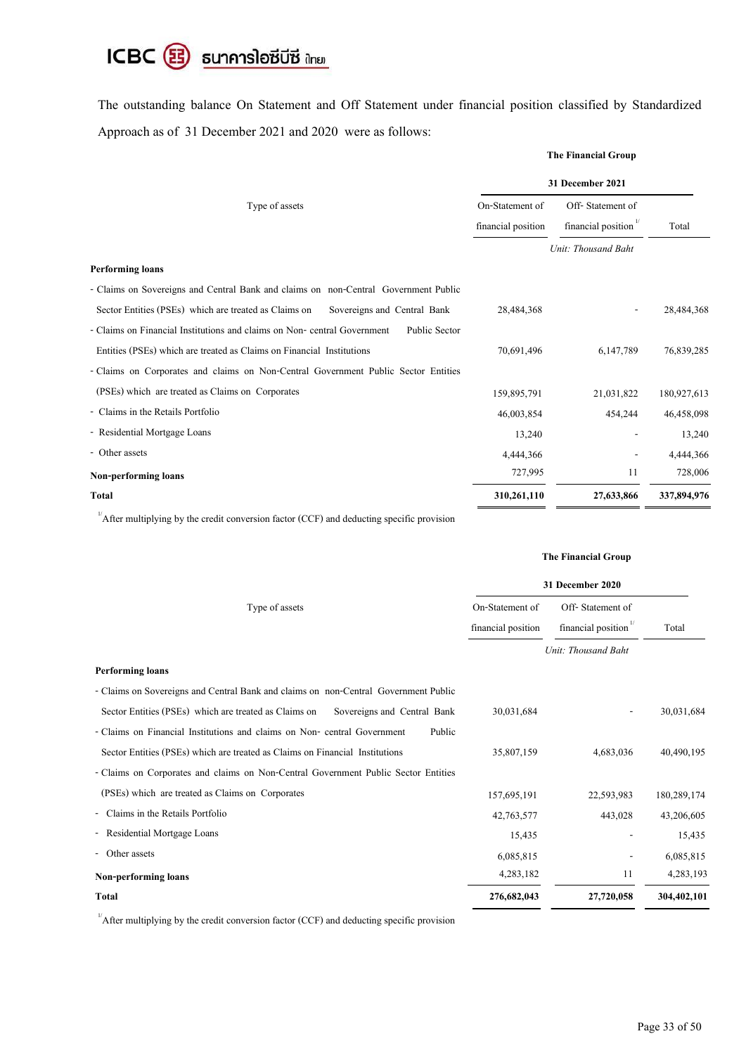The outstanding balance On Statement and Off Statement under financial position classified by Standardized Approach as of 31 December 2021 and 2020 were as follows:

| Type of assets | The Financial Group | | |
|---|---|---|---|
| | 31 December 2021 | | |
| | On-Statement of financial position | Off- Statement of financial position [1/] | Total |
| | *Unit: Thousand Baht* | | |
| **Performing loans** | | | |
| - Claims on Sovereigns and Central Bank and claims on non-Central Government Public Sector Entities (PSEs) which are treated as Claims on Sovereigns and Central Bank | 28,484,368 | - | 28,484,368 |
| - Claims on Financial Institutions and claims on Non- central Government Public Sector Entities (PSEs) which are treated as Claims on Financial Institutions | 70,691,496 | 6,147,789 | 76,839,285 |
| - Claims on Corporates and claims on Non-Central Government Public Sector Entities (PSEs) which are treated as Claims on Corporates | 159,895,791 | 21,031,822 | 180,927,613 |
| - Claims in the Retails Portfolio | 46,003,854 | 454,244 | 46,458,098 |
| - Residential Mortgage Loans | 13,240 | - | 13,240 |
| - Other assets | 4,444,366 | - | 4,444,366 |
| **Non-performing loans** | 727,995 | 11 | 728,006 |
| **Total** | **310,261,110** | **27,633,866** | **337,894,976** |

[1/] After multiplying by the credit conversion factor (CCF) and deducting specific provision

| Type of assets | The Financial Group | | |
|---|---|---|---|
| | 31 December 2020 | | |
| | On-Statement of financial position | Off- Statement of financial position [1/] | Total |
| | *Unit: Thousand Baht* | | |
| **Performing loans** | | | |
| - Claims on Sovereigns and Central Bank and claims on non-Central Government Public Sector Entities (PSEs) which are treated as Claims on Sovereigns and Central Bank | 30,031,684 | - | 30,031,684 |
| - Claims on Financial Institutions and claims on Non- central Government Public Sector Entities (PSEs) which are treated as Claims on Financial Institutions | 35,807,159 | 4,683,036 | 40,490,195 |
| - Claims on Corporates and claims on Non-Central Government Public Sector Entities (PSEs) which are treated as Claims on Corporates | 157,695,191 | 22,593,983 | 180,289,174 |
| - Claims in the Retails Portfolio | 42,763,577 | 443,028 | 43,206,605 |
| - Residential Mortgage Loans | 15,435 | - | 15,435 |
| - Other assets | 6,085,815 | - | 6,085,815 |
| **Non-performing loans** | 4,283,182 | 11 | 4,283,193 |
| **Total** | **276,682,043** | **27,720,058** | **304,402,101** |

[1/] After multiplying by the credit conversion factor (CCF) and deducting specific provision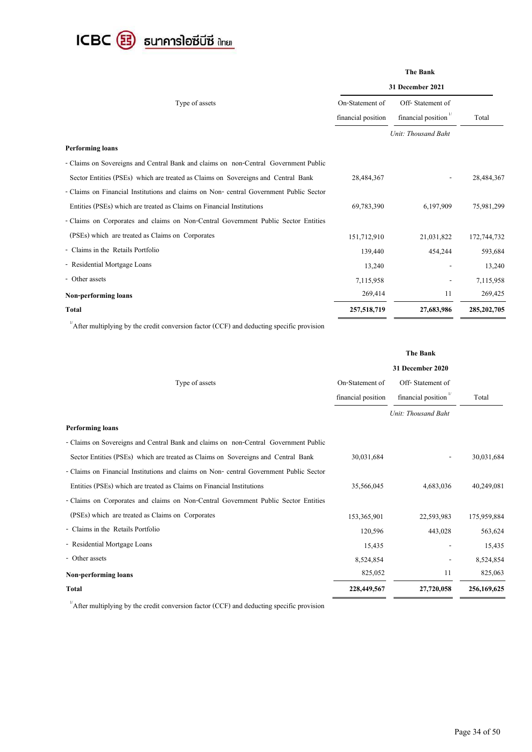| Type of assets | The Bank 31 December 2021 | | |
|---|---|---|---|
| | On-Statement of financial position | Off- Statement of financial position [1/] | Total |
| | *Unit: Thousand Baht* | | |
| **Performing loans** | | | |
| - Claims on Sovereigns and Central Bank and claims on non-Central Government Public Sector Entities (PSEs) which are treated as Claims on Sovereigns and Central Bank | 28,484,367 | - | 28,484,367 |
| - Claims on Financial Institutions and claims on Non- central Government Public Sector Entities (PSEs) which are treated as Claims on Financial Institutions | 69,783,390 | 6,197,909 | 75,981,299 |
| - Claims on Corporates and claims on Non-Central Government Public Sector Entities (PSEs) which are treated as Claims on Corporates | 151,712,910 | 21,031,822 | 172,744,732 |
| - Claims in the Retails Portfolio | 139,440 | 454,244 | 593,684 |
| - Residential Mortgage Loans | 13,240 | - | 13,240 |
| - Other assets | 7,115,958 | - | 7,115,958 |
| **Non-performing loans** | 269,414 | 11 | 269,425 |
| **Total** | **257,518,719** | **27,683,986** | **285,202,705** |

[1/] After multiplying by the credit conversion factor (CCF) and deducting specific provision

| Type of assets | The Bank 31 December 2020 | | |
|---|---|---|---|
| | On-Statement of financial position | Off- Statement of financial position [1/] | Total |
| | *Unit: Thousand Baht* | | |
| **Performing loans** | | | |
| - Claims on Sovereigns and Central Bank and claims on non-Central Government Public Sector Entities (PSEs) which are treated as Claims on Sovereigns and Central Bank | 30,031,684 | - | 30,031,684 |
| - Claims on Financial Institutions and claims on Non- central Government Public Sector Entities (PSEs) which are treated as Claims on Financial Institutions | 35,566,045 | 4,683,036 | 40,249,081 |
| - Claims on Corporates and claims on Non-Central Government Public Sector Entities (PSEs) which are treated as Claims on Corporates | 153,365,901 | 22,593,983 | 175,959,884 |
| - Claims in the Retails Portfolio | 120,596 | 443,028 | 563,624 |
| - Residential Mortgage Loans | 15,435 | - | 15,435 |
| - Other assets | 8,524,854 | - | 8,524,854 |
| **Non-performing loans** | 825,052 | 11 | 825,063 |
| **Total** | **228,449,567** | **27,720,058** | **256,169,625** |

[1/] After multiplying by the credit conversion factor (CCF) and deducting specific provision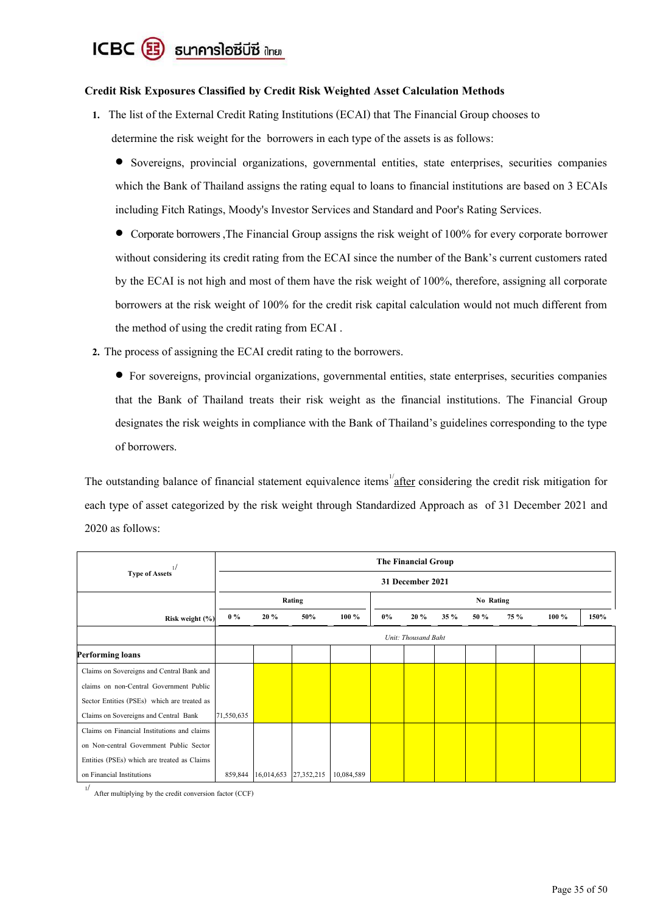### Credit Risk Exposures Classified by Credit Risk Weighted Asset Calculation Methods

1. The list of the External Credit Rating Institutions (ECAI) that The Financial Group chooses to determine the risk weight for the borrowers in each type of the assets is as follows:
   - Sovereigns, provincial organizations, governmental entities, state enterprises, securities companies which the Bank of Thailand assigns the rating equal to loans to financial institutions are based on 3 ECAIs including Fitch Ratings, Moody's Investor Services and Standard and Poor's Rating Services.
   - Corporate borrowers ,The Financial Group assigns the risk weight of 100% for every corporate borrower without considering its credit rating from the ECAI since the number of the Bank's current customers rated by the ECAI is not high and most of them have the risk weight of 100%, therefore, assigning all corporate borrowers at the risk weight of 100% for the credit risk capital calculation would not much different from the method of using the credit rating from ECAI .
2. The process of assigning the ECAI credit rating to the borrowers.
   - For sovereigns, provincial organizations, governmental entities, state enterprises, securities companies that the Bank of Thailand treats their risk weight as the financial institutions. The Financial Group designates the risk weights in compliance with the Bank of Thailand's guidelines corresponding to the type of borrowers.

The outstanding balance of financial statement equivalence items[1/] after considering the credit risk mitigation for each type of asset categorized by the risk weight through Standardized Approach as of 31 December 2021 and 2020 as follows:

| Type of Assets[1/] | The Financial Group | | | | | | | | | | |
|---|---|---|---|---|---|---|---|---|---|---|---|
| | 31 December 2021 | | | | | | | | | | |
| | Rating | | | | No Rating | | | | | | |
| Risk weight (%) | 0 % | 20 % | 50% | 100 % | 0% | 20 % | 35 % | 50 % | 75 % | 100 % | 150% |
| | Unit: Thousand Baht | | | | | | | | | | |
| **Performing loans** | | | | | | | | | | | |
| Claims on Sovereigns and Central Bank and claims on non-Central Government Public Sector Entities (PSEs) which are treated as Claims on Sovereigns and Central Bank | 71,550,635 | | | | | | | | | | |
| Claims on Financial Institutions and claims on Non-central Government Public Sector Entities (PSEs) which are treated as Claims on Financial Institutions | 859,844 | 16,014,653 | 27,352,215 | 10,084,589 | | | | | | | |

[1/] After multiplying by the credit conversion factor (CCF)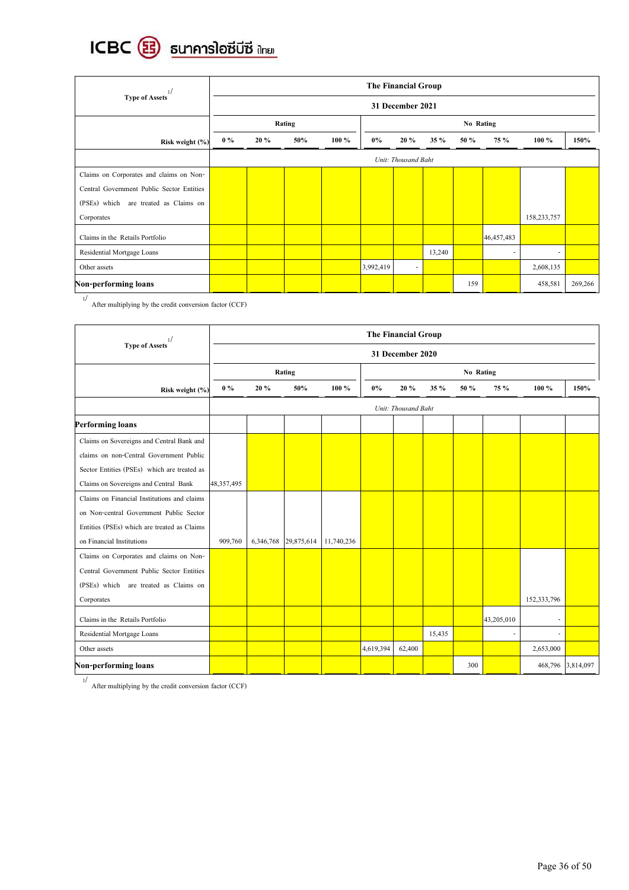| Type of Assets [1/] | The Financial Group | | | | | | | | | | |
|---|---|---|---|---|---|---|---|---|---|---|---|
| | 31 December 2021 | | | | | | | | | | |
| | Rating | | | | No Rating | | | | | | |
| Risk weight (%) | 0 % | 20 % | 50% | 100 % | 0% | 20 % | 35 % | 50 % | 75 % | 100 % | 150% |
| | Unit: Thousand Baht | | | | | | | | | | |
| Claims on Corporates and claims on Non-Central Government Public Sector Entities (PSEs) which are treated as Claims on Corporates | | | | | | | | | | 158,233,757 | |
| Claims in the Retails Portfolio | | | | | | | | | 46,457,483 | | |
| Residential Mortgage Loans | | | | | | | 13,240 | | - | - | |
| Other assets | | | | | 3,992,419 | - | | | | 2,608,135 | |
| **Non-performing loans** | | | | | | | | 159 | | 458,581 | 269,266 |

[1/] After multiplying by the credit conversion factor (CCF)

| Type of Assets [1/] | The Financial Group | | | | | | | | | | |
|---|---|---|---|---|---|---|---|---|---|---|---|
| | 31 December 2020 | | | | | | | | | | |
| | Rating | | | | No Rating | | | | | | |
| Risk weight (%) | 0 % | 20 % | 50% | 100 % | 0% | 20 % | 35 % | 50 % | 75 % | 100 % | 150% |
| | Unit: Thousand Baht | | | | | | | | | | |
| **Performing loans** | | | | | | | | | | | |
| Claims on Sovereigns and Central Bank and claims on non-Central Government Public Sector Entities (PSEs) which are treated as Claims on Sovereigns and Central Bank | 48,357,495 | | | | | | | | | | |
| Claims on Financial Institutions and claims on Non-central Government Public Sector Entities (PSEs) which are treated as Claims on Financial Institutions | 909,760 | 6,346,768 | 29,875,614 | 11,740,236 | | | | | | | |
| Claims on Corporates and claims on Non-Central Government Public Sector Entities (PSEs) which are treated as Claims on Corporates | | | | | | | | | | 152,333,796 | |
| Claims in the Retails Portfolio | | | | | | | | | 43,205,010 | - | |
| Residential Mortgage Loans | | | | | | | 15,435 | | - | - | |
| Other assets | | | | | 4,619,394 | 62,400 | | | | 2,653,000 | |
| **Non-performing loans** | | | | | | | | 300 | | 468,796 | 3,814,097 |

[1/] After multiplying by the credit conversion factor (CCF)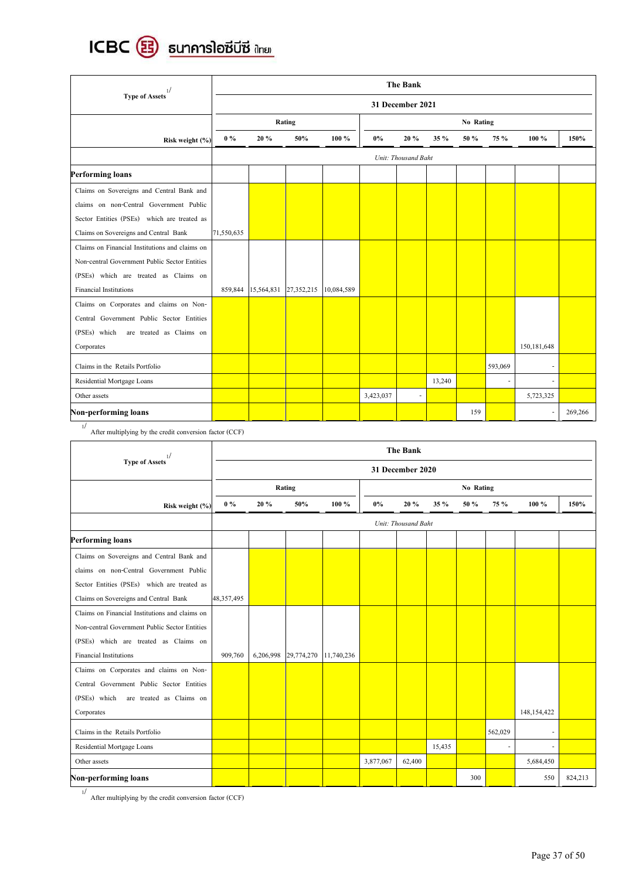| Type of Assets [1/] | The Bank | | | | | | | | | | |
|---|---|---|---|---|---|---|---|---|---|---|---|
| | 31 December 2021 | | | | | | | | | | |
| | Rating | | | | No Rating | | | | | | |
| Risk weight (%) | 0 % | 20 % | 50% | 100 % | 0% | 20 % | 35 % | 50 % | 75 % | 100 % | 150% |
| | *Unit: Thousand Baht* | | | | | | | | | | |
| **Performing loans** | | | | | | | | | | | |
| Claims on Sovereigns and Central Bank and claims on non-Central Government Public Sector Entities (PSEs) which are treated as Claims on Sovereigns and Central Bank | 71,550,635 | | | | | | | | | | |
| Claims on Financial Institutions and claims on Non-central Government Public Sector Entities (PSEs) which are treated as Claims on Financial Institutions | 859,844 | 15,564,831 | 27,352,215 | 10,084,589 | | | | | | | |
| Claims on Corporates and claims on Non-Central Government Public Sector Entities (PSEs) which are treated as Claims on Corporates | | | | | | | | | | 150,181,648 | |
| Claims in the Retails Portfolio | | | | | | | | | 593,069 | - | |
| Residential Mortgage Loans | | | | | | | 13,240 | | - | - | |
| Other assets | | | | | 3,423,037 | - | | | | 5,723,325 | |
| **Non-performing loans** | | | | | | | | 159 | | - | 269,266 |

1/ After multiplying by the credit conversion factor (CCF)

| Type of Assets [1/] | The Bank | | | | | | | | | | |
|---|---|---|---|---|---|---|---|---|---|---|---|
| | 31 December 2020 | | | | | | | | | | |
| | Rating | | | | No Rating | | | | | | |
| Risk weight (%) | 0 % | 20 % | 50% | 100 % | 0% | 20 % | 35 % | 50 % | 75 % | 100 % | 150% |
| | *Unit: Thousand Baht* | | | | | | | | | | |
| **Performing loans** | | | | | | | | | | | |
| Claims on Sovereigns and Central Bank and claims on non-Central Government Public Sector Entities (PSEs) which are treated as Claims on Sovereigns and Central Bank | 48,357,495 | | | | | | | | | | |
| Claims on Financial Institutions and claims on Non-central Government Public Sector Entities (PSEs) which are treated as Claims on Financial Institutions | 909,760 | 6,206,998 | 29,774,270 | 11,740,236 | | | | | | | |
| Claims on Corporates and claims on Non-Central Government Public Sector Entities (PSEs) which are treated as Claims on Corporates | | | | | | | | | | 148,154,422 | |
| Claims in the Retails Portfolio | | | | | | | | | 562,029 | - | |
| Residential Mortgage Loans | | | | | | | 15,435 | | - | - | |
| Other assets | | | | | 3,877,067 | 62,400 | | | | 5,684,450 | |
| **Non-performing loans** | | | | | | | | 300 | | 550 | 824,213 |

1/ After multiplying by the credit conversion factor (CCF)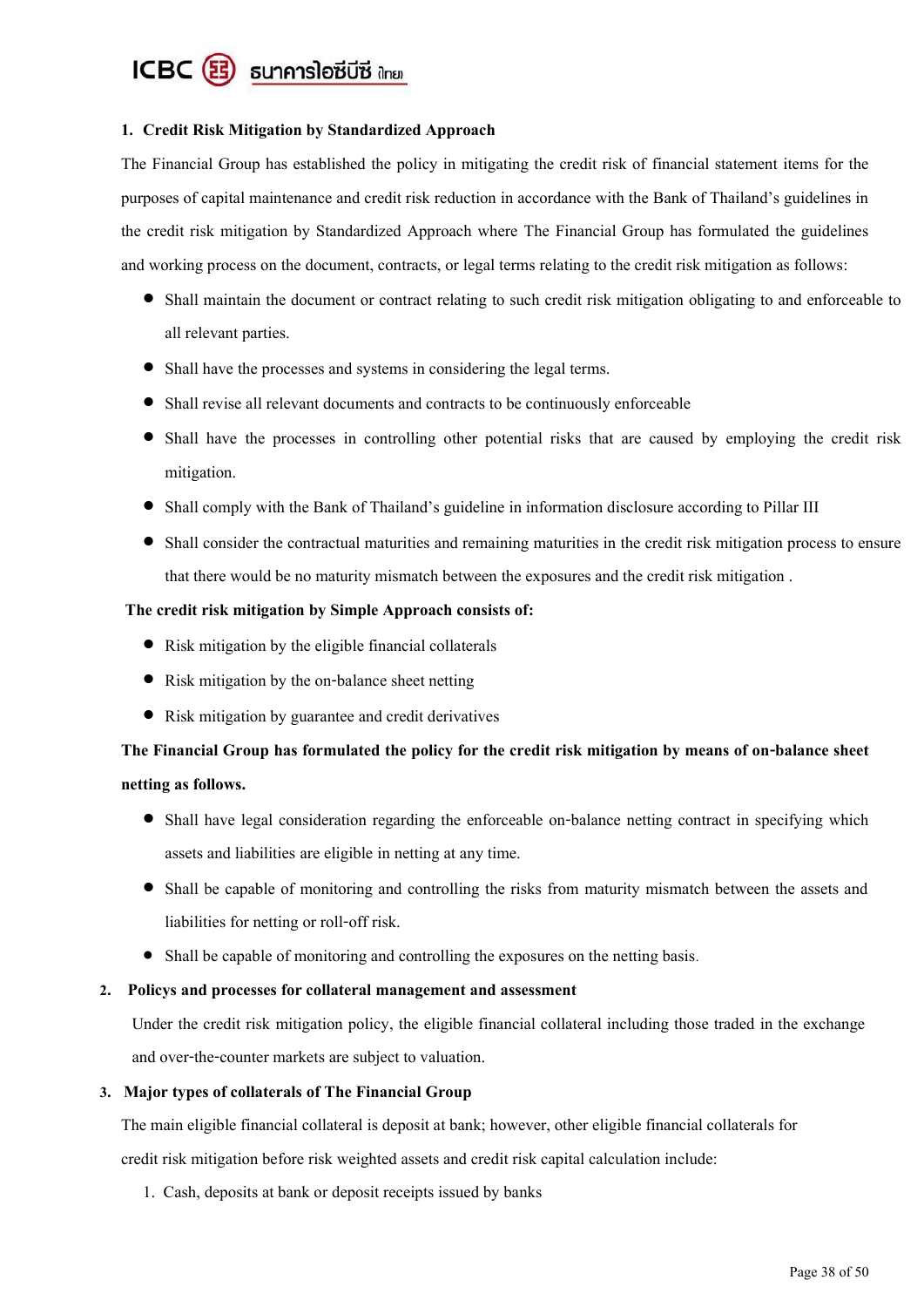## 1. Credit Risk Mitigation by Standardized Approach

The Financial Group has established the policy in mitigating the credit risk of financial statement items for the purposes of capital maintenance and credit risk reduction in accordance with the Bank of Thailand's guidelines in the credit risk mitigation by Standardized Approach where The Financial Group has formulated the guidelines and working process on the document, contracts, or legal terms relating to the credit risk mitigation as follows:

- Shall maintain the document or contract relating to such credit risk mitigation obligating to and enforceable to all relevant parties.
- Shall have the processes and systems in considering the legal terms.
- Shall revise all relevant documents and contracts to be continuously enforceable
- Shall have the processes in controlling other potential risks that are caused by employing the credit risk mitigation.
- Shall comply with the Bank of Thailand's guideline in information disclosure according to Pillar III
- Shall consider the contractual maturities and remaining maturities in the credit risk mitigation process to ensure that there would be no maturity mismatch between the exposures and the credit risk mitigation .

**The credit risk mitigation by Simple Approach consists of:**

- Risk mitigation by the eligible financial collaterals
- Risk mitigation by the on-balance sheet netting
- Risk mitigation by guarantee and credit derivatives

**The Financial Group has formulated the policy for the credit risk mitigation by means of on-balance sheet netting as follows.**

- Shall have legal consideration regarding the enforceable on-balance netting contract in specifying which assets and liabilities are eligible in netting at any time.
- Shall be capable of monitoring and controlling the risks from maturity mismatch between the assets and liabilities for netting or roll-off risk.
- Shall be capable of monitoring and controlling the exposures on the netting basis.

## 2. Policys and processes for collateral management and assessment

Under the credit risk mitigation policy, the eligible financial collateral including those traded in the exchange and over-the-counter markets are subject to valuation.

## 3. Major types of collaterals of The Financial Group

The main eligible financial collateral is deposit at bank; however, other eligible financial collaterals for credit risk mitigation before risk weighted assets and credit risk capital calculation include:

1. Cash, deposits at bank or deposit receipts issued by banks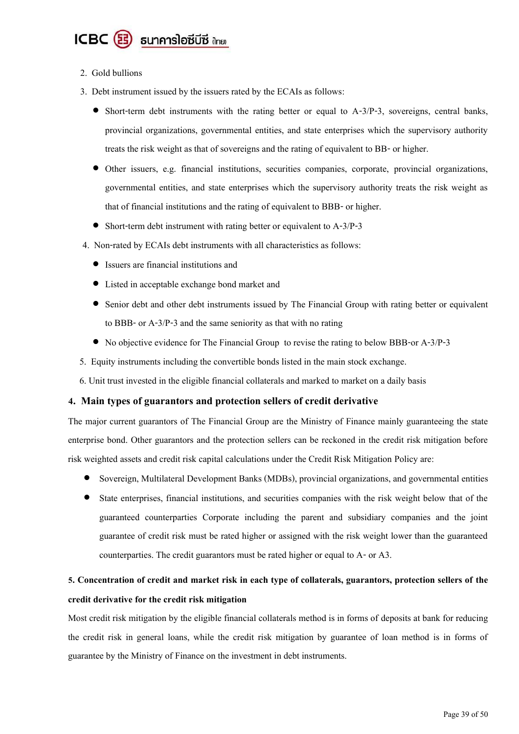2. Gold bullions
3. Debt instrument issued by the issuers rated by the ECAIs as follows:
   - Short-term debt instruments with the rating better or equal to A-3/P-3, sovereigns, central banks, provincial organizations, governmental entities, and state enterprises which the supervisory authority treats the risk weight as that of sovereigns and the rating of equivalent to BB- or higher.
   - Other issuers, e.g. financial institutions, securities companies, corporate, provincial organizations, governmental entities, and state enterprises which the supervisory authority treats the risk weight as that of financial institutions and the rating of equivalent to BBB- or higher.
   - Short-term debt instrument with rating better or equivalent to A-3/P-3
4. Non-rated by ECAIs debt instruments with all characteristics as follows:
   - Issuers are financial institutions and
   - Listed in acceptable exchange bond market and
   - Senior debt and other debt instruments issued by The Financial Group with rating better or equivalent to BBB- or A-3/P-3 and the same seniority as that with no rating
   - No objective evidence for The Financial Group to revise the rating to below BBB-or A-3/P-3
5. Equity instruments including the convertible bonds listed in the main stock exchange.
6. Unit trust invested in the eligible financial collaterals and marked to market on a daily basis

## 4. Main types of guarantors and protection sellers of credit derivative

The major current guarantors of The Financial Group are the Ministry of Finance mainly guaranteeing the state enterprise bond. Other guarantors and the protection sellers can be reckoned in the credit risk mitigation before risk weighted assets and credit risk capital calculations under the Credit Risk Mitigation Policy are:

- Sovereign, Multilateral Development Banks (MDBs), provincial organizations, and governmental entities
- State enterprises, financial institutions, and securities companies with the risk weight below that of the guaranteed counterparties Corporate including the parent and subsidiary companies and the joint guarantee of credit risk must be rated higher or assigned with the risk weight lower than the guaranteed counterparties. The credit guarantors must be rated higher or equal to A- or A3.

## 5. Concentration of credit and market risk in each type of collaterals, guarantors, protection sellers of the credit derivative for the credit risk mitigation

Most credit risk mitigation by the eligible financial collaterals method is in forms of deposits at bank for reducing the credit risk in general loans, while the credit risk mitigation by guarantee of loan method is in forms of guarantee by the Ministry of Finance on the investment in debt instruments.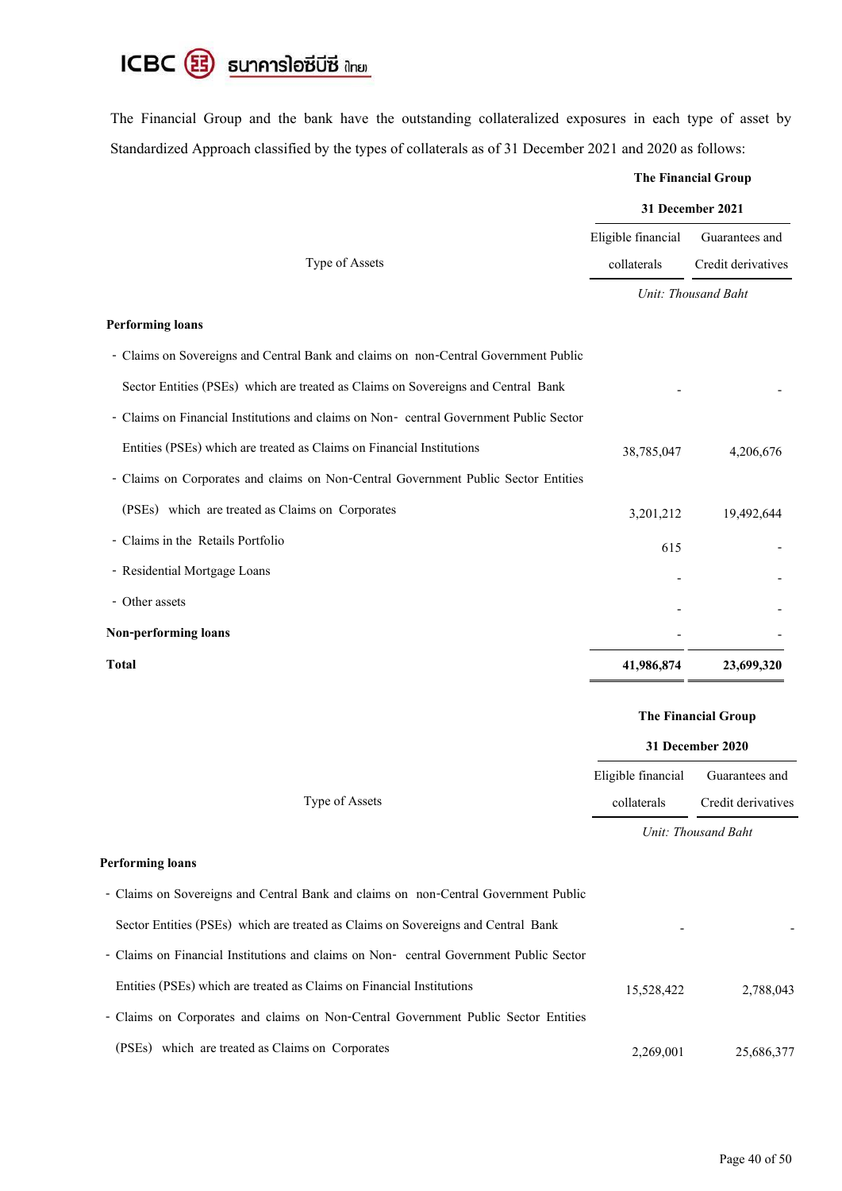The Financial Group and the bank have the outstanding collateralized exposures in each type of asset by Standardized Approach classified by the types of collaterals as of 31 December 2021 and 2020 as follows:

| Type of Assets | The Financial Group 31 December 2021 | |
|---|---|---|
| | Eligible financial collaterals | Guarantees and Credit derivatives |
| | *Unit: Thousand Baht* | |
| **Performing loans** | | |
| - Claims on Sovereigns and Central Bank and claims on non-Central Government Public Sector Entities (PSEs) which are treated as Claims on Sovereigns and Central Bank | - | - |
| - Claims on Financial Institutions and claims on Non- central Government Public Sector Entities (PSEs) which are treated as Claims on Financial Institutions | 38,785,047 | 4,206,676 |
| - Claims on Corporates and claims on Non-Central Government Public Sector Entities (PSEs) which are treated as Claims on Corporates | 3,201,212 | 19,492,644 |
| - Claims in the Retails Portfolio | 615 | - |
| - Residential Mortgage Loans | - | - |
| - Other assets | - | - |
| **Non-performing loans** | - | - |
| **Total** | **41,986,874** | **23,699,320** |

| Type of Assets | The Financial Group 31 December 2020 | |
|---|---|---|
| | Eligible financial collaterals | Guarantees and Credit derivatives |
| | *Unit: Thousand Baht* | |
| **Performing loans** | | |
| - Claims on Sovereigns and Central Bank and claims on non-Central Government Public Sector Entities (PSEs) which are treated as Claims on Sovereigns and Central Bank | - | - |
| - Claims on Financial Institutions and claims on Non- central Government Public Sector Entities (PSEs) which are treated as Claims on Financial Institutions | 15,528,422 | 2,788,043 |
| - Claims on Corporates and claims on Non-Central Government Public Sector Entities (PSEs) which are treated as Claims on Corporates | 2,269,001 | 25,686,377 |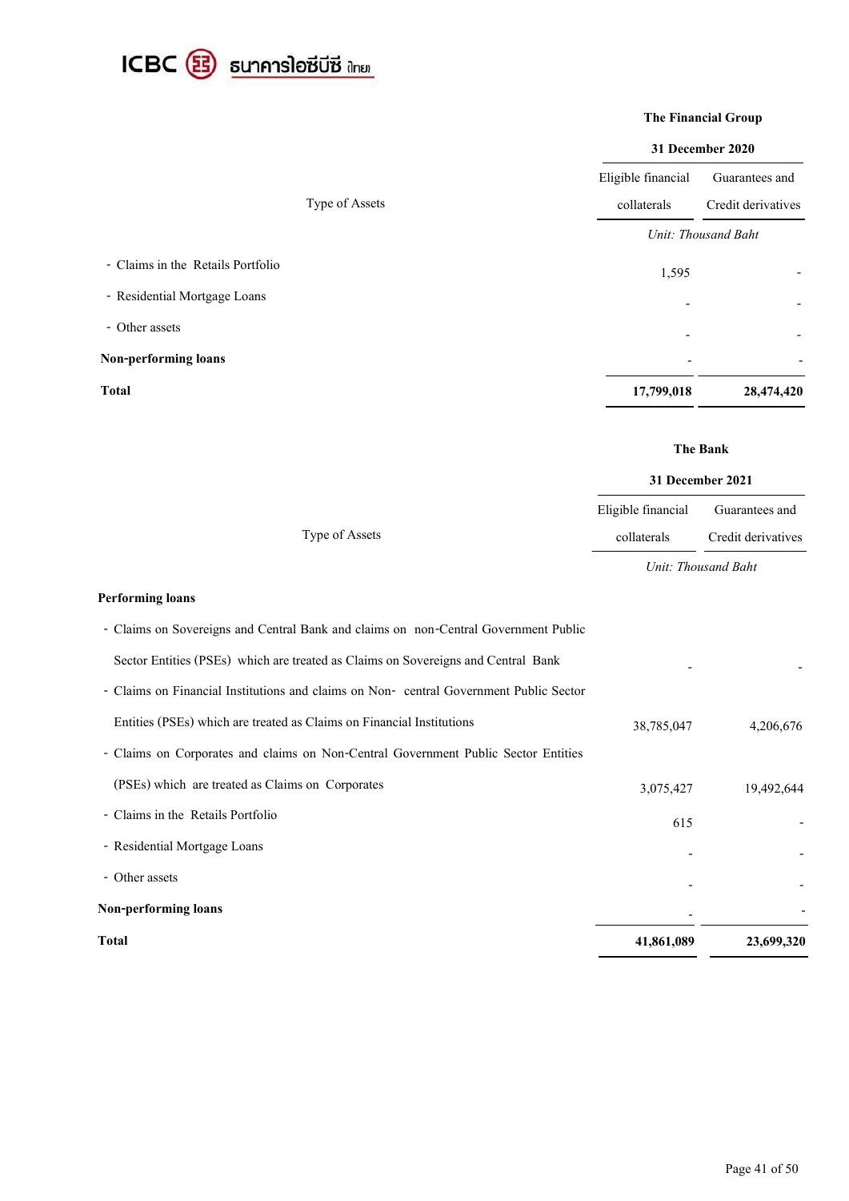| Type of Assets | The Financial Group | |
|---|---|---|
| | 31 December 2020 | |
| | Eligible financial collaterals | Guarantees and Credit derivatives |
| | *Unit: Thousand Baht* | |
| - Claims in the Retails Portfolio | 1,595 | - |
| - Residential Mortgage Loans | - | - |
| - Other assets | - | - |
| **Non-performing loans** | - | - |
| **Total** | **17,799,018** | **28,474,420** |

| Type of Assets | The Bank | |
|---|---|---|
| | 31 December 2021 | |
| | Eligible financial collaterals | Guarantees and Credit derivatives |
| | *Unit: Thousand Baht* | |
| **Performing loans** | | |
| - Claims on Sovereigns and Central Bank and claims on non-Central Government Public Sector Entities (PSEs) which are treated as Claims on Sovereigns and Central Bank | - | - |
| - Claims on Financial Institutions and claims on Non- central Government Public Sector Entities (PSEs) which are treated as Claims on Financial Institutions | 38,785,047 | 4,206,676 |
| - Claims on Corporates and claims on Non-Central Government Public Sector Entities (PSEs) which are treated as Claims on Corporates | 3,075,427 | 19,492,644 |
| - Claims in the Retails Portfolio | 615 | - |
| - Residential Mortgage Loans | - | - |
| - Other assets | - | - |
| **Non-performing loans** | - | - |
| **Total** | **41,861,089** | **23,699,320** |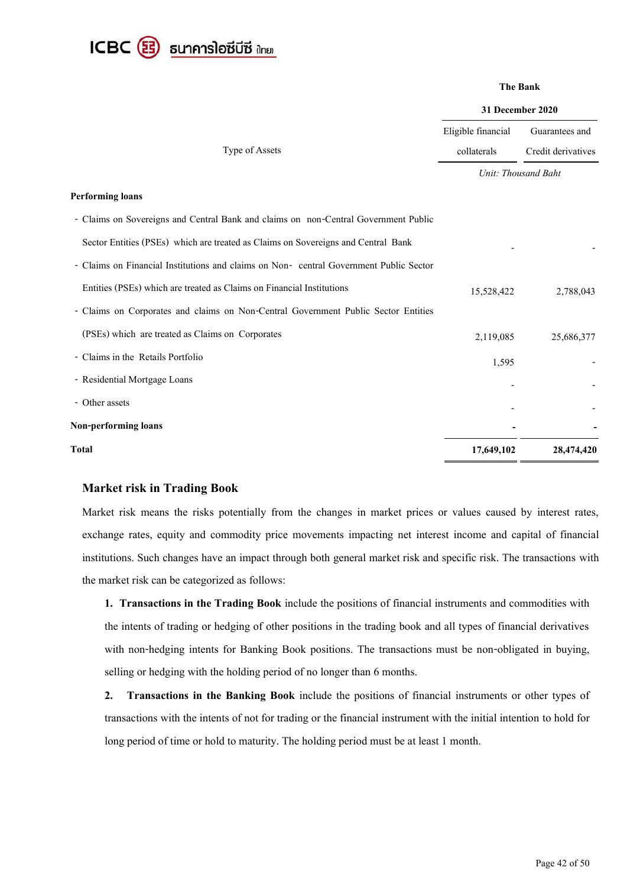| Type of Assets | The Bank | |
|---|---|---|
| | 31 December 2020 | |
| | Eligible financial collaterals | Guarantees and Credit derivatives |
| | *Unit: Thousand Baht* | |
| **Performing loans** | | |
| - Claims on Sovereigns and Central Bank and claims on non-Central Government Public Sector Entities (PSEs) which are treated as Claims on Sovereigns and Central Bank | - | - |
| - Claims on Financial Institutions and claims on Non- central Government Public Sector Entities (PSEs) which are treated as Claims on Financial Institutions | 15,528,422 | 2,788,043 |
| - Claims on Corporates and claims on Non-Central Government Public Sector Entities (PSEs) which are treated as Claims on Corporates | 2,119,085 | 25,686,377 |
| - Claims in the Retails Portfolio | 1,595 | - |
| - Residential Mortgage Loans | - | - |
| - Other assets | - | - |
| **Non-performing loans** | **-** | **-** |
| **Total** | **17,649,102** | **28,474,420** |

## Market risk in Trading Book

Market risk means the risks potentially from the changes in market prices or values caused by interest rates, exchange rates, equity and commodity price movements impacting net interest income and capital of financial institutions. Such changes have an impact through both general market risk and specific risk. The transactions with the market risk can be categorized as follows:

1. **Transactions in the Trading Book** include the positions of financial instruments and commodities with the intents of trading or hedging of other positions in the trading book and all types of financial derivatives with non-hedging intents for Banking Book positions. The transactions must be non-obligated in buying, selling or hedging with the holding period of no longer than 6 months.
2. **Transactions in the Banking Book** include the positions of financial instruments or other types of transactions with the intents of not for trading or the financial instrument with the initial intention to hold for long period of time or hold to maturity. The holding period must be at least 1 month.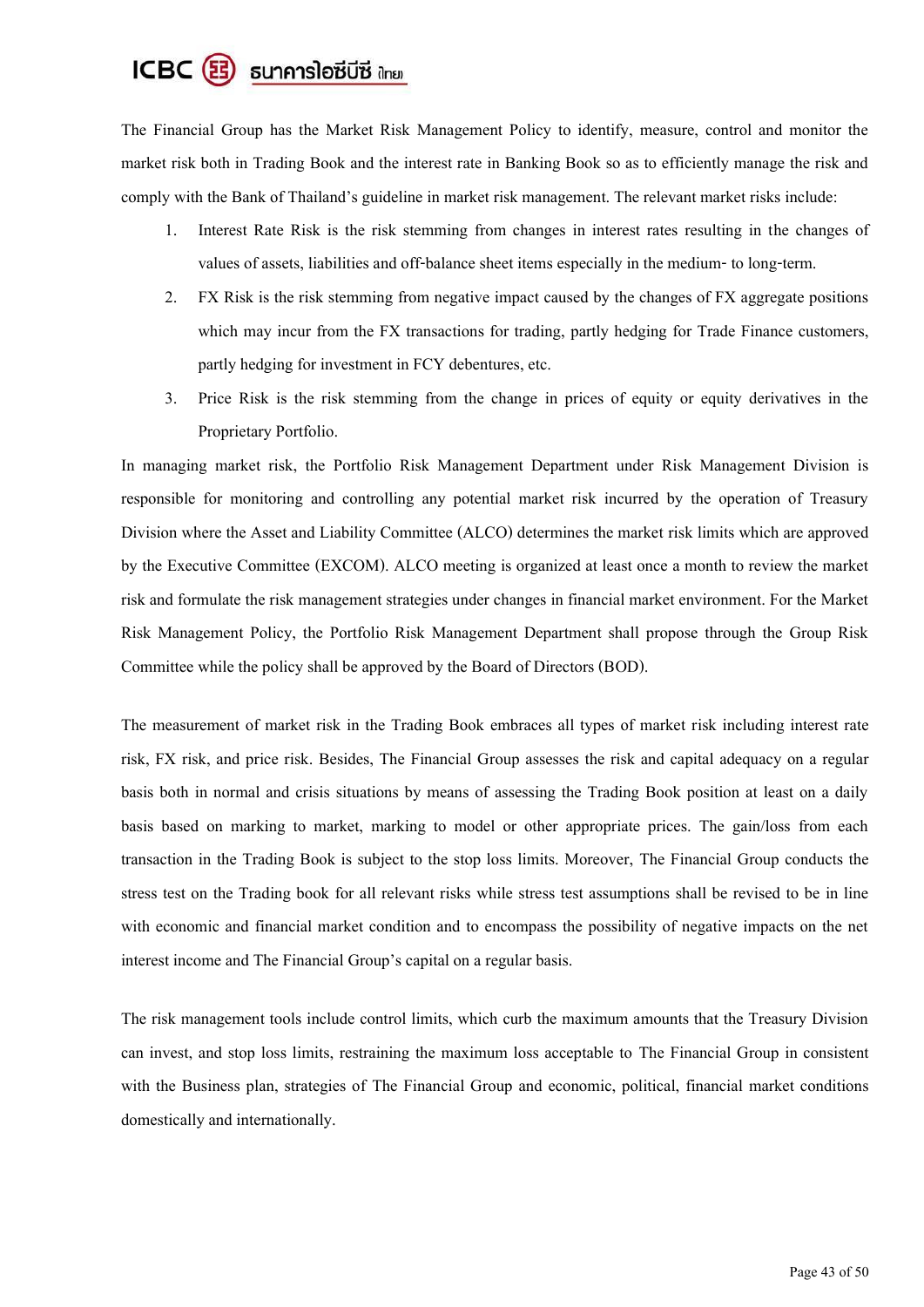The Financial Group has the Market Risk Management Policy to identify, measure, control and monitor the market risk both in Trading Book and the interest rate in Banking Book so as to efficiently manage the risk and comply with the Bank of Thailand's guideline in market risk management. The relevant market risks include:

1. Interest Rate Risk is the risk stemming from changes in interest rates resulting in the changes of values of assets, liabilities and off-balance sheet items especially in the medium- to long-term.
2. FX Risk is the risk stemming from negative impact caused by the changes of FX aggregate positions which may incur from the FX transactions for trading, partly hedging for Trade Finance customers, partly hedging for investment in FCY debentures, etc.
3. Price Risk is the risk stemming from the change in prices of equity or equity derivatives in the Proprietary Portfolio.

In managing market risk, the Portfolio Risk Management Department under Risk Management Division is responsible for monitoring and controlling any potential market risk incurred by the operation of Treasury Division where the Asset and Liability Committee (ALCO) determines the market risk limits which are approved by the Executive Committee (EXCOM). ALCO meeting is organized at least once a month to review the market risk and formulate the risk management strategies under changes in financial market environment. For the Market Risk Management Policy, the Portfolio Risk Management Department shall propose through the Group Risk Committee while the policy shall be approved by the Board of Directors (BOD).

The measurement of market risk in the Trading Book embraces all types of market risk including interest rate risk, FX risk, and price risk. Besides, The Financial Group assesses the risk and capital adequacy on a regular basis both in normal and crisis situations by means of assessing the Trading Book position at least on a daily basis based on marking to market, marking to model or other appropriate prices. The gain/loss from each transaction in the Trading Book is subject to the stop loss limits. Moreover, The Financial Group conducts the stress test on the Trading book for all relevant risks while stress test assumptions shall be revised to be in line with economic and financial market condition and to encompass the possibility of negative impacts on the net interest income and The Financial Group's capital on a regular basis.

The risk management tools include control limits, which curb the maximum amounts that the Treasury Division can invest, and stop loss limits, restraining the maximum loss acceptable to The Financial Group in consistent with the Business plan, strategies of The Financial Group and economic, political, financial market conditions domestically and internationally.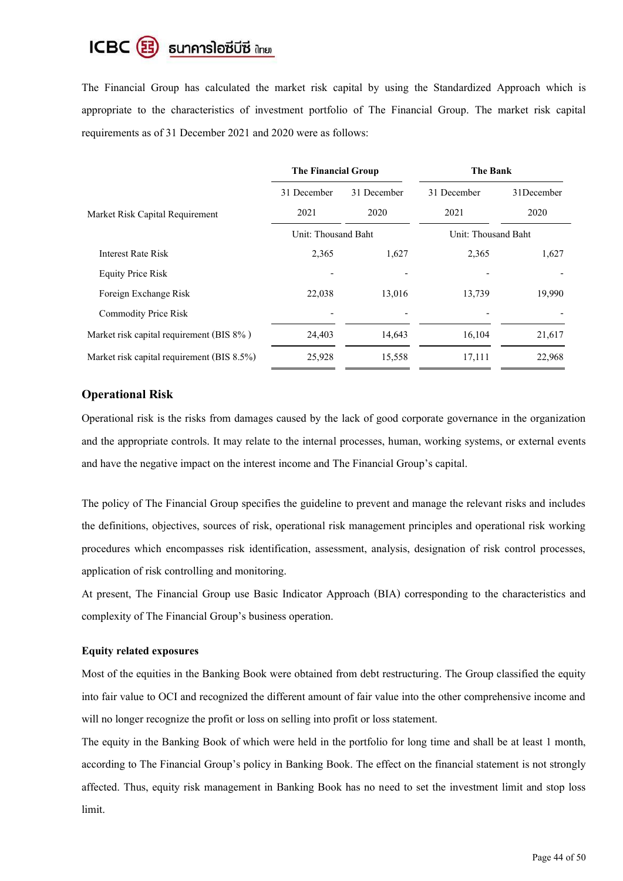The Financial Group has calculated the market risk capital by using the Standardized Approach which is appropriate to the characteristics of investment portfolio of The Financial Group. The market risk capital requirements as of 31 December 2021 and 2020 were as follows:

| Market Risk Capital Requirement | The Financial Group | | The Bank | |
|---|---|---|---|---|
| | 31 December 2021 | 31 December 2020 | 31 December 2021 | 31December 2020 |
| | Unit: Thousand Baht | | Unit: Thousand Baht | |
| Interest Rate Risk | 2,365 | 1,627 | 2,365 | 1,627 |
| Equity Price Risk | - | - | - | - |
| Foreign Exchange Risk | 22,038 | 13,016 | 13,739 | 19,990 |
| Commodity Price Risk | - | - | - | - |
| Market risk capital requirement (BIS 8% ) | 24,403 | 14,643 | 16,104 | 21,617 |
| Market risk capital requirement (BIS 8.5%) | 25,928 | 15,558 | 17,111 | 22,968 |

## Operational Risk

Operational risk is the risks from damages caused by the lack of good corporate governance in the organization and the appropriate controls. It may relate to the internal processes, human, working systems, or external events and have the negative impact on the interest income and The Financial Group's capital.

The policy of The Financial Group specifies the guideline to prevent and manage the relevant risks and includes the definitions, objectives, sources of risk, operational risk management principles and operational risk working procedures which encompasses risk identification, assessment, analysis, designation of risk control processes, application of risk controlling and monitoring.

At present, The Financial Group use Basic Indicator Approach (BIA) corresponding to the characteristics and complexity of The Financial Group's business operation.

### Equity related exposures

Most of the equities in the Banking Book were obtained from debt restructuring. The Group classified the equity into fair value to OCI and recognized the different amount of fair value into the other comprehensive income and will no longer recognize the profit or loss on selling into profit or loss statement.

The equity in the Banking Book of which were held in the portfolio for long time and shall be at least 1 month, according to The Financial Group's policy in Banking Book. The effect on the financial statement is not strongly affected. Thus, equity risk management in Banking Book has no need to set the investment limit and stop loss limit.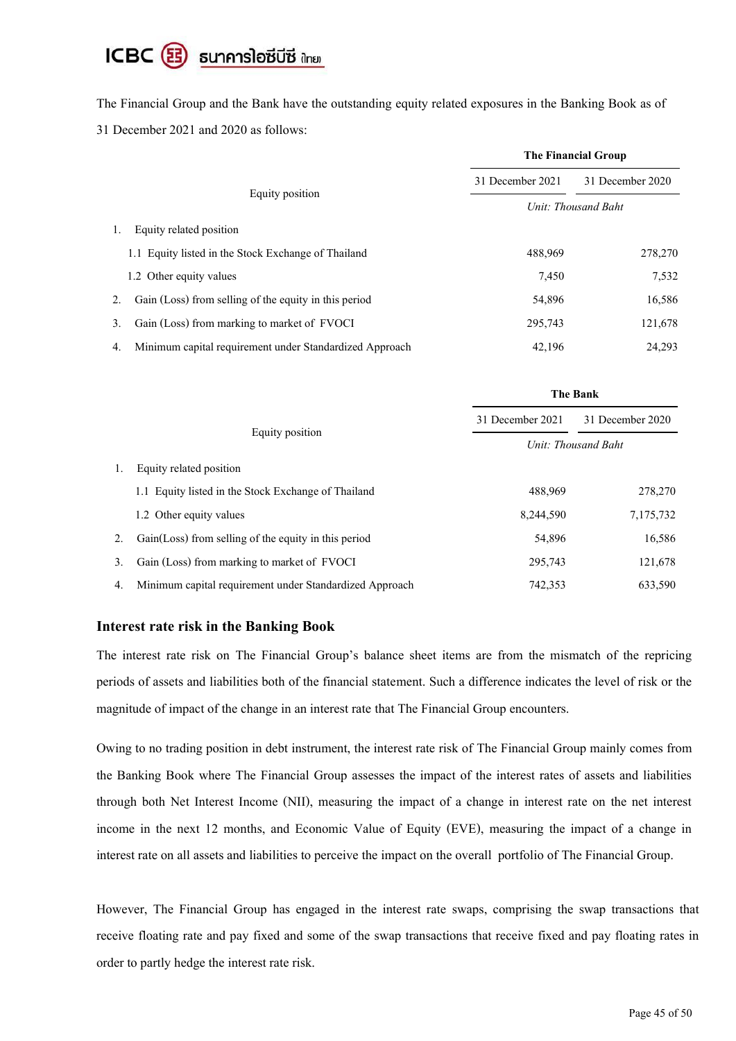The Financial Group and the Bank have the outstanding equity related exposures in the Banking Book as of 31 December 2021 and 2020 as follows:

| Equity position | The Financial Group | |
|---|---|---|
| | 31 December 2021 | 31 December 2020 |
| | *Unit: Thousand Baht* | |
| 1. Equity related position | | |
| 1.1 Equity listed in the Stock Exchange of Thailand | 488,969 | 278,270 |
| 1.2 Other equity values | 7,450 | 7,532 |
| 2. Gain (Loss) from selling of the equity in this period | 54,896 | 16,586 |
| 3. Gain (Loss) from marking to market of FVOCI | 295,743 | 121,678 |
| 4. Minimum capital requirement under Standardized Approach | 42,196 | 24,293 |

| Equity position | The Bank | |
|---|---|---|
| | 31 December 2021 | 31 December 2020 |
| | *Unit: Thousand Baht* | |
| 1. Equity related position | | |
| 1.1 Equity listed in the Stock Exchange of Thailand | 488,969 | 278,270 |
| 1.2 Other equity values | 8,244,590 | 7,175,732 |
| 2. Gain(Loss) from selling of the equity in this period | 54,896 | 16,586 |
| 3. Gain (Loss) from marking to market of FVOCI | 295,743 | 121,678 |
| 4. Minimum capital requirement under Standardized Approach | 742,353 | 633,590 |

## Interest rate risk in the Banking Book

The interest rate risk on The Financial Group's balance sheet items are from the mismatch of the repricing periods of assets and liabilities both of the financial statement. Such a difference indicates the level of risk or the magnitude of impact of the change in an interest rate that The Financial Group encounters.

Owing to no trading position in debt instrument, the interest rate risk of The Financial Group mainly comes from the Banking Book where The Financial Group assesses the impact of the interest rates of assets and liabilities through both Net Interest Income (NII), measuring the impact of a change in interest rate on the net interest income in the next 12 months, and Economic Value of Equity (EVE), measuring the impact of a change in interest rate on all assets and liabilities to perceive the impact on the overall portfolio of The Financial Group.

However, The Financial Group has engaged in the interest rate swaps, comprising the swap transactions that receive floating rate and pay fixed and some of the swap transactions that receive fixed and pay floating rates in order to partly hedge the interest rate risk.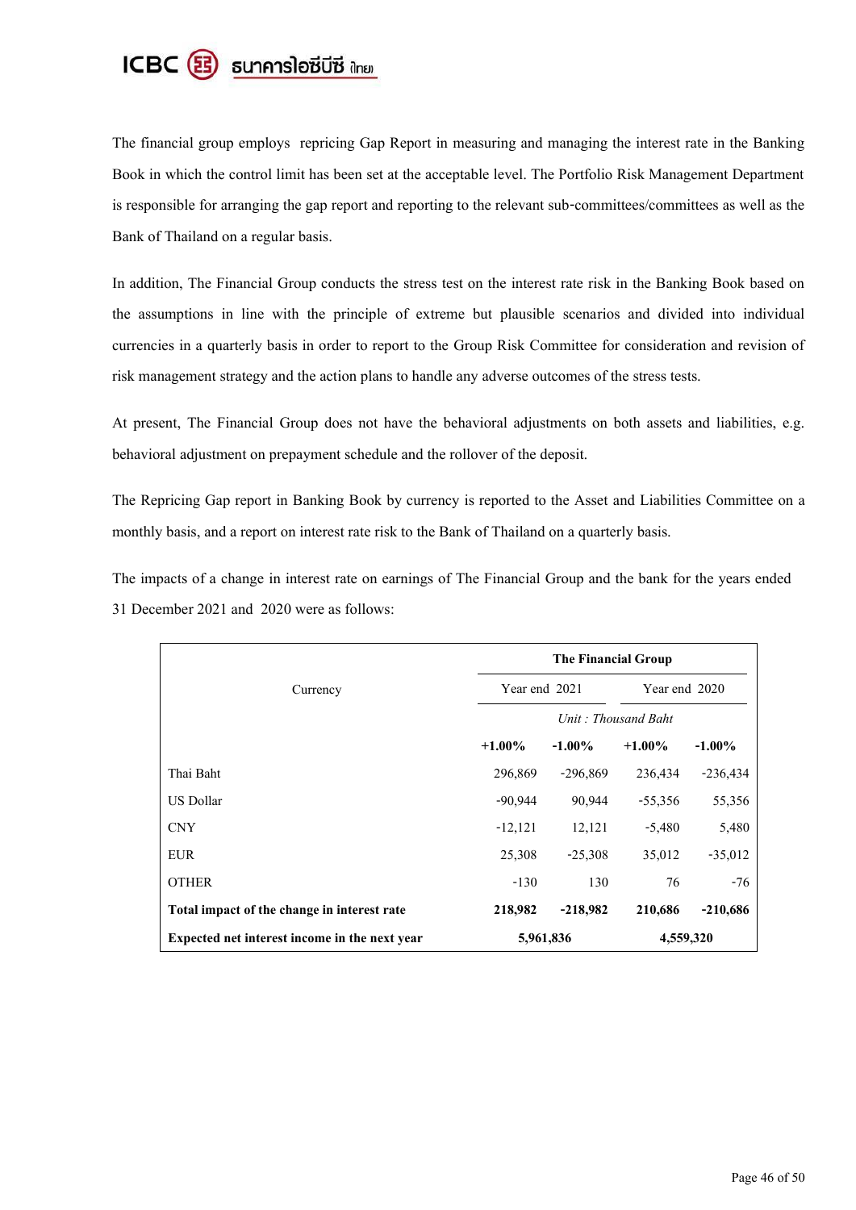The financial group employs repricing Gap Report in measuring and managing the interest rate in the Banking Book in which the control limit has been set at the acceptable level. The Portfolio Risk Management Department is responsible for arranging the gap report and reporting to the relevant sub-committees/committees as well as the Bank of Thailand on a regular basis.

In addition, The Financial Group conducts the stress test on the interest rate risk in the Banking Book based on the assumptions in line with the principle of extreme but plausible scenarios and divided into individual currencies in a quarterly basis in order to report to the Group Risk Committee for consideration and revision of risk management strategy and the action plans to handle any adverse outcomes of the stress tests.

At present, The Financial Group does not have the behavioral adjustments on both assets and liabilities, e.g. behavioral adjustment on prepayment schedule and the rollover of the deposit.

The Repricing Gap report in Banking Book by currency is reported to the Asset and Liabilities Committee on a monthly basis, and a report on interest rate risk to the Bank of Thailand on a quarterly basis.

The impacts of a change in interest rate on earnings of The Financial Group and the bank for the years ended 31 December 2021 and 2020 were as follows:

| Currency | **The Financial Group** | | | |
|---|---|---|---|---|
| | Year end 2021 | | Year end 2020 | |
| | *Unit : Thousand Baht* | | | |
| | **+1.00%** | **-1.00%** | **+1.00%** | **-1.00%** |
| Thai Baht | 296,869 | -296,869 | 236,434 | -236,434 |
| US Dollar | -90,944 | 90,944 | -55,356 | 55,356 |
| CNY | -12,121 | 12,121 | -5,480 | 5,480 |
| EUR | 25,308 | -25,308 | 35,012 | -35,012 |
| OTHER | -130 | 130 | 76 | -76 |
| **Total impact of the change in interest rate** | **218,982** | **-218,982** | **210,686** | **-210,686** |
| **Expected net interest income in the next year** | **5,961,836** | | **4,559,320** | |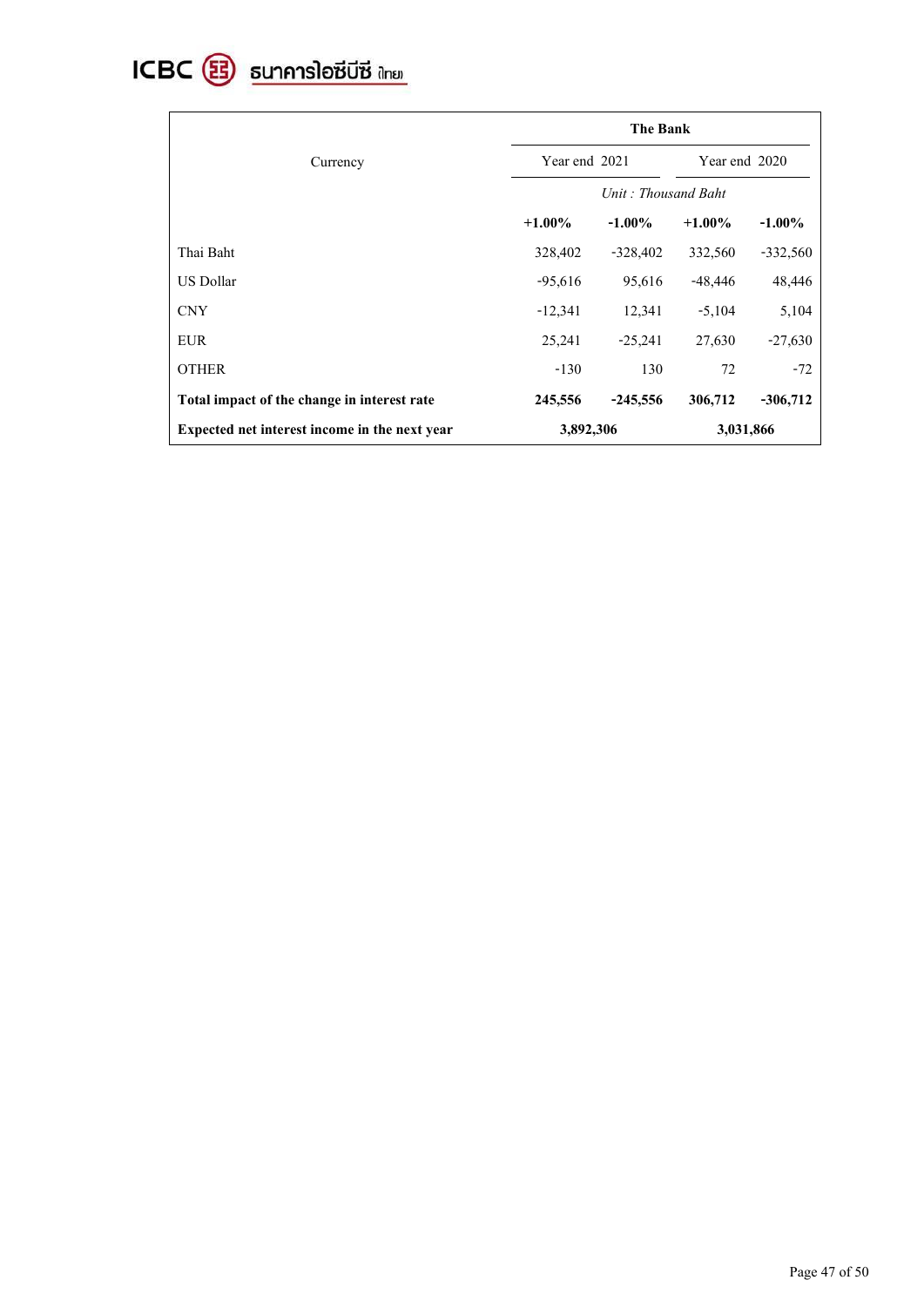| Currency | The Bank | | | |
|---|---|---|---|---|
| | Year end 2021 | | Year end 2020 | |
| | *Unit : Thousand Baht* | | | |
| | **+1.00%** | **-1.00%** | **+1.00%** | **-1.00%** |
| Thai Baht | 328,402 | -328,402 | 332,560 | -332,560 |
| US Dollar | -95,616 | 95,616 | -48,446 | 48,446 |
| CNY | -12,341 | 12,341 | -5,104 | 5,104 |
| EUR | 25,241 | -25,241 | 27,630 | -27,630 |
| OTHER | -130 | 130 | 72 | -72 |
| **Total impact of the change in interest rate** | **245,556** | **-245,556** | **306,712** | **-306,712** |
| **Expected net interest income in the next year** | **3,892,306** | | **3,031,866** | |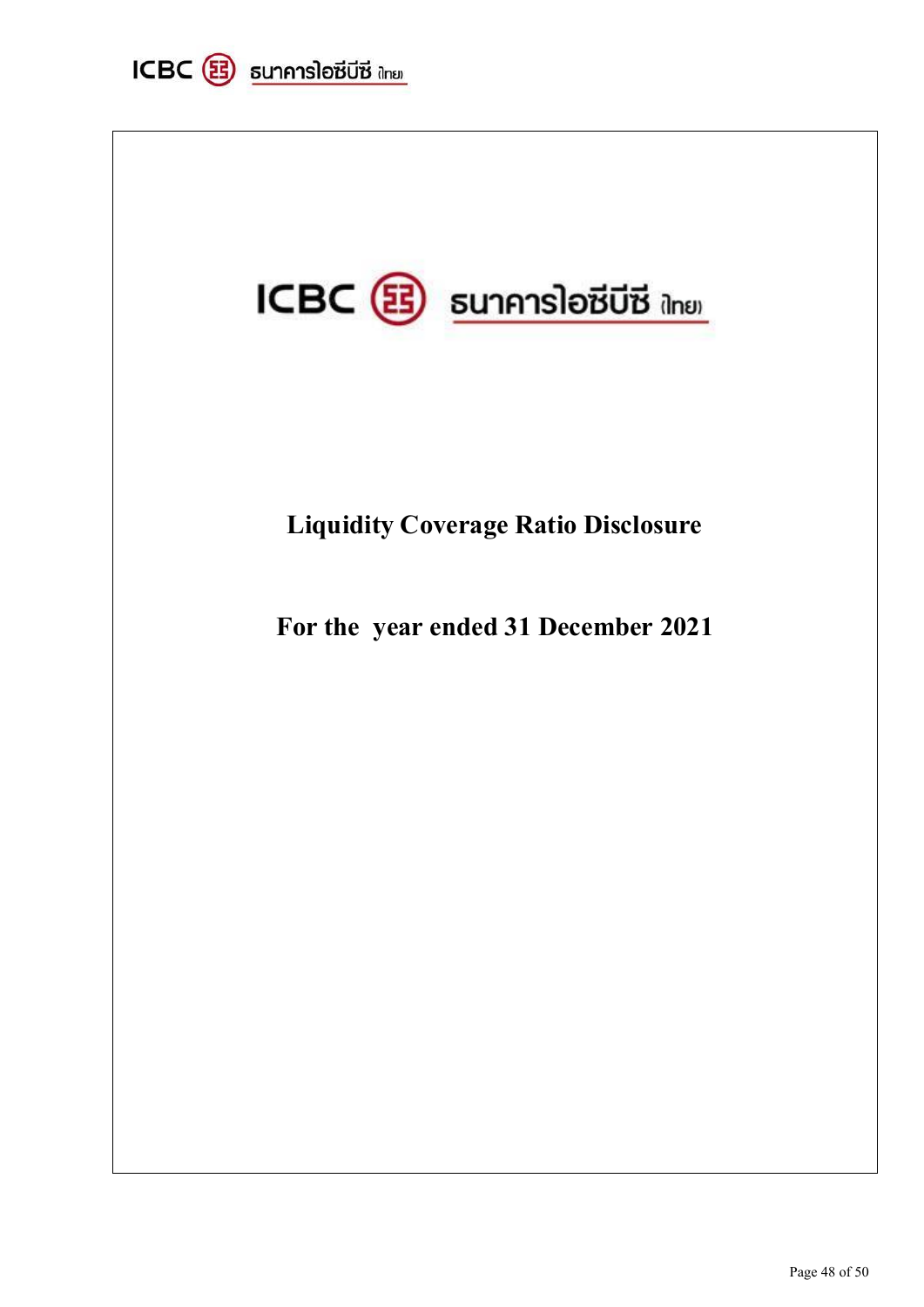# Liquidity Coverage Ratio Disclosure

## For the year ended 31 December 2021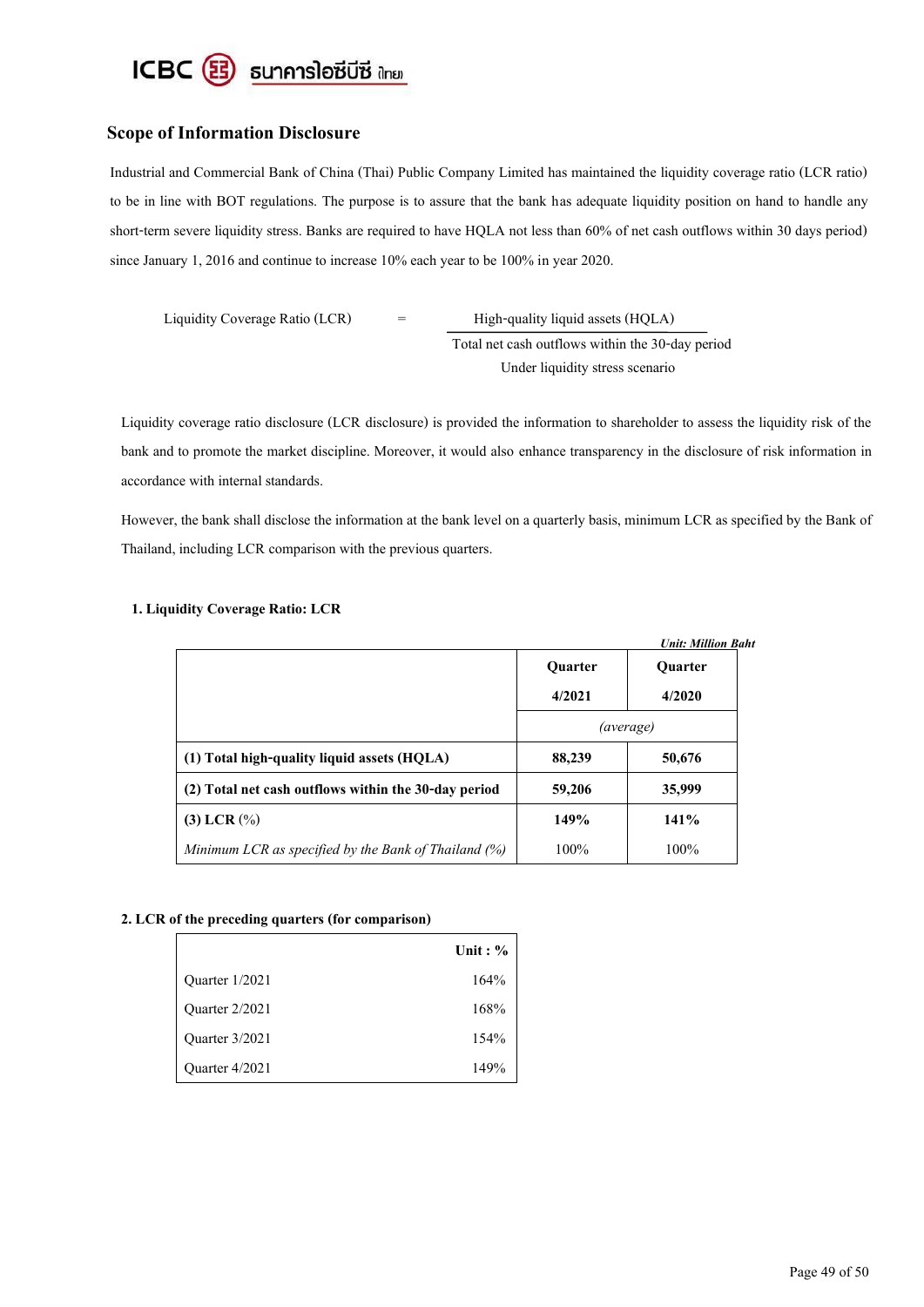## Scope of Information Disclosure

Industrial and Commercial Bank of China (Thai) Public Company Limited has maintained the liquidity coverage ratio (LCR ratio) to be in line with BOT regulations. The purpose is to assure that the bank has adequate liquidity position on hand to handle any short-term severe liquidity stress. Banks are required to have HQLA not less than 60% of net cash outflows within 30 days period) since January 1, 2016 and continue to increase 10% each year to be 100% in year 2020.

$$\text{Liquidity Coverage Ratio (LCR)} = \frac{\text{High-quality liquid assets (HQLA)}}{\text{Total net cash outflows within the 30-day period Under liquidity stress scenario}}$$

Liquidity coverage ratio disclosure (LCR disclosure) is provided the information to shareholder to assess the liquidity risk of the bank and to promote the market discipline. Moreover, it would also enhance transparency in the disclosure of risk information in accordance with internal standards.

However, the bank shall disclose the information at the bank level on a quarterly basis, minimum LCR as specified by the Bank of Thailand, including LCR comparison with the previous quarters.

### 1. Liquidity Coverage Ratio: LCR

*Unit: Million Baht*

| | Quarter 4/2021 | Quarter 4/2020 |
|---|---|---|
| | *(average)* | |
| **(1) Total high-quality liquid assets (HQLA)** | **88,239** | **50,676** |
| **(2) Total net cash outflows within the 30-day period** | **59,206** | **35,999** |
| **(3) LCR** (%) | **149%** | **141%** |
| *Minimum LCR as specified by the Bank of Thailand (%)* | 100% | 100% |

### 2. LCR of the preceding quarters (for comparison)

| | Unit : % |
|---|---|
| Quarter 1/2021 | 164% |
| Quarter 2/2021 | 168% |
| Quarter 3/2021 | 154% |
| Quarter 4/2021 | 149% |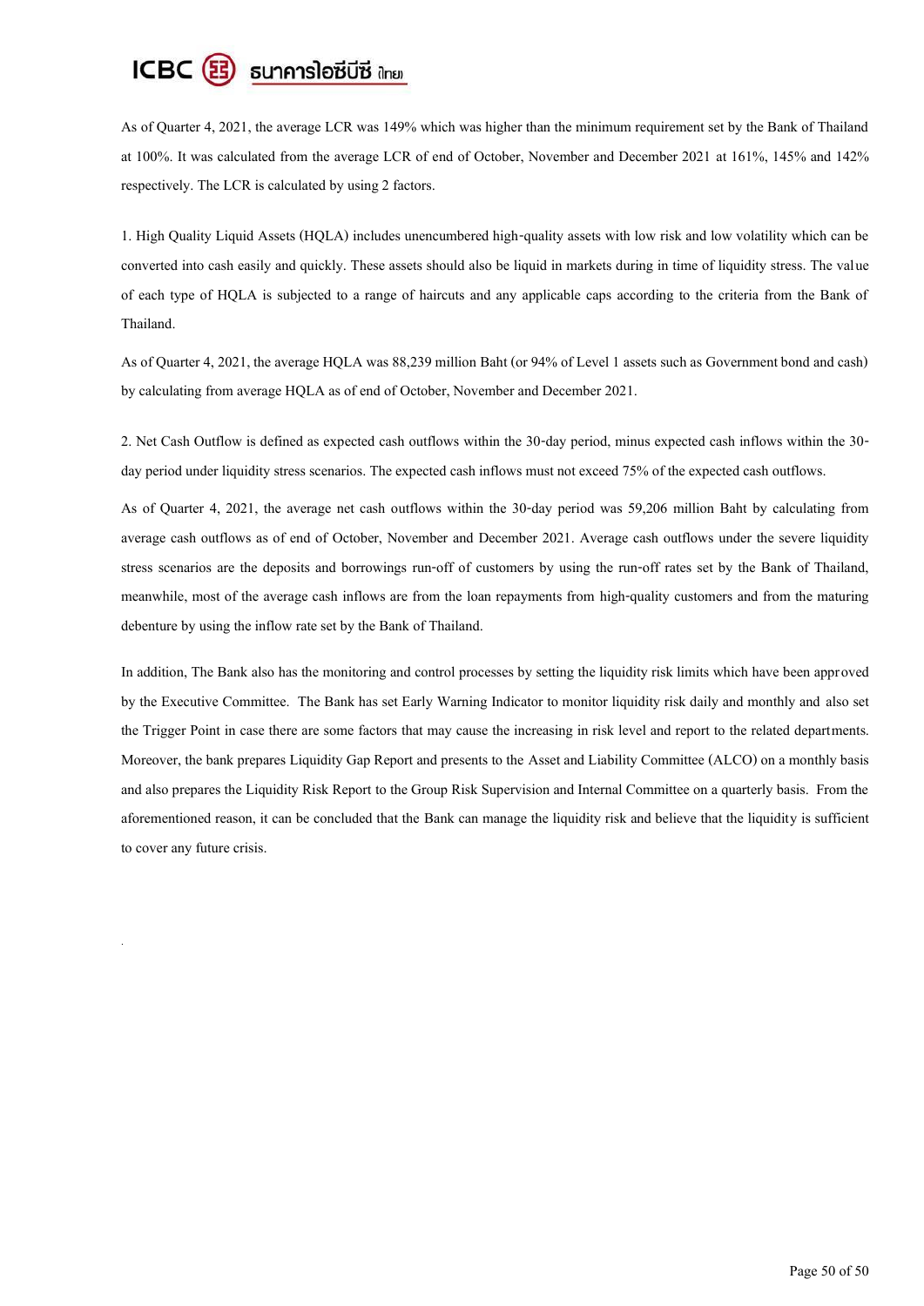As of Quarter 4, 2021, the average LCR was 149% which was higher than the minimum requirement set by the Bank of Thailand at 100%. It was calculated from the average LCR of end of October, November and December 2021 at 161%, 145% and 142% respectively. The LCR is calculated by using 2 factors.

1. High Quality Liquid Assets (HQLA) includes unencumbered high-quality assets with low risk and low volatility which can be converted into cash easily and quickly. These assets should also be liquid in markets during in time of liquidity stress. The value of each type of HQLA is subjected to a range of haircuts and any applicable caps according to the criteria from the Bank of Thailand.

As of Quarter 4, 2021, the average HQLA was 88,239 million Baht (or 94% of Level 1 assets such as Government bond and cash) by calculating from average HQLA as of end of October, November and December 2021.

2. Net Cash Outflow is defined as expected cash outflows within the 30-day period, minus expected cash inflows within the 30-day period under liquidity stress scenarios. The expected cash inflows must not exceed 75% of the expected cash outflows.

As of Quarter 4, 2021, the average net cash outflows within the 30-day period was 59,206 million Baht by calculating from average cash outflows as of end of October, November and December 2021. Average cash outflows under the severe liquidity stress scenarios are the deposits and borrowings run-off of customers by using the run-off rates set by the Bank of Thailand, meanwhile, most of the average cash inflows are from the loan repayments from high-quality customers and from the maturing debenture by using the inflow rate set by the Bank of Thailand.

In addition, The Bank also has the monitoring and control processes by setting the liquidity risk limits which have been approved by the Executive Committee. The Bank has set Early Warning Indicator to monitor liquidity risk daily and monthly and also set the Trigger Point in case there are some factors that may cause the increasing in risk level and report to the related departments. Moreover, the bank prepares Liquidity Gap Report and presents to the Asset and Liability Committee (ALCO) on a monthly basis and also prepares the Liquidity Risk Report to the Group Risk Supervision and Internal Committee on a quarterly basis. From the aforementioned reason, it can be concluded that the Bank can manage the liquidity risk and believe that the liquidity is sufficient to cover any future crisis.